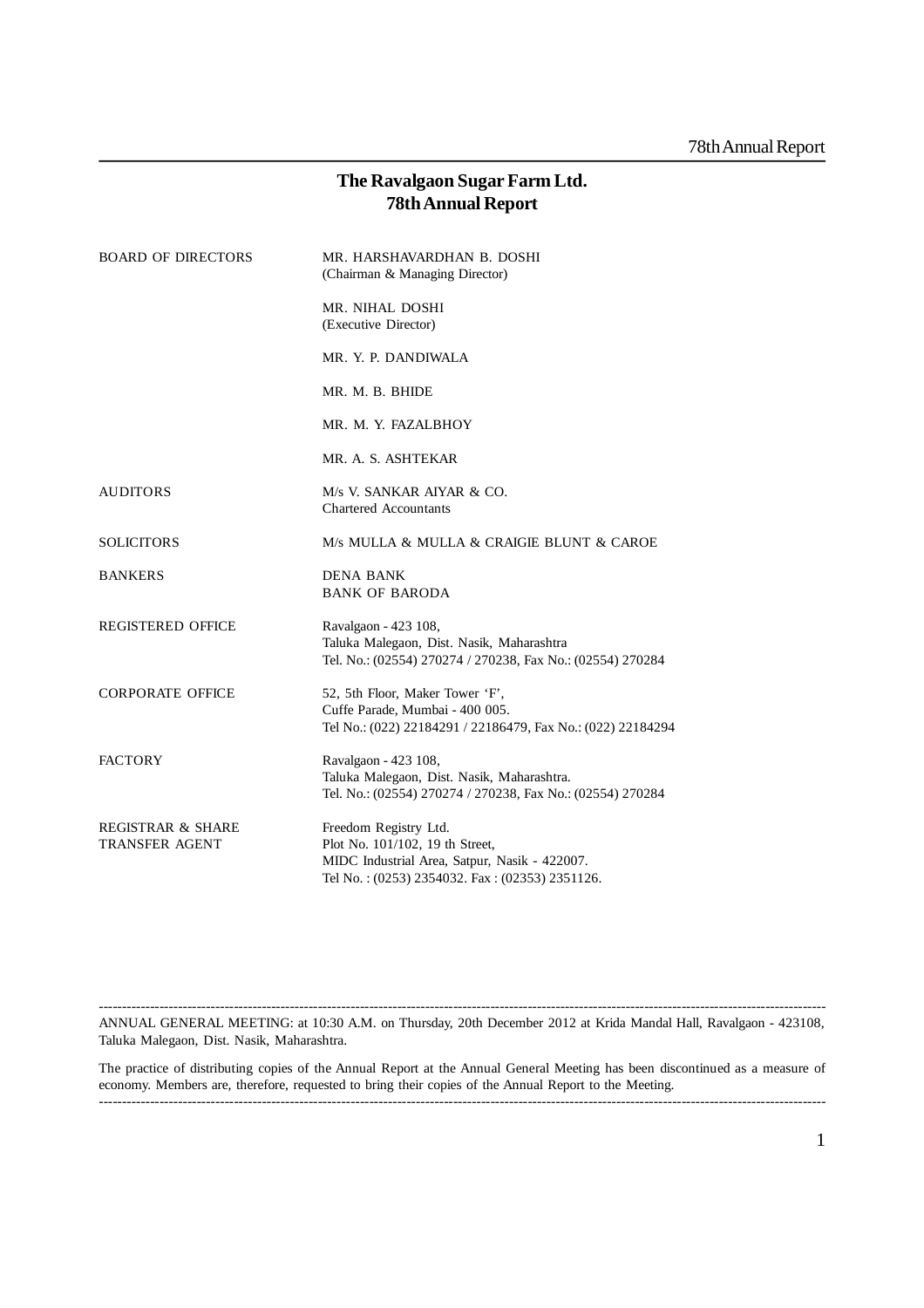# The Ravalgaon Sugar Farm Ltd.
## 78th Annual Report

| | |
|---|---|
| BOARD OF DIRECTORS | MR. HARSHAVARDHAN B. DOSHI<br>(Chairman & Managing Director) |
| | MR. NIHAL DOSHI<br>(Executive Director) |
| | MR. Y. P. DANDIWALA |
| | MR. M. B. BHIDE |
| | MR. M. Y. FAZALBHOY |
| | MR. A. S. ASHTEKAR |
| AUDITORS | M/s V. SANKAR AIYAR & CO.<br>Chartered Accountants |
| SOLICITORS | M/s MULLA & MULLA & CRAIGIE BLUNT & CAROE |
| BANKERS | DENA BANK<br>BANK OF BARODA |
| REGISTERED OFFICE | Ravalgaon - 423 108,<br>Taluka Malegaon, Dist. Nasik, Maharashtra<br>Tel. No.: (02554) 270274 / 270238, Fax No.: (02554) 270284 |
| CORPORATE OFFICE | 52, 5th Floor, Maker Tower 'F',<br>Cuffe Parade, Mumbai - 400 005.<br>Tel No.: (022) 22184291 / 22186479, Fax No.: (022) 22184294 |
| FACTORY | Ravalgaon - 423 108,<br>Taluka Malegaon, Dist. Nasik, Maharashtra.<br>Tel. No.: (02554) 270274 / 270238, Fax No.: (02554) 270284 |
| REGISTRAR & SHARE TRANSFER AGENT | Freedom Registry Ltd.<br>Plot No. 101/102, 19 th Street,<br>MIDC Industrial Area, Satpur, Nasik - 422007.<br>Tel No. : (0253) 2354032. Fax : (02353) 2351126. |

---

ANNUAL GENERAL MEETING: at 10:30 A.M. on Thursday, 20th December 2012 at Krida Mandal Hall, Ravalgaon - 423108, Taluka Malegaon, Dist. Nasik, Maharashtra.

The practice of distributing copies of the Annual Report at the Annual General Meeting has been discontinued as a measure of economy. Members are, therefore, requested to bring their copies of the Annual Report to the Meeting.

---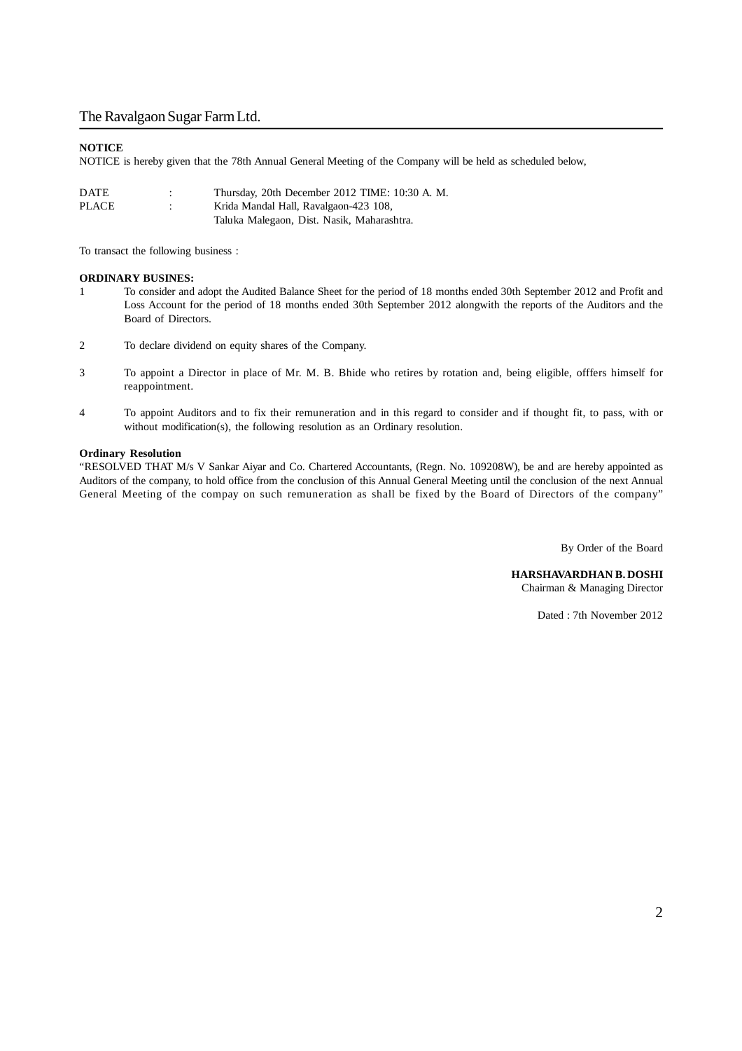**NOTICE**

NOTICE is hereby given that the 78th Annual General Meeting of the Company will be held as scheduled below,

| | | |
|---|---|---|
| DATE | : | Thursday, 20th December 2012 TIME: 10:30 A. M. |
| PLACE | : | Krida Mandal Hall, Ravalgaon-423 108, Taluka Malegaon, Dist. Nasik, Maharashtra. |

To transact the following business :

**ORDINARY BUSINES:**

1. To consider and adopt the Audited Balance Sheet for the period of 18 months ended 30th September 2012 and Profit and Loss Account for the period of 18 months ended 30th September 2012 alongwith the reports of the Auditors and the Board of Directors.

2. To declare dividend on equity shares of the Company.

3. To appoint a Director in place of Mr. M. B. Bhide who retires by rotation and, being eligible, offfers himself for reappointment.

4. To appoint Auditors and to fix their remuneration and in this regard to consider and if thought fit, to pass, with or without modification(s), the following resolution as an Ordinary resolution.

**Ordinary Resolution**

"RESOLVED THAT M/s V Sankar Aiyar and Co. Chartered Accountants, (Regn. No. 109208W), be and are hereby appointed as Auditors of the company, to hold office from the conclusion of this Annual General Meeting until the conclusion of the next Annual General Meeting of the compay on such remuneration as shall be fixed by the Board of Directors of the company"

By Order of the Board

**HARSHAVARDHAN B. DOSHI**
Chairman & Managing Director

Dated : 7th November 2012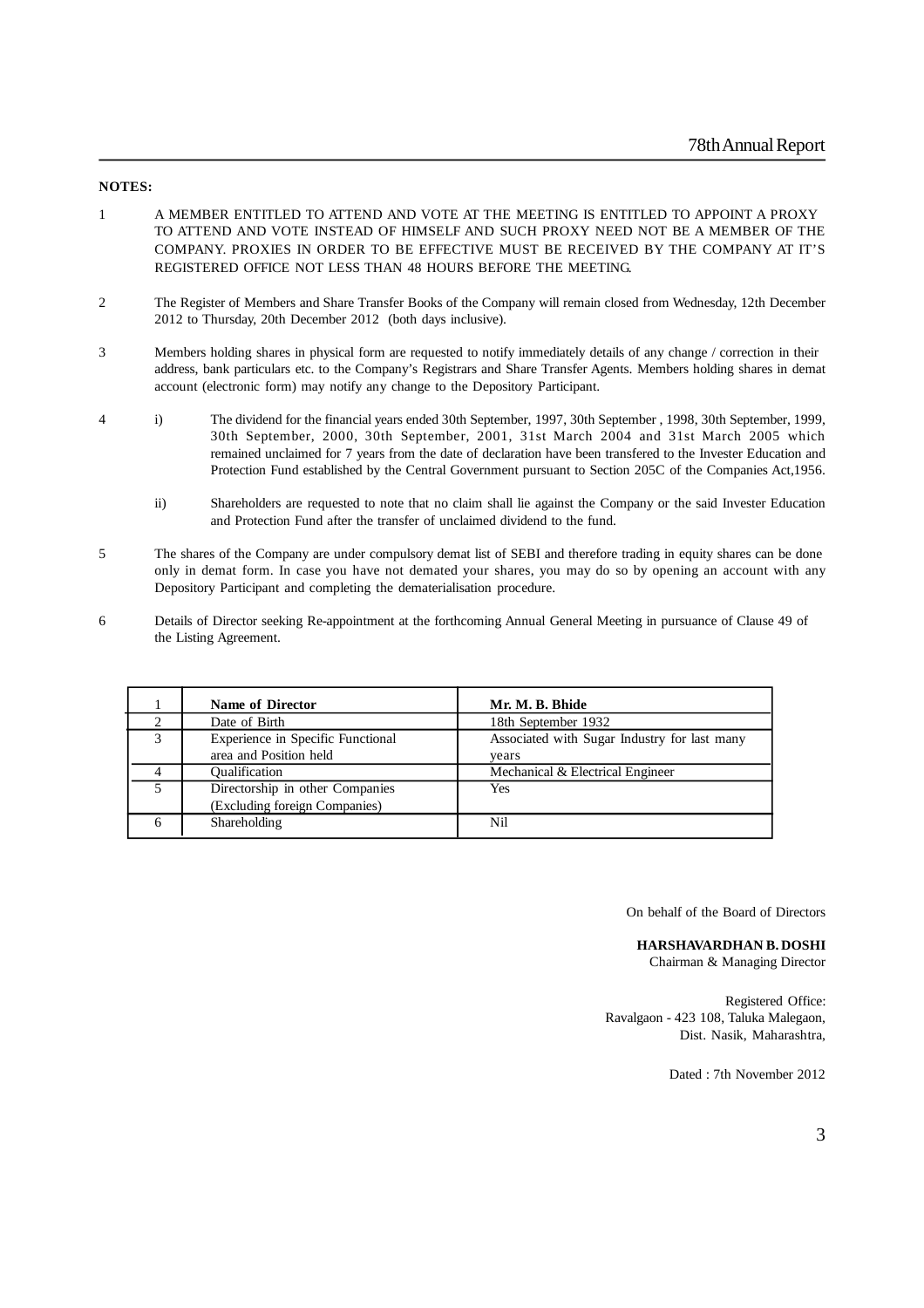**NOTES:**

1. A MEMBER ENTITLED TO ATTEND AND VOTE AT THE MEETING IS ENTITLED TO APPOINT A PROXY TO ATTEND AND VOTE INSTEAD OF HIMSELF AND SUCH PROXY NEED NOT BE A MEMBER OF THE COMPANY. PROXIES IN ORDER TO BE EFFECTIVE MUST BE RECEIVED BY THE COMPANY AT IT'S REGISTERED OFFICE NOT LESS THAN 48 HOURS BEFORE THE MEETING.

2. The Register of Members and Share Transfer Books of the Company will remain closed from Wednesday, 12th December 2012 to Thursday, 20th December 2012 (both days inclusive).

3. Members holding shares in physical form are requested to notify immediately details of any change / correction in their address, bank particulars etc. to the Company's Registrars and Share Transfer Agents. Members holding shares in demat account (electronic form) may notify any change to the Depository Participant.

4. i) The dividend for the financial years ended 30th September, 1997, 30th September , 1998, 30th September, 1999, 30th September, 2000, 30th September, 2001, 31st March 2004 and 31st March 2005 which remained unclaimed for 7 years from the date of declaration have been transfered to the Invester Education and Protection Fund established by the Central Government pursuant to Section 205C of the Companies Act,1956.

   ii) Shareholders are requested to note that no claim shall lie against the Company or the said Invester Education and Protection Fund after the transfer of unclaimed dividend to the fund.

5. The shares of the Company are under compulsory demat list of SEBI and therefore trading in equity shares can be done only in demat form. In case you have not demated your shares, you may do so by opening an account with any Depository Participant and completing the dematerialisation procedure.

6. Details of Director seeking Re-appointment at the forthcoming Annual General Meeting in pursuance of Clause 49 of the Listing Agreement.

| 1 | **Name of Director** | **Mr. M. B. Bhide** |
|---|---|---|
| 2 | Date of Birth | 18th September 1932 |
| 3 | Experience in Specific Functional area and Position held | Associated with Sugar Industry for last many years |
| 4 | Qualification | Mechanical & Electrical Engineer |
| 5 | Directorship in other Companies (Excluding foreign Companies) | Yes |
| 6 | Shareholding | Nil |

On behalf of the Board of Directors

**HARSHAVARDHAN B. DOSHI**
Chairman & Managing Director

Registered Office:
Ravalgaon - 423 108, Taluka Malegaon,
Dist. Nasik, Maharashtra,

Dated : 7th November 2012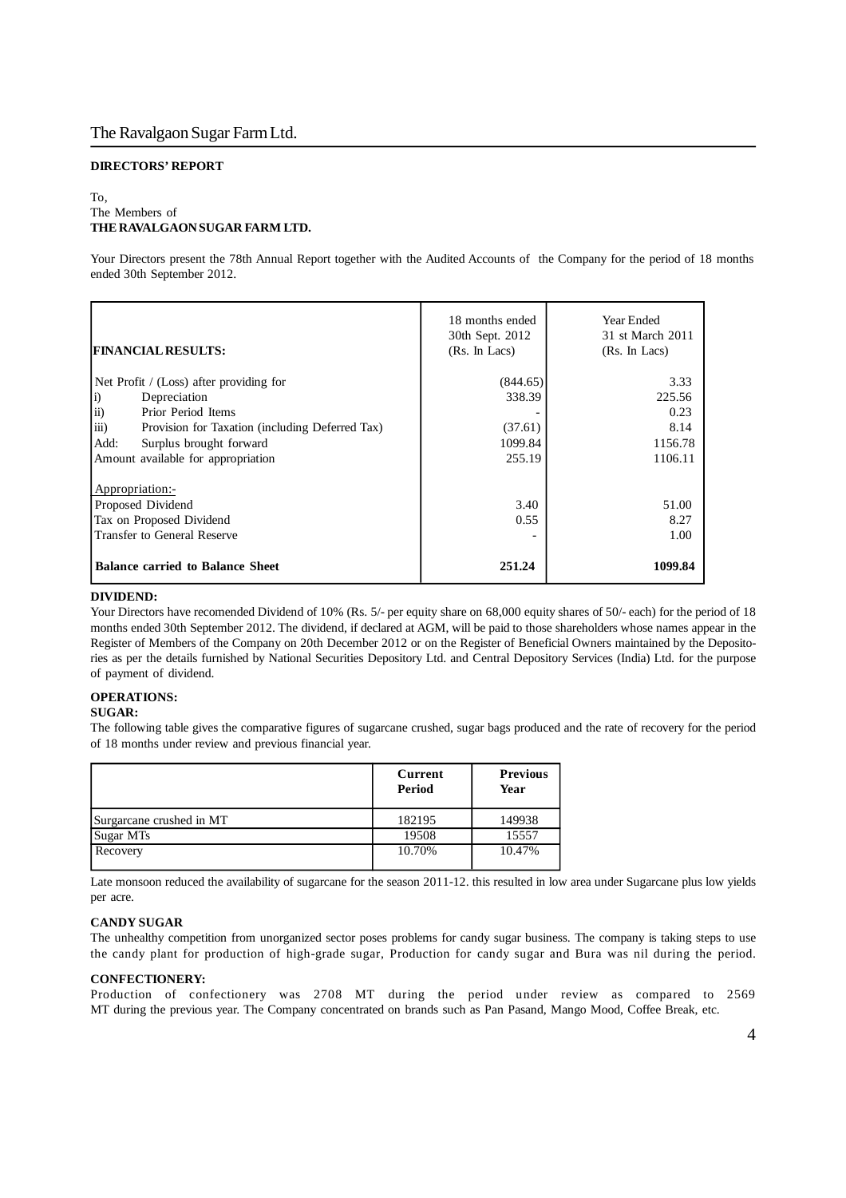## DIRECTORS' REPORT

To,
The Members of
**THE RAVALGAON SUGAR FARM LTD.**

Your Directors present the 78th Annual Report together with the Audited Accounts of the Company for the period of 18 months ended 30th September 2012.

| **FINANCIAL RESULTS:** | 18 months ended 30th Sept. 2012 (Rs. In Lacs) | Year Ended 31 st March 2011 (Rs. In Lacs) |
|---|---|---|
| Net Profit / (Loss) after providing for | (844.65) | 3.33 |
| i) Depreciation | 338.39 | 225.56 |
| ii) Prior Period Items | - | 0.23 |
| iii) Provision for Taxation (including Deferred Tax) | (37.61) | 8.14 |
| Add: Surplus brought forward | 1099.84 | 1156.78 |
| Amount available for appropriation | 255.19 | 1106.11 |
| Appropriation:- | | |
| Proposed Dividend | 3.40 | 51.00 |
| Tax on Proposed Dividend | 0.55 | 8.27 |
| Transfer to General Reserve | - | 1.00 |
| **Balance carried to Balance Sheet** | **251.24** | **1099.84** |

**DIVIDEND:**

Your Directors have recomended Dividend of 10% (Rs. 5/- per equity share on 68,000 equity shares of 50/- each) for the period of 18 months ended 30th September 2012. The dividend, if declared at AGM, will be paid to those shareholders whose names appear in the Register of Members of the Company on 20th December 2012 or on the Register of Beneficial Owners maintained by the Depositories as per the details furnished by National Securities Depository Ltd. and Central Depository Services (India) Ltd. for the purpose of payment of dividend.

**OPERATIONS:**

**SUGAR:**

The following table gives the comparative figures of sugarcane crushed, sugar bags produced and the rate of recovery for the period of 18 months under review and previous financial year.

| | **Current Period** | **Previous Year** |
|---|---|---|
| Surgarcane crushed in MT | 182195 | 149938 |
| Sugar MTs | 19508 | 15557 |
| Recovery | 10.70% | 10.47% |

Late monsoon reduced the availability of sugarcane for the season 2011-12. this resulted in low area under Sugarcane plus low yields per acre.

**CANDY SUGAR**

The unhealthy competition from unorganized sector poses problems for candy sugar business. The company is taking steps to use the candy plant for production of high-grade sugar, Production for candy sugar and Bura was nil during the period.

**CONFECTIONERY:**

Production of confectionery was 2708 MT during the period under review as compared to 2569 MT during the previous year. The Company concentrated on brands such as Pan Pasand, Mango Mood, Coffee Break, etc.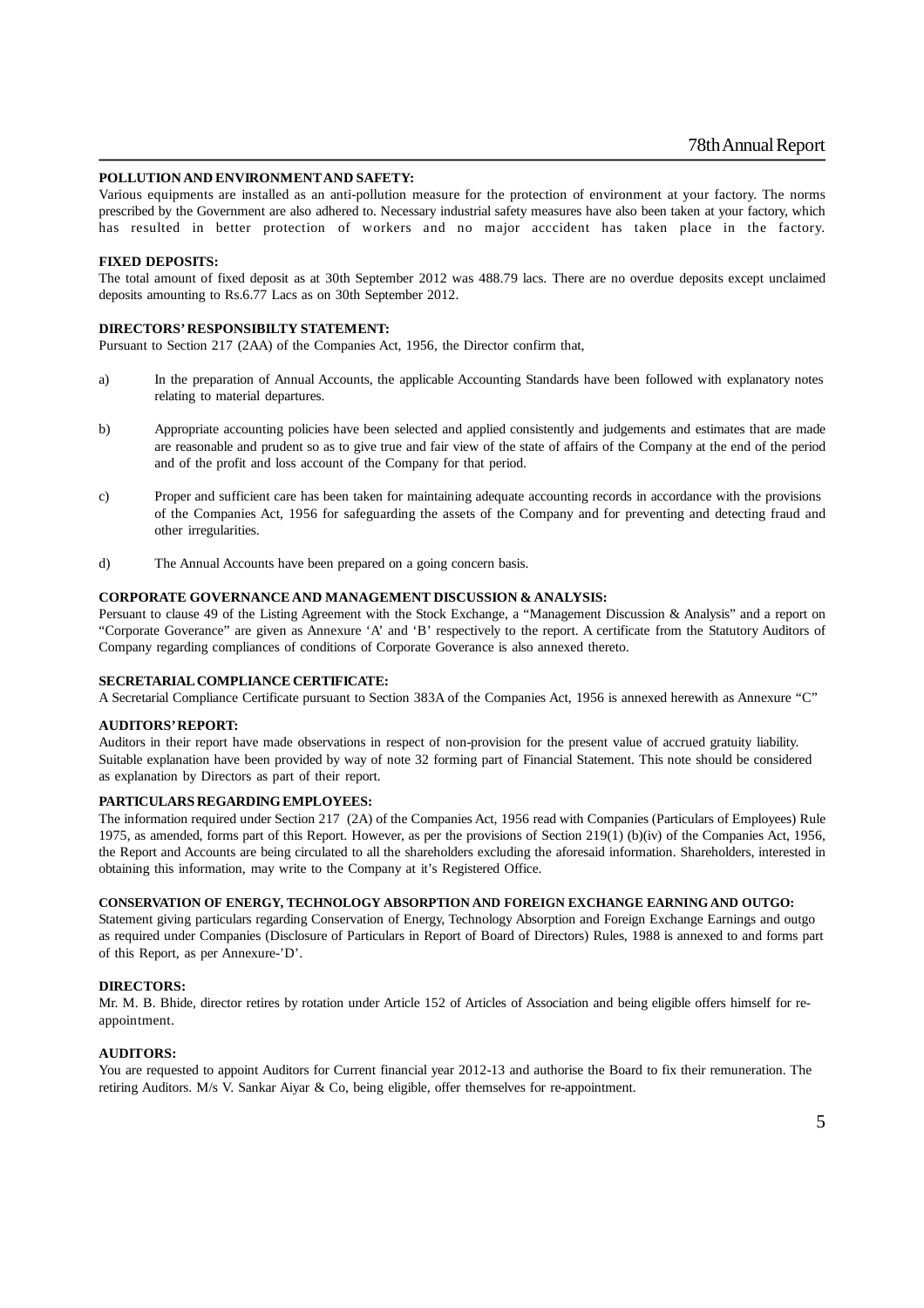**POLLUTION AND ENVIRONMENT AND SAFETY:**

Various equipments are installed as an anti-pollution measure for the protection of environment at your factory. The norms prescribed by the Government are also adhered to. Necessary industrial safety measures have also been taken at your factory, which has resulted in better protection of workers and no major acccident has taken place in the factory.

**FIXED DEPOSITS:**

The total amount of fixed deposit as at 30th September 2012 was 488.79 lacs. There are no overdue deposits except unclaimed deposits amounting to Rs.6.77 Lacs as on 30th September 2012.

**DIRECTORS' RESPONSIBILTY STATEMENT:**

Pursuant to Section 217 (2AA) of the Companies Act, 1956, the Director confirm that,

a) In the preparation of Annual Accounts, the applicable Accounting Standards have been followed with explanatory notes relating to material departures.

b) Appropriate accounting policies have been selected and applied consistently and judgements and estimates that are made are reasonable and prudent so as to give true and fair view of the state of affairs of the Company at the end of the period and of the profit and loss account of the Company for that period.

c) Proper and sufficient care has been taken for maintaining adequate accounting records in accordance with the provisions of the Companies Act, 1956 for safeguarding the assets of the Company and for preventing and detecting fraud and other irregularities.

d) The Annual Accounts have been prepared on a going concern basis.

**CORPORATE GOVERNANCE AND MANAGEMENT DISCUSSION & ANALYSIS:**

Persuant to clause 49 of the Listing Agreement with the Stock Exchange, a "Management Discussion & Analysis" and a report on "Corporate Goverance" are given as Annexure 'A' and 'B' respectively to the report. A certificate from the Statutory Auditors of Company regarding compliances of conditions of Corporate Goverance is also annexed thereto.

**SECRETARIAL COMPLIANCE CERTIFICATE:**

A Secretarial Compliance Certificate pursuant to Section 383A of the Companies Act, 1956 is annexed herewith as Annexure "C"

**AUDITORS' REPORT:**

Auditors in their report have made observations in respect of non-provision for the present value of accrued gratuity liability. Suitable explanation have been provided by way of note 32 forming part of Financial Statement. This note should be considered as explanation by Directors as part of their report.

**PARTICULARS REGARDING EMPLOYEES:**

The information required under Section 217 (2A) of the Companies Act, 1956 read with Companies (Particulars of Employees) Rule 1975, as amended, forms part of this Report. However, as per the provisions of Section 219(1) (b)(iv) of the Companies Act, 1956, the Report and Accounts are being circulated to all the shareholders excluding the aforesaid information. Shareholders, interested in obtaining this information, may write to the Company at it's Registered Office.

**CONSERVATION OF ENERGY, TECHNOLOGY ABSORPTION AND FOREIGN EXCHANGE EARNING AND OUTGO:**

Statement giving particulars regarding Conservation of Energy, Technology Absorption and Foreign Exchange Earnings and outgo as required under Companies (Disclosure of Particulars in Report of Board of Directors) Rules, 1988 is annexed to and forms part of this Report, as per Annexure-'D'.

**DIRECTORS:**

Mr. M. B. Bhide, director retires by rotation under Article 152 of Articles of Association and being eligible offers himself for re-appointment.

**AUDITORS:**

You are requested to appoint Auditors for Current financial year 2012-13 and authorise the Board to fix their remuneration. The retiring Auditors. M/s V. Sankar Aiyar & Co, being eligible, offer themselves for re-appointment.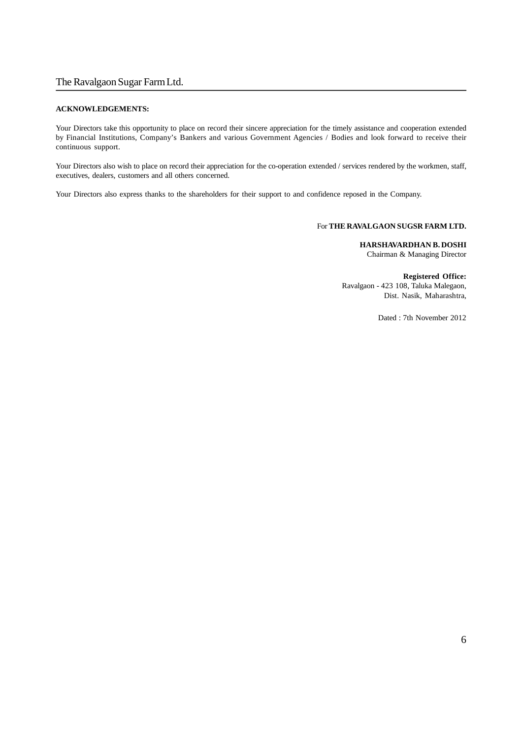**ACKNOWLEDGEMENTS:**

Your Directors take this opportunity to place on record their sincere appreciation for the timely assistance and cooperation extended by Financial Institutions, Company's Bankers and various Government Agencies / Bodies and look forward to receive their continuous support.

Your Directors also wish to place on record their appreciation for the co-operation extended / services rendered by the workmen, staff, executives, dealers, customers and all others concerned.

Your Directors also express thanks to the shareholders for their support to and confidence reposed in the Company.

For **THE RAVALGAON SUGSR FARM LTD.**

**HARSHAVARDHAN B. DOSHI**
Chairman & Managing Director

**Registered Office:**
Ravalgaon - 423 108, Taluka Malegaon,
Dist. Nasik, Maharashtra,

Dated : 7th November 2012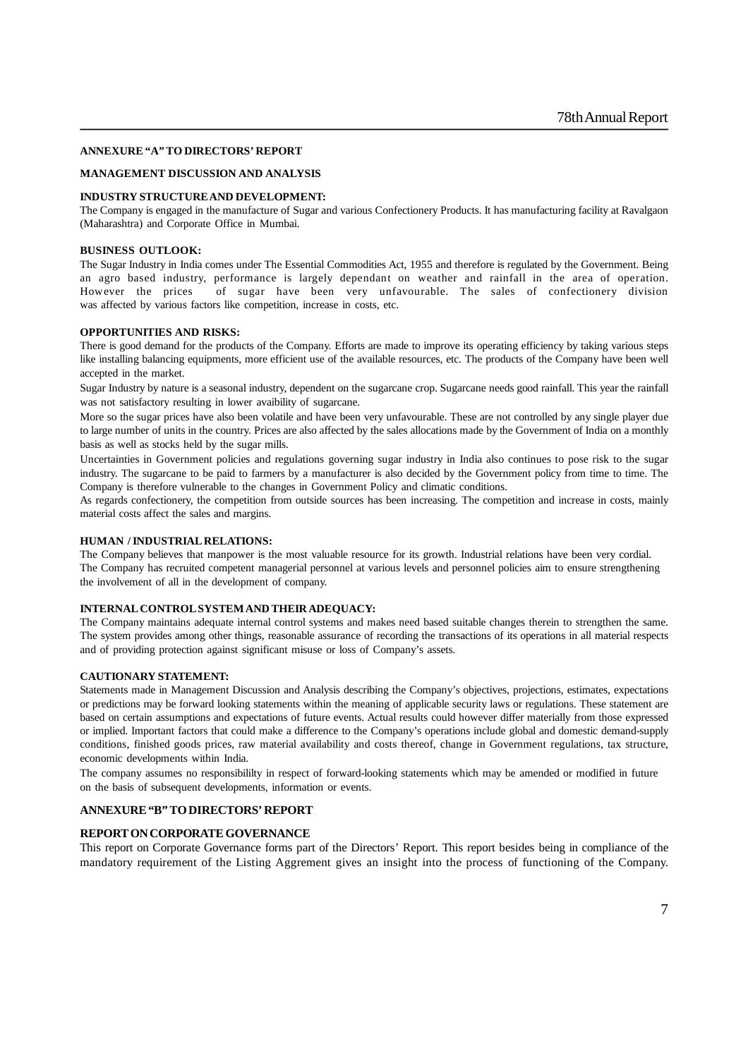## ANNEXURE "A" TO DIRECTORS' REPORT

## MANAGEMENT DISCUSSION AND ANALYSIS

### INDUSTRY STRUCTURE AND DEVELOPMENT:

The Company is engaged in the manufacture of Sugar and various Confectionery Products. It has manufacturing facility at Ravalgaon (Maharashtra) and Corporate Office in Mumbai.

### BUSINESS OUTLOOK:

The Sugar Industry in India comes under The Essential Commodities Act, 1955 and therefore is regulated by the Government. Being an agro based industry, performance is largely dependant on weather and rainfall in the area of operation. However the prices of sugar have been very unfavourable. The sales of confectionery division was affected by various factors like competition, increase in costs, etc.

### OPPORTUNITIES AND RISKS:

There is good demand for the products of the Company. Efforts are made to improve its operating efficiency by taking various steps like installing balancing equipments, more efficient use of the available resources, etc. The products of the Company have been well accepted in the market.

Sugar Industry by nature is a seasonal industry, dependent on the sugarcane crop. Sugarcane needs good rainfall. This year the rainfall was not satisfactory resulting in lower avaibility of sugarcane.

More so the sugar prices have also been volatile and have been very unfavourable. These are not controlled by any single player due to large number of units in the country. Prices are also affected by the sales allocations made by the Government of India on a monthly basis as well as stocks held by the sugar mills.

Uncertainties in Government policies and regulations governing sugar industry in India also continues to pose risk to the sugar industry. The sugarcane to be paid to farmers by a manufacturer is also decided by the Government policy from time to time. The Company is therefore vulnerable to the changes in Government Policy and climatic conditions.

As regards confectionery, the competition from outside sources has been increasing. The competition and increase in costs, mainly material costs affect the sales and margins.

### HUMAN / INDUSTRIAL RELATIONS:

The Company believes that manpower is the most valuable resource for its growth. Industrial relations have been very cordial. The Company has recruited competent managerial personnel at various levels and personnel policies aim to ensure strengthening the involvement of all in the development of company.

### INTERNAL CONTROL SYSTEM AND THEIR ADEQUACY:

The Company maintains adequate internal control systems and makes need based suitable changes therein to strengthen the same. The system provides among other things, reasonable assurance of recording the transactions of its operations in all material respects and of providing protection against significant misuse or loss of Company's assets.

### CAUTIONARY STATEMENT:

Statements made in Management Discussion and Analysis describing the Company's objectives, projections, estimates, expectations or predictions may be forward looking statements within the meaning of applicable security laws or regulations. These statement are based on certain assumptions and expectations of future events. Actual results could however differ materially from those expressed or implied. Important factors that could make a difference to the Company's operations include global and domestic demand-supply conditions, finished goods prices, raw material availability and costs thereof, change in Government regulations, tax structure, economic developments within India.

The company assumes no responsibililty in respect of forward-looking statements which may be amended or modified in future on the basis of subsequent developments, information or events.

## ANNEXURE "B" TO DIRECTORS' REPORT

## REPORT ON CORPORATE GOVERNANCE

This report on Corporate Governance forms part of the Directors' Report. This report besides being in compliance of the mandatory requirement of the Listing Aggrement gives an insight into the process of functioning of the Company.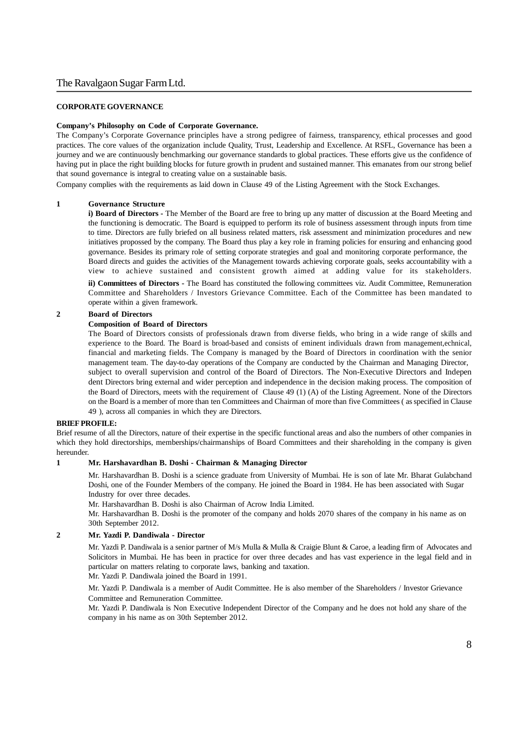## CORPORATE GOVERNANCE

**Company's Philosophy on Code of Corporate Governance.**

The Company's Corporate Governance principles have a strong pedigree of fairness, transparency, ethical processes and good practices. The core values of the organization include Quality, Trust, Leadership and Excellence. At RSFL, Governance has been a journey and we are continuously benchmarking our governance standards to global practices. These efforts give us the confidence of having put in place the right building blocks for future growth in prudent and sustained manner. This emanates from our strong belief that sound governance is integral to creating value on a sustainable basis.

Company complies with the requirements as laid down in Clause 49 of the Listing Agreement with the Stock Exchanges.

**1 Governance Structure**

**i) Board of Directors -** The Member of the Board are free to bring up any matter of discussion at the Board Meeting and the functioning is democratic. The Board is equipped to perform its role of business assessment through inputs from time to time. Directors are fully briefed on all business related matters, risk assessment and minimization procedures and new initiatives propossed by the company. The Board thus play a key role in framing policies for ensuring and enhancing good governance. Besides its primary role of setting corporate strategies and goal and monitoring corporate performance, the Board directs and guides the activities of the Management towards achieving corporate goals, seeks accountability with a view to achieve sustained and consistent growth aimed at adding value for its stakeholders.

**ii) Committees of Directors -** The Board has constituted the following committees viz. Audit Committee, Remuneration Committee and Shareholders / Investors Grievance Committee. Each of the Committee has been mandated to operate within a given framework.

**2 Board of Directors**

**Composition of Board of Directors**

The Board of Directors consists of professionals drawn from diverse fields, who bring in a wide range of skills and experience to the Board. The Board is broad-based and consists of eminent individuals drawn from management,echnical, financial and marketing fields. The Company is managed by the Board of Directors in coordination with the senior management team. The day-to-day operations of the Company are conducted by the Chairman and Managing Director, subject to overall supervision and control of the Board of Directors. The Non-Executive Directors and Indepen dent Directors bring external and wider perception and independence in the decision making process. The composition of the Board of Directors, meets with the requirement of Clause 49 (1) (A) of the Listing Agreement. None of the Directors on the Board is a member of more than ten Committees and Chairman of more than five Committees ( as specified in Clause 49 ), across all companies in which they are Directors.

**BRIEF PROFILE:**

Brief resume of all the Directors, nature of their expertise in the specific functional areas and also the numbers of other companies in which they hold directorships, memberships/chairmanships of Board Committees and their shareholding in the company is given hereunder.

**1 Mr. Harshavardhan B. Doshi - Chairman & Managing Director**

Mr. Harshavardhan B. Doshi is a science graduate from University of Mumbai. He is son of late Mr. Bharat Gulabchand Doshi, one of the Founder Members of the company. He joined the Board in 1984. He has been associated with Sugar Industry for over three decades.

Mr. Harshavardhan B. Doshi is also Chairman of Acrow India Limited.

Mr. Harshavardhan B. Doshi is the promoter of the company and holds 2070 shares of the company in his name as on 30th September 2012.

**2 Mr. Yazdi P. Dandiwala - Director**

Mr. Yazdi P. Dandiwala is a senior partner of M/s Mulla & Mulla & Craigie Blunt & Caroe, a leading firm of Advocates and Solicitors in Mumbai. He has been in practice for over three decades and has vast experience in the legal field and in particular on matters relating to corporate laws, banking and taxation.

Mr. Yazdi P. Dandiwala joined the Board in 1991.

Mr. Yazdi P. Dandiwala is a member of Audit Committee. He is also member of the Shareholders / Investor Grievance Committee and Remuneration Committee.

Mr. Yazdi P. Dandiwala is Non Executive Independent Director of the Company and he does not hold any share of the company in his name as on 30th September 2012.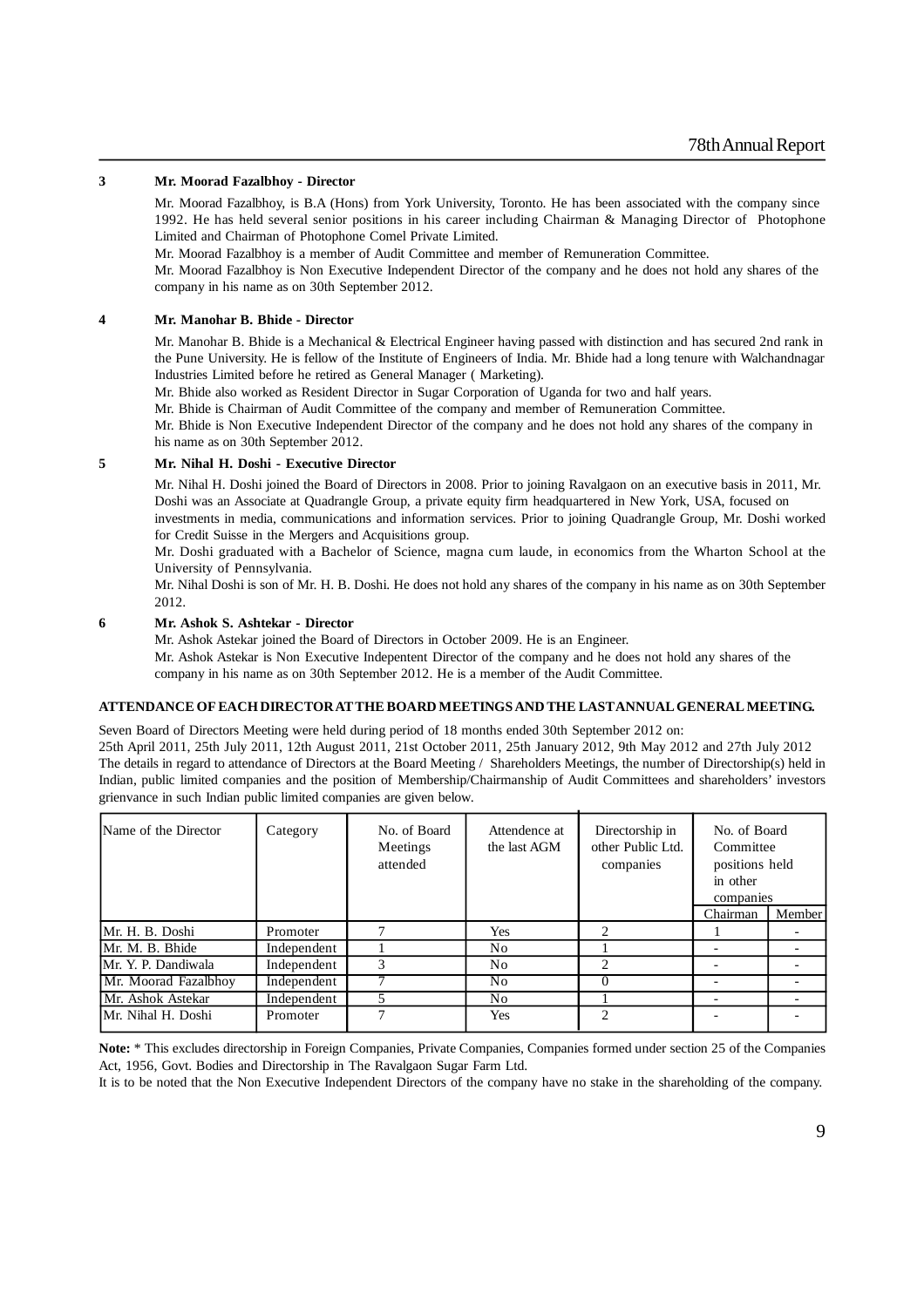**3 Mr. Moorad Fazalbhoy - Director**

Mr. Moorad Fazalbhoy, is B.A (Hons) from York University, Toronto. He has been associated with the company since 1992. He has held several senior positions in his career including Chairman & Managing Director of Photophone Limited and Chairman of Photophone Comel Private Limited.

Mr. Moorad Fazalbhoy is a member of Audit Committee and member of Remuneration Committee.

Mr. Moorad Fazalbhoy is Non Executive Independent Director of the company and he does not hold any shares of the company in his name as on 30th September 2012.

**4 Mr. Manohar B. Bhide - Director**

Mr. Manohar B. Bhide is a Mechanical & Electrical Engineer having passed with distinction and has secured 2nd rank in the Pune University. He is fellow of the Institute of Engineers of India. Mr. Bhide had a long tenure with Walchandnagar Industries Limited before he retired as General Manager ( Marketing).

Mr. Bhide also worked as Resident Director in Sugar Corporation of Uganda for two and half years.

Mr. Bhide is Chairman of Audit Committee of the company and member of Remuneration Committee.

Mr. Bhide is Non Executive Independent Director of the company and he does not hold any shares of the company in his name as on 30th September 2012.

**5 Mr. Nihal H. Doshi - Executive Director**

Mr. Nihal H. Doshi joined the Board of Directors in 2008. Prior to joining Ravalgaon on an executive basis in 2011, Mr. Doshi was an Associate at Quadrangle Group, a private equity firm headquartered in New York, USA, focused on investments in media, communications and information services. Prior to joining Quadrangle Group, Mr. Doshi worked for Credit Suisse in the Mergers and Acquisitions group.

Mr. Doshi graduated with a Bachelor of Science, magna cum laude, in economics from the Wharton School at the University of Pennsylvania.

Mr. Nihal Doshi is son of Mr. H. B. Doshi. He does not hold any shares of the company in his name as on 30th September 2012.

**6 Mr. Ashok S. Ashtekar - Director**

Mr. Ashok Astekar joined the Board of Directors in October 2009. He is an Engineer.

Mr. Ashok Astekar is Non Executive Indepentent Director of the company and he does not hold any shares of the company in his name as on 30th September 2012. He is a member of the Audit Committee.

**ATTENDANCE OF EACH DIRECTOR AT THE BOARD MEETINGS AND THE LAST ANNUAL GENERAL MEETING.**

Seven Board of Directors Meeting were held during period of 18 months ended 30th September 2012 on:

25th April 2011, 25th July 2011, 12th August 2011, 21st October 2011, 25th January 2012, 9th May 2012 and 27th July 2012

The details in regard to attendance of Directors at the Board Meeting / Shareholders Meetings, the number of Directorship(s) held in Indian, public limited companies and the position of Membership/Chairmanship of Audit Committees and shareholders' investors grienvance in such Indian public limited companies are given below.

| Name of the Director | Category | No. of Board Meetings attended | Attendence at the last AGM | Directorship in other Public Ltd. companies | No. of Board Committee positions held in other companies | |
|---|---|---|---|---|---|---|
| | | | | | Chairman | Member |
| Mr. H. B. Doshi | Promoter | 7 | Yes | 2 | 1 | - |
| Mr. M. B. Bhide | Independent | 1 | No | 1 | - | - |
| Mr. Y. P. Dandiwala | Independent | 3 | No | 2 | - | - |
| Mr. Moorad Fazalbhoy | Independent | 7 | No | 0 | - | - |
| Mr. Ashok Astekar | Independent | 5 | No | 1 | - | - |
| Mr. Nihal H. Doshi | Promoter | 7 | Yes | 2 | - | - |

**Note:** * This excludes directorship in Foreign Companies, Private Companies, Companies formed under section 25 of the Companies Act, 1956, Govt. Bodies and Directorship in The Ravalgaon Sugar Farm Ltd.

It is to be noted that the Non Executive Independent Directors of the company have no stake in the shareholding of the company.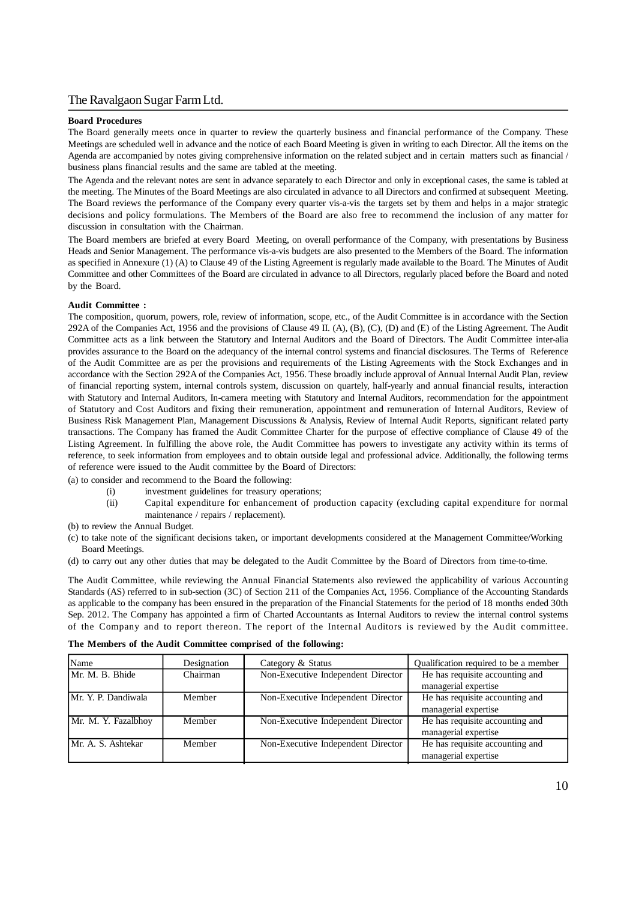**Board Procedures**

The Board generally meets once in quarter to review the quarterly business and financial performance of the Company. These Meetings are scheduled well in advance and the notice of each Board Meeting is given in writing to each Director. All the items on the Agenda are accompanied by notes giving comprehensive information on the related subject and in certain matters such as financial / business plans financial results and the same are tabled at the meeting.

The Agenda and the relevant notes are sent in advance separately to each Director and only in exceptional cases, the same is tabled at the meeting. The Minutes of the Board Meetings are also circulated in advance to all Directors and confirmed at subsequent Meeting. The Board reviews the performance of the Company every quarter vis-a-vis the targets set by them and helps in a major strategic decisions and policy formulations. The Members of the Board are also free to recommend the inclusion of any matter for discussion in consultation with the Chairman.

The Board members are briefed at every Board Meeting, on overall performance of the Company, with presentations by Business Heads and Senior Management. The performance vis-a-vis budgets are also presented to the Members of the Board. The information as specified in Annexure (1) (A) to Clause 49 of the Listing Agreement is regularly made available to the Board. The Minutes of Audit Committee and other Committees of the Board are circulated in advance to all Directors, regularly placed before the Board and noted by the Board.

**Audit Committee :**

The composition, quorum, powers, role, review of information, scope, etc., of the Audit Committee is in accordance with the Section 292A of the Companies Act, 1956 and the provisions of Clause 49 II. (A), (B), (C), (D) and (E) of the Listing Agreement. The Audit Committee acts as a link between the Statutory and Internal Auditors and the Board of Directors. The Audit Committee inter-alia provides assurance to the Board on the adequancy of the internal control systems and financial disclosures. The Terms of Reference of the Audit Committee are as per the provisions and requirements of the Listing Agreements with the Stock Exchanges and in accordance with the Section 292A of the Companies Act, 1956. These broadly include approval of Annual Internal Audit Plan, review of financial reporting system, internal controls system, discussion on quartely, half-yearly and annual financial results, interaction with Statutory and Internal Auditors, In-camera meeting with Statutory and Internal Auditors, recommendation for the appointment of Statutory and Cost Auditors and fixing their remuneration, appointment and remuneration of Internal Auditors, Review of Business Risk Management Plan, Management Discussions & Analysis, Review of Internal Audit Reports, significant related party transactions. The Company has framed the Audit Committee Charter for the purpose of effective compliance of Clause 49 of the Listing Agreement. In fulfilling the above role, the Audit Committee has powers to investigate any activity within its terms of reference, to seek information from employees and to obtain outside legal and professional advice. Additionally, the following terms of reference were issued to the Audit committee by the Board of Directors:

(a) to consider and recommend to the Board the following:

- (i) investment guidelines for treasury operations;
- (ii) Capital expenditure for enhancement of production capacity (excluding capital expenditure for normal maintenance / repairs / replacement).

(b) to review the Annual Budget.

(c) to take note of the significant decisions taken, or important developments considered at the Management Committee/Working Board Meetings.

(d) to carry out any other duties that may be delegated to the Audit Committee by the Board of Directors from time-to-time.

The Audit Committee, while reviewing the Annual Financial Statements also reviewed the applicability of various Accounting Standards (AS) referred to in sub-section (3C) of Section 211 of the Companies Act, 1956. Compliance of the Accounting Standards as applicable to the company has been ensured in the preparation of the Financial Statements for the period of 18 months ended 30th Sep. 2012. The Company has appointed a firm of Charted Accountants as Internal Auditors to review the internal control systems of the Company and to report thereon. The report of the Internal Auditors is reviewed by the Audit committee.

**The Members of the Audit Committee comprised of the following:**

| Name | Designation | Category & Status | Qualification required to be a member |
|---|---|---|---|
| Mr. M. B. Bhide | Chairman | Non-Executive Independent Director | He has requisite accounting and managerial expertise |
| Mr. Y. P. Dandiwala | Member | Non-Executive Independent Director | He has requisite accounting and managerial expertise |
| Mr. M. Y. Fazalbhoy | Member | Non-Executive Independent Director | He has requisite accounting and managerial expertise |
| Mr. A. S. Ashtekar | Member | Non-Executive Independent Director | He has requisite accounting and managerial expertise |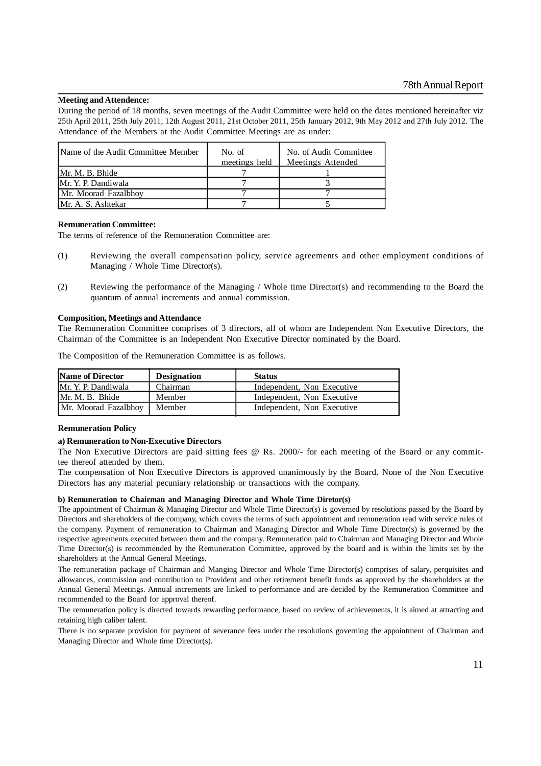**Meeting and Attendence:**

During the period of 18 months, seven meetings of the Audit Committee were held on the dates mentioned hereinafter viz 25th April 2011, 25th July 2011, 12th August 2011, 21st October 2011, 25th January 2012, 9th May 2012 and 27th July 2012. The Attendance of the Members at the Audit Committee Meetings are as under:

| Name of the Audit Committee Member | No. of meetings held | No. of Audit Committee Meetings Attended |
|---|---|---|
| Mr. M. B. Bhide | 7 | 1 |
| Mr. Y. P. Dandiwala | 7 | 3 |
| Mr. Moorad Fazalbhoy | 7 | 7 |
| Mr. A. S. Ashtekar | 7 | 5 |

**Remuneration Committee:**

The terms of reference of the Remuneration Committee are:

(1) Reviewing the overall compensation policy, service agreements and other employment conditions of Managing / Whole Time Director(s).

(2) Reviewing the performance of the Managing / Whole time Director(s) and recommending to the Board the quantum of annual increments and annual commission.

**Composition, Meetings and Attendance**

The Remuneration Committee comprises of 3 directors, all of whom are Independent Non Executive Directors, the Chairman of the Committee is an Independent Non Executive Director nominated by the Board.

The Composition of the Remuneration Committee is as follows.

| Name of Director | Designation | Status |
|---|---|---|
| Mr. Y. P. Dandiwala | Chairman | Independent, Non Executive |
| Mr. M. B. Bhide | Member | Independent, Non Executive |
| Mr. Moorad Fazalbhoy | Member | Independent, Non Executive |

**Remuneration Policy**

**a) Remuneration to Non-Executive Directors**

The Non Executive Directors are paid sitting fees @ Rs. 2000/- for each meeting of the Board or any committee thereof attended by them.

The compensation of Non Executive Directors is approved unanimously by the Board. None of the Non Executive Directors has any material pecuniary relationship or transactions with the company.

**b) Remuneration to Chairman and Managing Director and Whole Time Diretor(s)**

The appointment of Chairman & Managing Director and Whole Time Director(s) is governed by resolutions passed by the Board by Directors and shareholders of the company, which covers the terms of such appointment and remuneration read with service rules of the company. Payment of remuneration to Chairman and Managing Director and Whole Time Director(s) is governed by the respective agreements executed between them and the company. Remuneration paid to Chairman and Managing Director and Whole Time Director(s) is recommended by the Remuneration Committee, approved by the board and is within the limits set by the shareholders at the Annual General Meetings.

The remuneration package of Chairman and Manging Director and Whole Time Director(s) comprises of salary, perquisites and allowances, commission and contribution to Provident and other retirement benefit funds as approved by the shareholders at the Annual General Meetings. Annual increments are linked to performance and are decided by the Remuneration Committee and recommended to the Board for approval thereof.

The remuneration policy is directed towards rewarding performance, based on review of achievements, it is aimed at attracting and retaining high caliber talent.

There is no separate provision for payment of severance fees under the resolutions governing the appointment of Chairman and Managing Director and Whole time Director(s).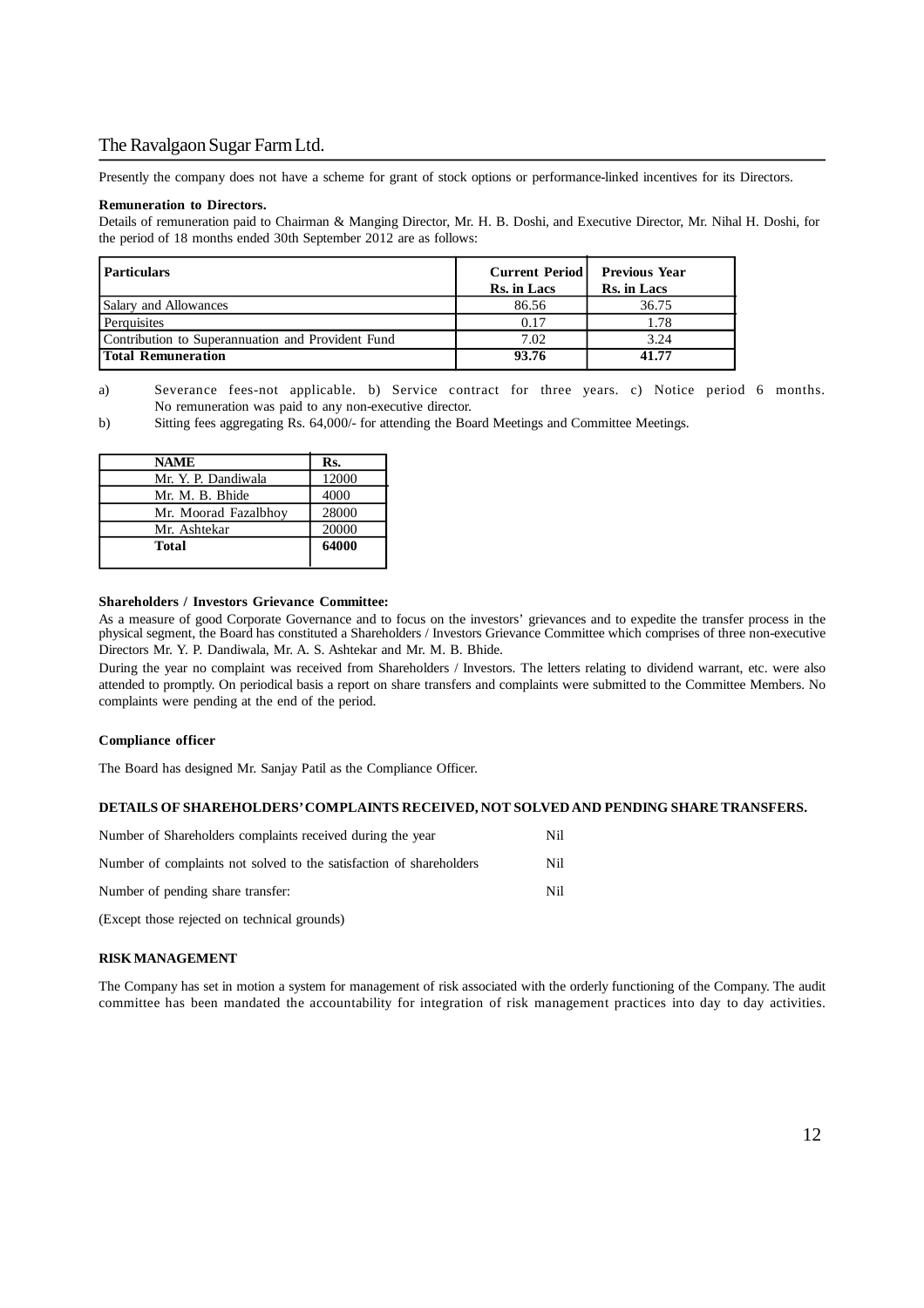Presently the company does not have a scheme for grant of stock options or performance-linked incentives for its Directors.

**Remuneration to Directors.**

Details of remuneration paid to Chairman & Manging Director, Mr. H. B. Doshi, and Executive Director, Mr. Nihal H. Doshi, for the period of 18 months ended 30th September 2012 are as follows:

| Particulars | Current Period Rs. in Lacs | Previous Year Rs. in Lacs |
|---|---|---|
| Salary and Allowances | 86.56 | 36.75 |
| Perquisites | 0.17 | 1.78 |
| Contribution to Superannuation and Provident Fund | 7.02 | 3.24 |
| **Total Remuneration** | **93.76** | **41.77** |

a) Severance fees-not applicable. b) Service contract for three years. c) Notice period 6 months. No remuneration was paid to any non-executive director.

b) Sitting fees aggregating Rs. 64,000/- for attending the Board Meetings and Committee Meetings.

| NAME | Rs. |
|---|---|
| Mr. Y. P. Dandiwala | 12000 |
| Mr. M. B. Bhide | 4000 |
| Mr. Moorad Fazalbhoy | 28000 |
| Mr. Ashtekar | 20000 |
| **Total** | **64000** |

**Shareholders / Investors Grievance Committee:**

As a measure of good Corporate Governance and to focus on the investors' grievances and to expedite the transfer process in the physical segment, the Board has constituted a Shareholders / Investors Grievance Committee which comprises of three non-executive Directors Mr. Y. P. Dandiwala, Mr. A. S. Ashtekar and Mr. M. B. Bhide.

During the year no complaint was received from Shareholders / Investors. The letters relating to dividend warrant, etc. were also attended to promptly. On periodical basis a report on share transfers and complaints were submitted to the Committee Members. No complaints were pending at the end of the period.

**Compliance officer**

The Board has designed Mr. Sanjay Patil as the Compliance Officer.

**DETAILS OF SHAREHOLDERS' COMPLAINTS RECEIVED, NOT SOLVED AND PENDING SHARE TRANSFERS.**

Number of Shareholders complaints received during the year — Nil

Number of complaints not solved to the satisfaction of shareholders — Nil

Number of pending share transfer: — Nil

(Except those rejected on technical grounds)

**RISK MANAGEMENT**

The Company has set in motion a system for management of risk associated with the orderly functioning of the Company. The audit committee has been mandated the accountability for integration of risk management practices into day to day activities.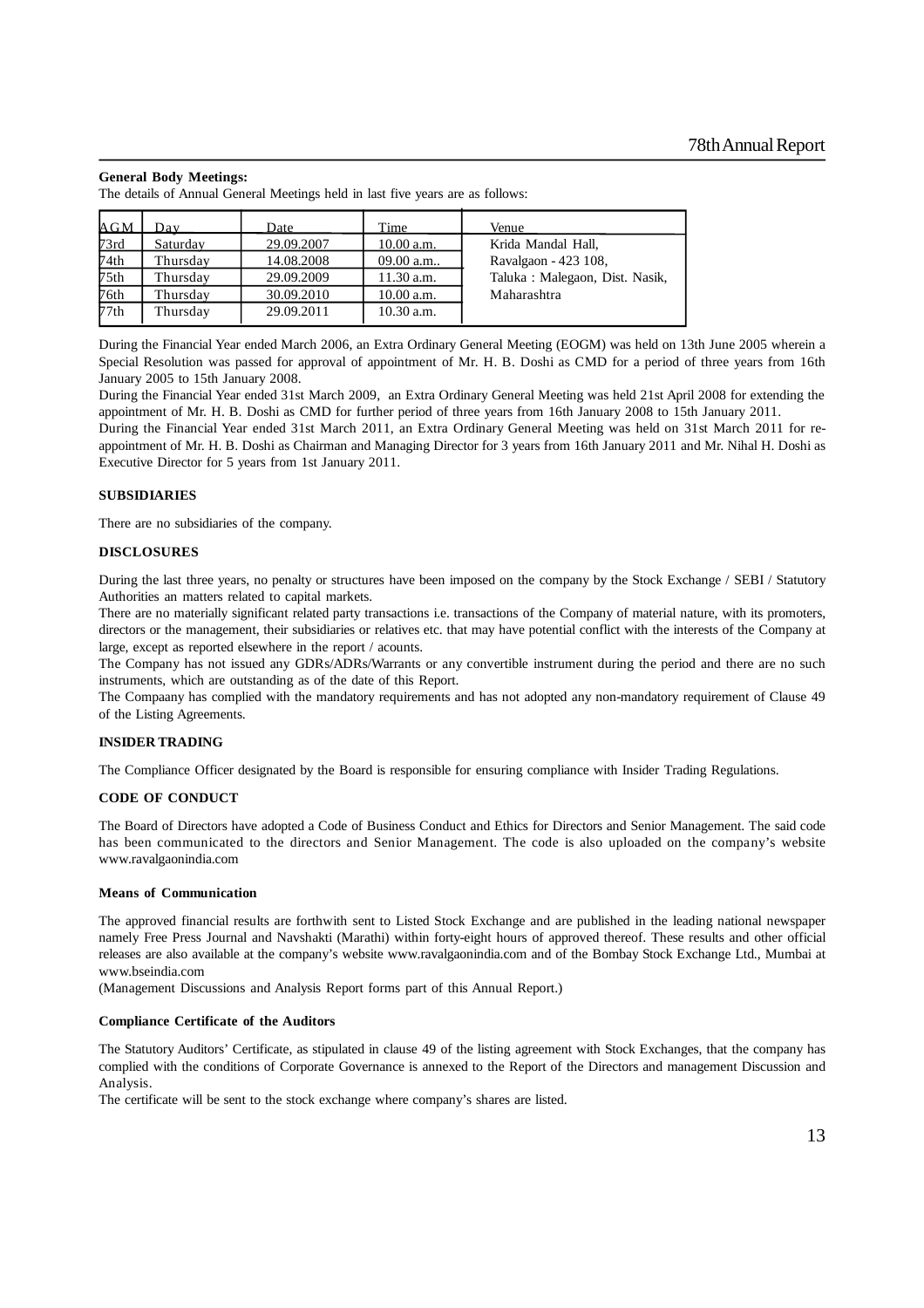**General Body Meetings:**

The details of Annual General Meetings held in last five years are as follows:

| AGM | Day | Date | Time | Venue |
|---|---|---|---|---|
| 73rd | Saturday | 29.09.2007 | 10.00 a.m. | Krida Mandal Hall, |
| 74th | Thursday | 14.08.2008 | 09.00 a.m.. | Ravalgaon - 423 108, |
| 75th | Thursday | 29.09.2009 | 11.30 a.m. | Taluka : Malegaon, Dist. Nasik, |
| 76th | Thursday | 30.09.2010 | 10.00 a.m. | Maharashtra |
| 77th | Thursday | 29.09.2011 | 10.30 a.m. | |

During the Financial Year ended March 2006, an Extra Ordinary General Meeting (EOGM) was held on 13th June 2005 wherein a Special Resolution was passed for approval of appointment of Mr. H. B. Doshi as CMD for a period of three years from 16th January 2005 to 15th January 2008.

During the Financial Year ended 31st March 2009, an Extra Ordinary General Meeting was held 21st April 2008 for extending the appointment of Mr. H. B. Doshi as CMD for further period of three years from 16th January 2008 to 15th January 2011.

During the Financial Year ended 31st March 2011, an Extra Ordinary General Meeting was held on 31st March 2011 for re-appointment of Mr. H. B. Doshi as Chairman and Managing Director for 3 years from 16th January 2011 and Mr. Nihal H. Doshi as Executive Director for 5 years from 1st January 2011.

**SUBSIDIARIES**

There are no subsidiaries of the company.

**DISCLOSURES**

During the last three years, no penalty or structures have been imposed on the company by the Stock Exchange / SEBI / Statutory Authorities an matters related to capital markets.

There are no materially significant related party transactions i.e. transactions of the Company of material nature, with its promoters, directors or the management, their subsidiaries or relatives etc. that may have potential conflict with the interests of the Company at large, except as reported elsewhere in the report / acounts.

The Company has not issued any GDRs/ADRs/Warrants or any convertible instrument during the period and there are no such instruments, which are outstanding as of the date of this Report.

The Compaany has complied with the mandatory requirements and has not adopted any non-mandatory requirement of Clause 49 of the Listing Agreements.

**INSIDER TRADING**

The Compliance Officer designated by the Board is responsible for ensuring compliance with Insider Trading Regulations.

**CODE OF CONDUCT**

The Board of Directors have adopted a Code of Business Conduct and Ethics for Directors and Senior Management. The said code has been communicated to the directors and Senior Management. The code is also uploaded on the company's website www.ravalgaonindia.com

**Means of Communication**

The approved financial results are forthwith sent to Listed Stock Exchange and are published in the leading national newspaper namely Free Press Journal and Navshakti (Marathi) within forty-eight hours of approved thereof. These results and other official releases are also available at the company's website www.ravalgaonindia.com and of the Bombay Stock Exchange Ltd., Mumbai at www.bseindia.com

(Management Discussions and Analysis Report forms part of this Annual Report.)

**Compliance Certificate of the Auditors**

The Statutory Auditors' Certificate, as stipulated in clause 49 of the listing agreement with Stock Exchanges, that the company has complied with the conditions of Corporate Governance is annexed to the Report of the Directors and management Discussion and Analysis.

The certificate will be sent to the stock exchange where company's shares are listed.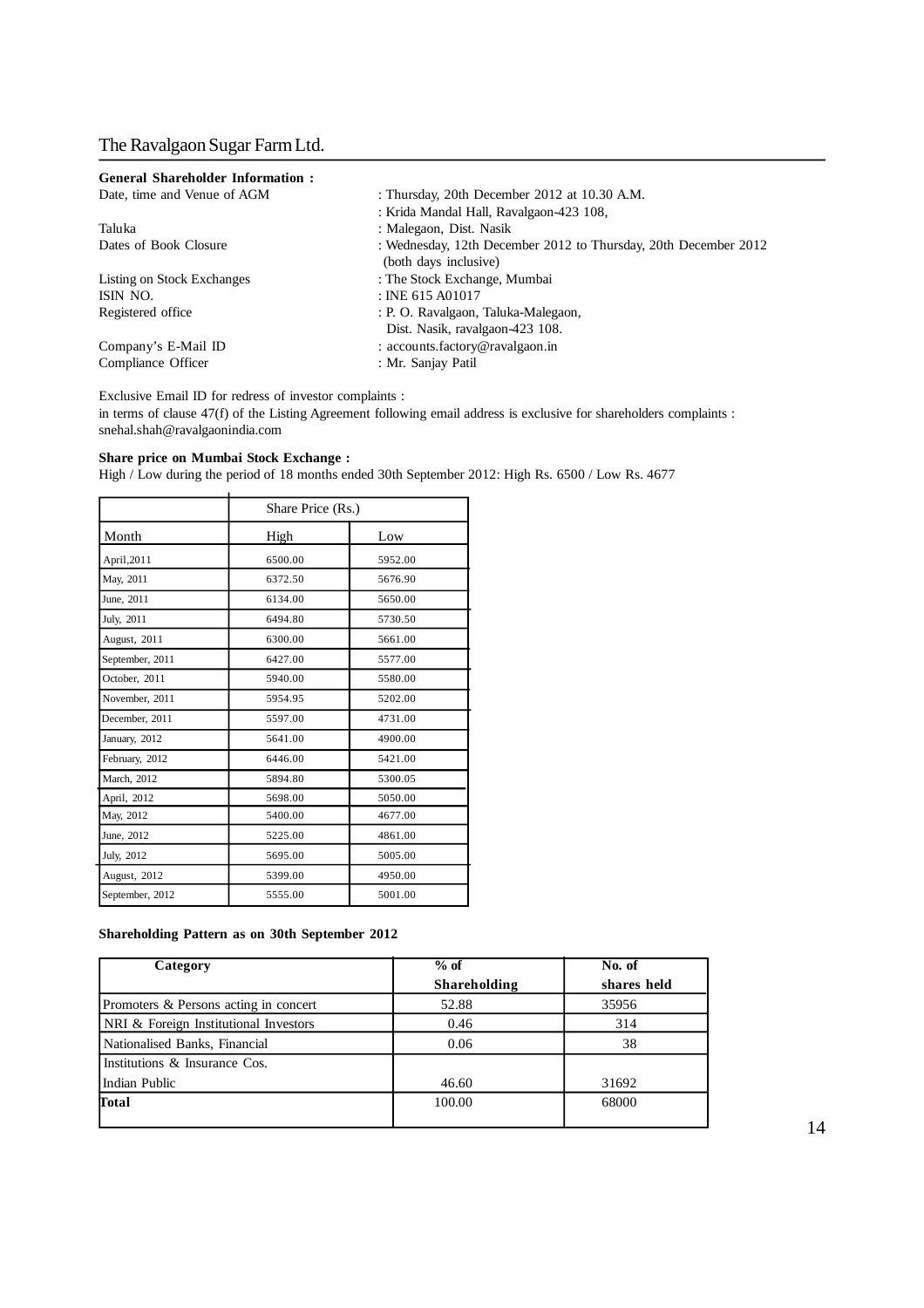**General Shareholder Information :**

| | |
|---|---|
| Date, time and Venue of AGM | : Thursday, 20th December 2012 at 10.30 A.M. |
| | : Krida Mandal Hall, Ravalgaon-423 108, |
| Taluka | : Malegaon, Dist. Nasik |
| Dates of Book Closure | : Wednesday, 12th December 2012 to Thursday, 20th December 2012 (both days inclusive) |
| Listing on Stock Exchanges | : The Stock Exchange, Mumbai |
| ISIN NO. | : INE 615 A01017 |
| Registered office | : P. O. Ravalgaon, Taluka-Malegaon, Dist. Nasik, ravalgaon-423 108. |
| Company's E-Mail ID | : accounts.factory@ravalgaon.in |
| Compliance Officer | : Mr. Sanjay Patil |

Exclusive Email ID for redress of investor complaints :

in terms of clause 47(f) of the Listing Agreement following email address is exclusive for shareholders complaints : snehal.shah@ravalgaonindia.com

**Share price on Mumbai Stock Exchange :**

High / Low during the period of 18 months ended 30th September 2012: High Rs. 6500 / Low Rs. 4677

| | Share Price (Rs.) | |
|---|---|---|
| Month | High | Low |
| April,2011 | 6500.00 | 5952.00 |
| May, 2011 | 6372.50 | 5676.90 |
| June, 2011 | 6134.00 | 5650.00 |
| July, 2011 | 6494.80 | 5730.50 |
| August, 2011 | 6300.00 | 5661.00 |
| September, 2011 | 6427.00 | 5577.00 |
| October, 2011 | 5940.00 | 5580.00 |
| November, 2011 | 5954.95 | 5202.00 |
| December, 2011 | 5597.00 | 4731.00 |
| January, 2012 | 5641.00 | 4900.00 |
| February, 2012 | 6446.00 | 5421.00 |
| March, 2012 | 5894.80 | 5300.05 |
| April, 2012 | 5698.00 | 5050.00 |
| May, 2012 | 5400.00 | 4677.00 |
| June, 2012 | 5225.00 | 4861.00 |
| July, 2012 | 5695.00 | 5005.00 |
| August, 2012 | 5399.00 | 4950.00 |
| September, 2012 | 5555.00 | 5001.00 |

**Shareholding Pattern as on 30th September 2012**

| Category | % of Shareholding | No. of shares held |
|---|---|---|
| Promoters & Persons acting in concert | 52.88 | 35956 |
| NRI & Foreign Institutional Investors | 0.46 | 314 |
| Nationalised Banks, Financial Institutions & Insurance Cos. | 0.06 | 38 |
| Indian Public | 46.60 | 31692 |
| **Total** | 100.00 | 68000 |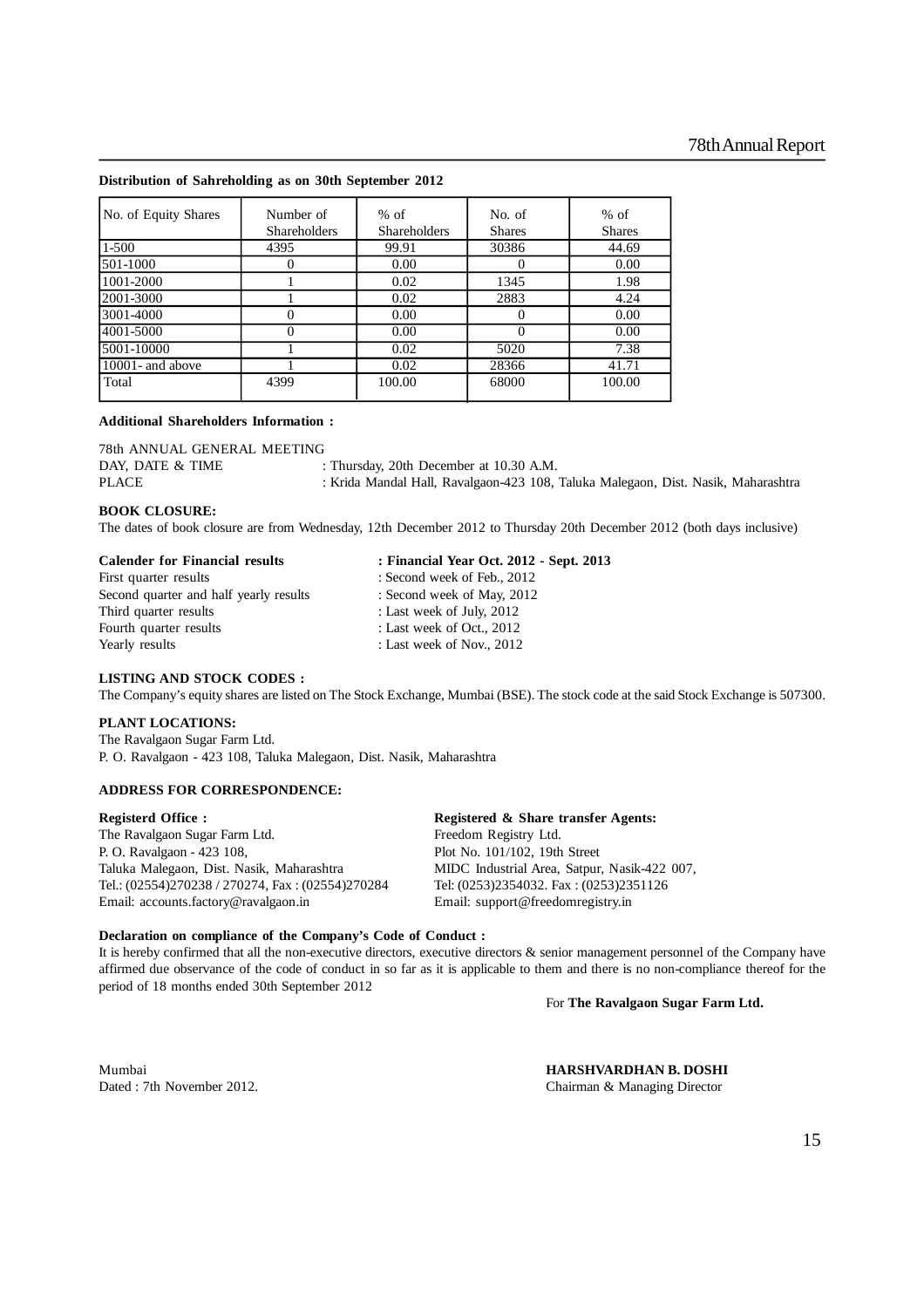**Distribution of Sahreholding as on 30th September 2012**

| No. of Equity Shares | Number of Shareholders | % of Shareholders | No. of Shares | % of Shares |
|---|---|---|---|---|
| 1-500 | 4395 | 99.91 | 30386 | 44.69 |
| 501-1000 | 0 | 0.00 | 0 | 0.00 |
| 1001-2000 | 1 | 0.02 | 1345 | 1.98 |
| 2001-3000 | 1 | 0.02 | 2883 | 4.24 |
| 3001-4000 | 0 | 0.00 | 0 | 0.00 |
| 4001-5000 | 0 | 0.00 | 0 | 0.00 |
| 5001-10000 | 1 | 0.02 | 5020 | 7.38 |
| 10001- and above | 1 | 0.02 | 28366 | 41.71 |
| Total | 4399 | 100.00 | 68000 | 100.00 |

**Additional Shareholders Information :**

78th ANNUAL GENERAL MEETING

DAY, DATE & TIME : Thursday, 20th December at 10.30 A.M.

PLACE : Krida Mandal Hall, Ravalgaon-423 108, Taluka Malegaon, Dist. Nasik, Maharashtra

**BOOK CLOSURE:**

The dates of book closure are from Wednesday, 12th December 2012 to Thursday 20th December 2012 (both days inclusive)

| **Calender for Financial results** | **: Financial Year Oct. 2012 - Sept. 2013** |
|---|---|
| First quarter results | : Second week of Feb., 2012 |
| Second quarter and half yearly results | : Second week of May, 2012 |
| Third quarter results | : Last week of July, 2012 |
| Fourth quarter results | : Last week of Oct., 2012 |
| Yearly results | : Last week of Nov., 2012 |

**LISTING AND STOCK CODES :**

The Company's equity shares are listed on The Stock Exchange, Mumbai (BSE). The stock code at the said Stock Exchange is 507300.

**PLANT LOCATIONS:**

The Ravalgaon Sugar Farm Ltd.
P. O. Ravalgaon - 423 108, Taluka Malegaon, Dist. Nasik, Maharashtra

**ADDRESS FOR CORRESPONDENCE:**

**Registerd Office :**
The Ravalgaon Sugar Farm Ltd.
P. O. Ravalgaon - 423 108,
Taluka Malegaon, Dist. Nasik, Maharashtra
Tel.: (02554)270238 / 270274, Fax : (02554)270284
Email: accounts.factory@ravalgaon.in

**Registered & Share transfer Agents:**
Freedom Registry Ltd.
Plot No. 101/102, 19th Street
MIDC Industrial Area, Satpur, Nasik-422 007,
Tel: (0253)2354032. Fax : (0253)2351126
Email: support@freedomregistry.in

**Declaration on compliance of the Company's Code of Conduct :**

It is hereby confirmed that all the non-executive directors, executive directors & senior management personnel of the Company have affirmed due observance of the code of conduct in so far as it is applicable to them and there is no non-compliance thereof for the period of 18 months ended 30th September 2012

For **The Ravalgaon Sugar Farm Ltd.**

Mumbai
Dated : 7th November 2012.

**HARSHVARDHAN B. DOSHI**
Chairman & Managing Director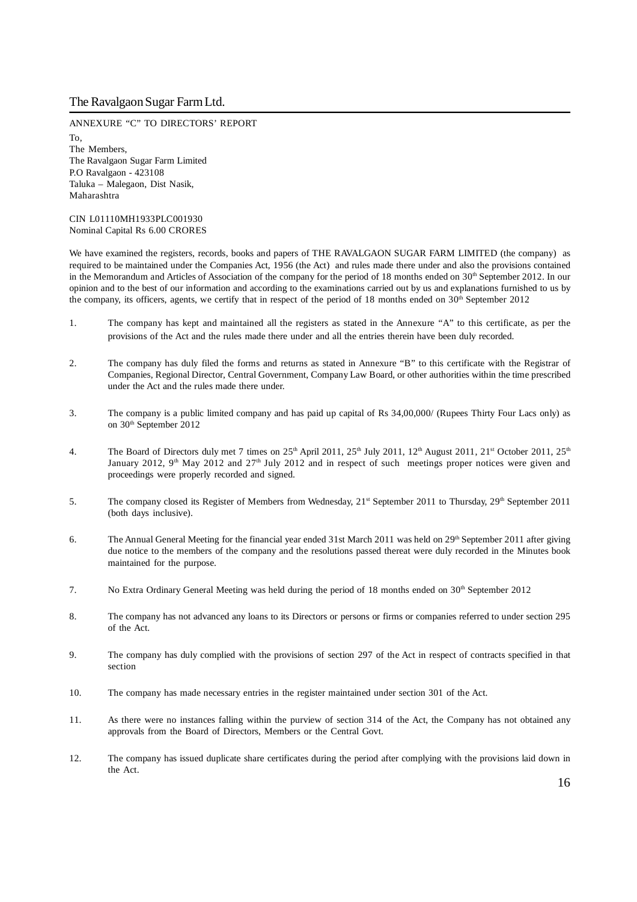ANNEXURE "C" TO DIRECTORS' REPORT

To,
The Members,
The Ravalgaon Sugar Farm Limited
P.O Ravalgaon - 423108
Taluka – Malegaon, Dist Nasik,
Maharashtra

CIN L01110MH1933PLC001930
Nominal Capital Rs 6.00 CRORES

We have examined the registers, records, books and papers of THE RAVALGAON SUGAR FARM LIMITED (the company) as required to be maintained under the Companies Act, 1956 (the Act) and rules made there under and also the provisions contained in the Memorandum and Articles of Association of the company for the period of 18 months ended on 30th September 2012. In our opinion and to the best of our information and according to the examinations carried out by us and explanations furnished to us by the company, its officers, agents, we certify that in respect of the period of 18 months ended on 30th September 2012

1. The company has kept and maintained all the registers as stated in the Annexure "A" to this certificate, as per the provisions of the Act and the rules made there under and all the entries therein have been duly recorded.

2. The company has duly filed the forms and returns as stated in Annexure "B" to this certificate with the Registrar of Companies, Regional Director, Central Government, Company Law Board, or other authorities within the time prescribed under the Act and the rules made there under.

3. The company is a public limited company and has paid up capital of Rs 34,00,000/ (Rupees Thirty Four Lacs only) as on 30th September 2012

4. The Board of Directors duly met 7 times on 25th April 2011, 25th July 2011, 12th August 2011, 21st October 2011, 25th January 2012, 9th May 2012 and 27th July 2012 and in respect of such meetings proper notices were given and proceedings were properly recorded and signed.

5. The company closed its Register of Members from Wednesday, 21st September 2011 to Thursday, 29th September 2011 (both days inclusive).

6. The Annual General Meeting for the financial year ended 31st March 2011 was held on 29th September 2011 after giving due notice to the members of the company and the resolutions passed thereat were duly recorded in the Minutes book maintained for the purpose.

7. No Extra Ordinary General Meeting was held during the period of 18 months ended on 30th September 2012

8. The company has not advanced any loans to its Directors or persons or firms or companies referred to under section 295 of the Act.

9. The company has duly complied with the provisions of section 297 of the Act in respect of contracts specified in that section

10. The company has made necessary entries in the register maintained under section 301 of the Act.

11. As there were no instances falling within the purview of section 314 of the Act, the Company has not obtained any approvals from the Board of Directors, Members or the Central Govt.

12. The company has issued duplicate share certificates during the period after complying with the provisions laid down in the Act.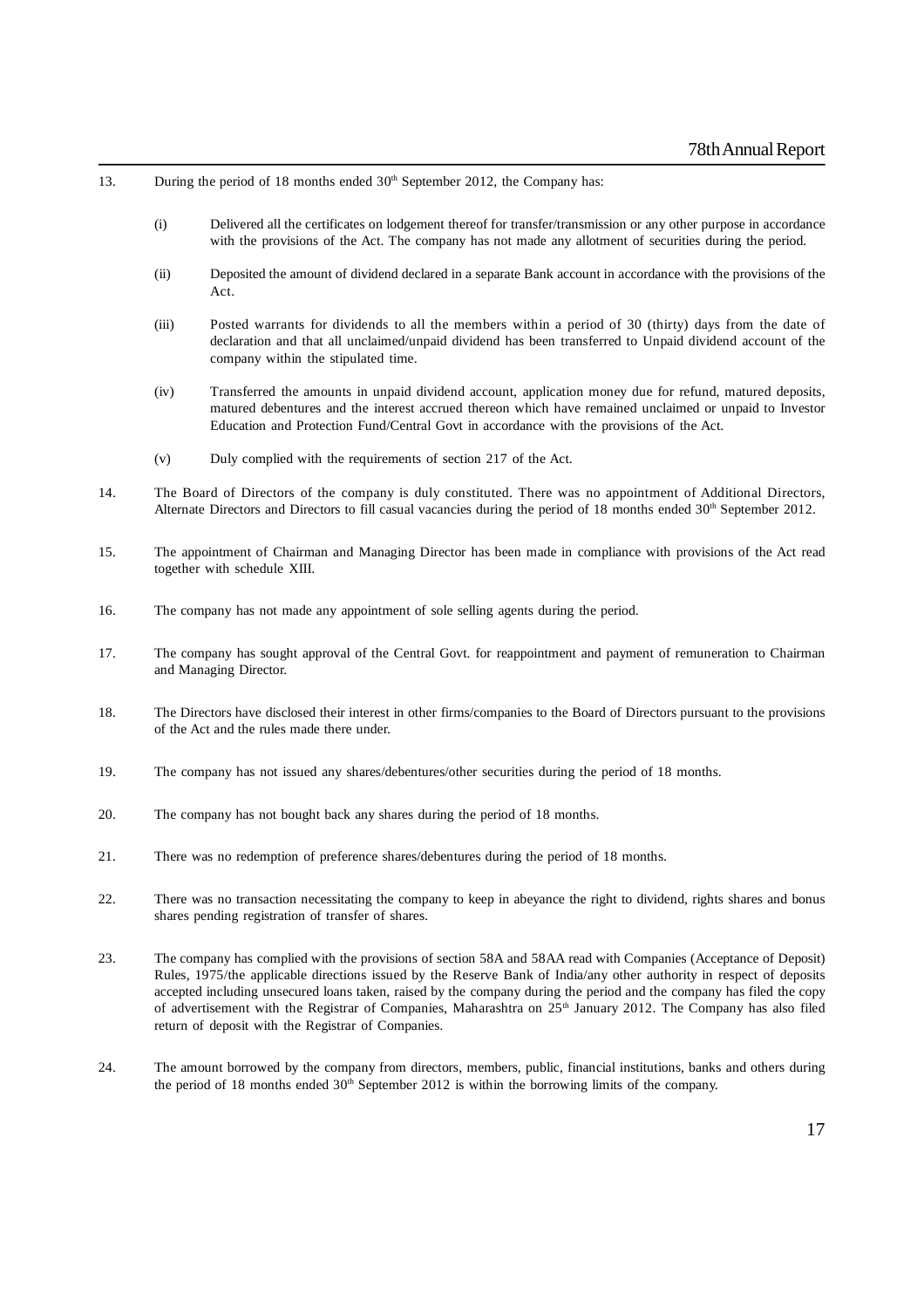13. During the period of 18 months ended 30th September 2012, the Company has:

    (i) Delivered all the certificates on lodgement thereof for transfer/transmission or any other purpose in accordance with the provisions of the Act. The company has not made any allotment of securities during the period.

    (ii) Deposited the amount of dividend declared in a separate Bank account in accordance with the provisions of the Act.

    (iii) Posted warrants for dividends to all the members within a period of 30 (thirty) days from the date of declaration and that all unclaimed/unpaid dividend has been transferred to Unpaid dividend account of the company within the stipulated time.

    (iv) Transferred the amounts in unpaid dividend account, application money due for refund, matured deposits, matured debentures and the interest accrued thereon which have remained unclaimed or unpaid to Investor Education and Protection Fund/Central Govt in accordance with the provisions of the Act.

    (v) Duly complied with the requirements of section 217 of the Act.

14. The Board of Directors of the company is duly constituted. There was no appointment of Additional Directors, Alternate Directors and Directors to fill casual vacancies during the period of 18 months ended 30th September 2012.

15. The appointment of Chairman and Managing Director has been made in compliance with provisions of the Act read together with schedule XIII.

16. The company has not made any appointment of sole selling agents during the period.

17. The company has sought approval of the Central Govt. for reappointment and payment of remuneration to Chairman and Managing Director.

18. The Directors have disclosed their interest in other firms/companies to the Board of Directors pursuant to the provisions of the Act and the rules made there under.

19. The company has not issued any shares/debentures/other securities during the period of 18 months.

20. The company has not bought back any shares during the period of 18 months.

21. There was no redemption of preference shares/debentures during the period of 18 months.

22. There was no transaction necessitating the company to keep in abeyance the right to dividend, rights shares and bonus shares pending registration of transfer of shares.

23. The company has complied with the provisions of section 58A and 58AA read with Companies (Acceptance of Deposit) Rules, 1975/the applicable directions issued by the Reserve Bank of India/any other authority in respect of deposits accepted including unsecured loans taken, raised by the company during the period and the company has filed the copy of advertisement with the Registrar of Companies, Maharashtra on 25th January 2012. The Company has also filed return of deposit with the Registrar of Companies.

24. The amount borrowed by the company from directors, members, public, financial institutions, banks and others during the period of 18 months ended 30th September 2012 is within the borrowing limits of the company.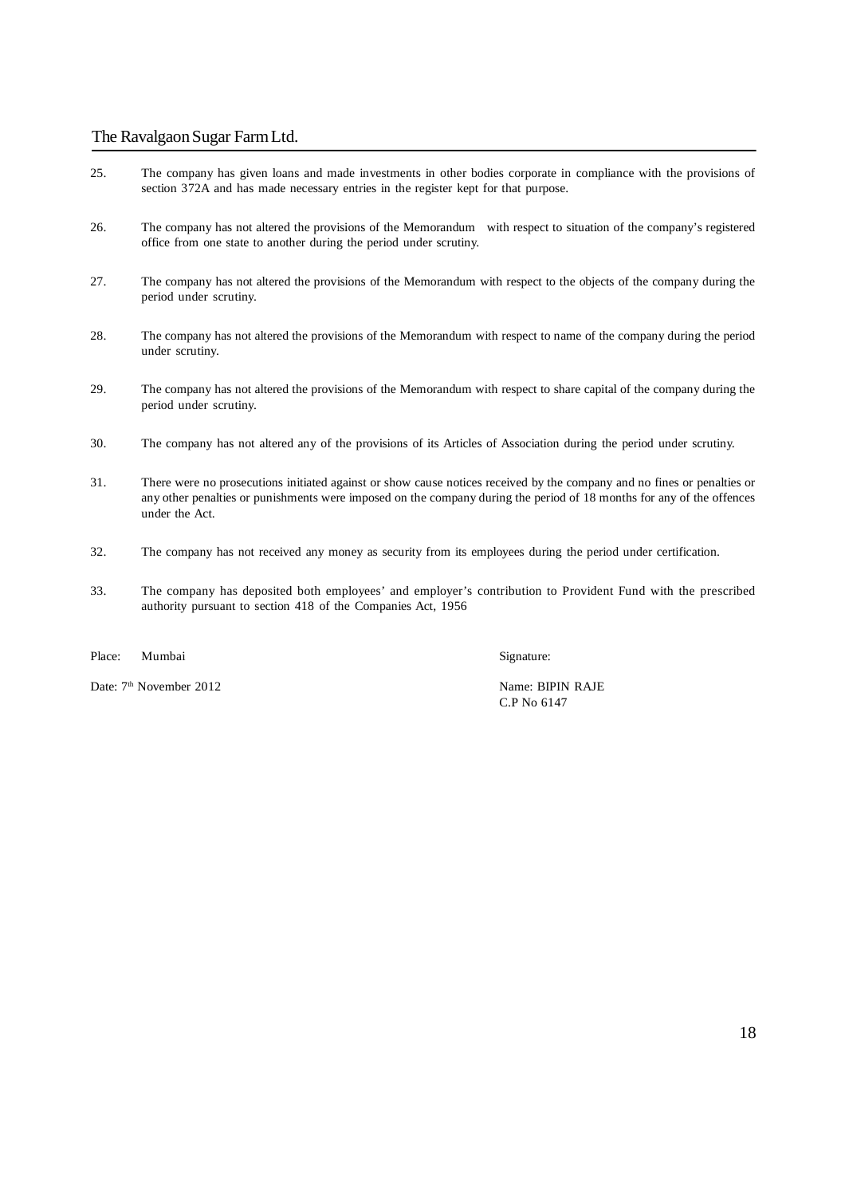25. The company has given loans and made investments in other bodies corporate in compliance with the provisions of section 372A and has made necessary entries in the register kept for that purpose.

26. The company has not altered the provisions of the Memorandum with respect to situation of the company's registered office from one state to another during the period under scrutiny.

27. The company has not altered the provisions of the Memorandum with respect to the objects of the company during the period under scrutiny.

28. The company has not altered the provisions of the Memorandum with respect to name of the company during the period under scrutiny.

29. The company has not altered the provisions of the Memorandum with respect to share capital of the company during the period under scrutiny.

30. The company has not altered any of the provisions of its Articles of Association during the period under scrutiny.

31. There were no prosecutions initiated against or show cause notices received by the company and no fines or penalties or any other penalties or punishments were imposed on the company during the period of 18 months for any of the offences under the Act.

32. The company has not received any money as security from its employees during the period under certification.

33. The company has deposited both employees' and employer's contribution to Provident Fund with the prescribed authority pursuant to section 418 of the Companies Act, 1956

Place: Mumbai

Date: 7th November 2012

Signature:

Name: BIPIN RAJE
C.P No 6147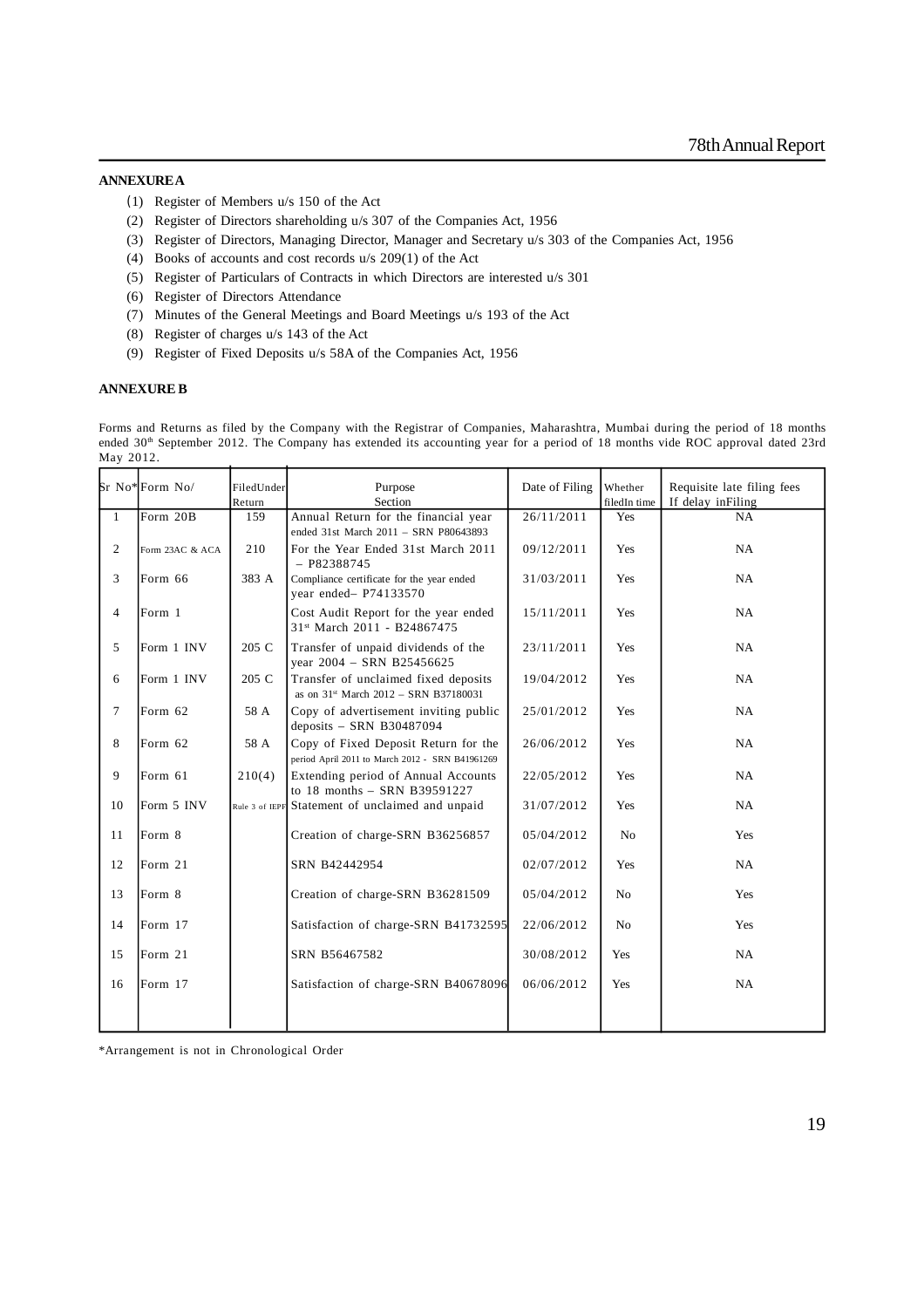**ANNEXURE A**

(1) Register of Members u/s 150 of the Act
(2) Register of Directors shareholding u/s 307 of the Companies Act, 1956
(3) Register of Directors, Managing Director, Manager and Secretary u/s 303 of the Companies Act, 1956
(4) Books of accounts and cost records u/s 209(1) of the Act
(5) Register of Particulars of Contracts in which Directors are interested u/s 301
(6) Register of Directors Attendance
(7) Minutes of the General Meetings and Board Meetings u/s 193 of the Act
(8) Register of charges u/s 143 of the Act
(9) Register of Fixed Deposits u/s 58A of the Companies Act, 1956

**ANNEXURE B**

Forms and Returns as filed by the Company with the Registrar of Companies, Maharashtra, Mumbai during the period of 18 months ended 30th September 2012. The Company has extended its accounting year for a period of 18 months vide ROC approval dated 23rd May 2012.

| Sr No* | Form No/ | FiledUnder Return | Purpose Section | Date of Filing | Whether filedIn time | Requisite late filing fees If delay inFiling |
|---|---|---|---|---|---|---|
| 1 | Form 20B | 159 | Annual Return for the financial year ended 31st March 2011 – SRN P80643893 | 26/11/2011 | Yes | NA |
| 2 | Form 23AC & ACA | 210 | For the Year Ended 31st March 2011 – P82388745 | 09/12/2011 | Yes | NA |
| 3 | Form 66 | 383 A | Compliance certificate for the year ended year ended– P74133570 | 31/03/2011 | Yes | NA |
| 4 | Form 1 | | Cost Audit Report for the year ended 31st March 2011 - B24867475 | 15/11/2011 | Yes | NA |
| 5 | Form 1 INV | 205 C | Transfer of unpaid dividends of the year 2004 – SRN B25456625 | 23/11/2011 | Yes | NA |
| 6 | Form 1 INV | 205 C | Transfer of unclaimed fixed deposits as on 31st March 2012 – SRN B37180031 | 19/04/2012 | Yes | NA |
| 7 | Form 62 | 58 A | Copy of advertisement inviting public deposits – SRN B30487094 | 25/01/2012 | Yes | NA |
| 8 | Form 62 | 58 A | Copy of Fixed Deposit Return for the period April 2011 to March 2012 - SRN B41961269 | 26/06/2012 | Yes | NA |
| 9 | Form 61 | 210(4) | Extending period of Annual Accounts to 18 months – SRN B39591227 | 22/05/2012 | Yes | NA |
| 10 | Form 5 INV | Rule 3 of IEPF | Statement of unclaimed and unpaid | 31/07/2012 | Yes | NA |
| 11 | Form 8 | | Creation of charge-SRN B36256857 | 05/04/2012 | No | Yes |
| 12 | Form 21 | | SRN B42442954 | 02/07/2012 | Yes | NA |
| 13 | Form 8 | | Creation of charge-SRN B36281509 | 05/04/2012 | No | Yes |
| 14 | Form 17 | | Satisfaction of charge-SRN B41732595 | 22/06/2012 | No | Yes |
| 15 | Form 21 | | SRN B56467582 | 30/08/2012 | Yes | NA |
| 16 | Form 17 | | Satisfaction of charge-SRN B40678096 | 06/06/2012 | Yes | NA |

*Arrangement is not in Chronological Order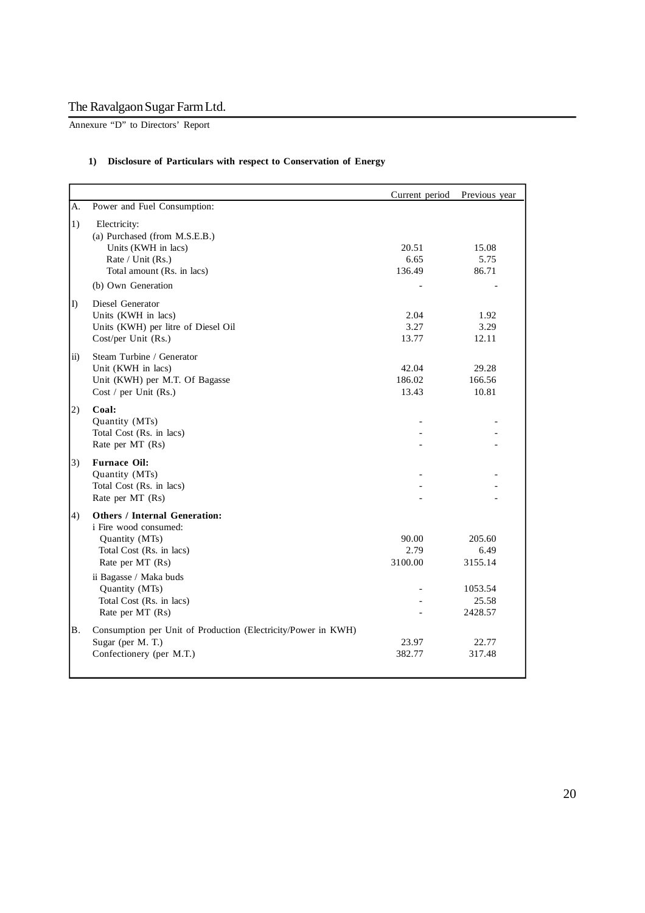Annexure "D" to Directors' Report

**1) Disclosure of Particulars with respect to Conservation of Energy**

| | | Current period | Previous year |
|---|---|---|---|
| A. | Power and Fuel Consumption: | | |
| 1) | Electricity: | | |
| | (a) Purchased (from M.S.E.B.) | | |
| | Units (KWH in lacs) | 20.51 | 15.08 |
| | Rate / Unit (Rs.) | 6.65 | 5.75 |
| | Total amount (Rs. in lacs) | 136.49 | 86.71 |
| | (b) Own Generation | - | - |
| I) | Diesel Generator | | |
| | Units (KWH in lacs) | 2.04 | 1.92 |
| | Units (KWH) per litre of Diesel Oil | 3.27 | 3.29 |
| | Cost/per Unit (Rs.) | 13.77 | 12.11 |
| ii) | Steam Turbine / Generator | | |
| | Unit (KWH in lacs) | 42.04 | 29.28 |
| | Unit (KWH) per M.T. Of Bagasse | 186.02 | 166.56 |
| | Cost / per Unit (Rs.) | 13.43 | 10.81 |
| 2) | **Coal:** | | |
| | Quantity (MTs) | - | - |
| | Total Cost (Rs. in lacs) | - | - |
| | Rate per MT (Rs) | - | - |
| 3) | **Furnace Oil:** | | |
| | Quantity (MTs) | - | - |
| | Total Cost (Rs. in lacs) | - | - |
| | Rate per MT (Rs) | - | - |
| 4) | **Others / Internal Generation:** | | |
| | i Fire wood consumed: | | |
| | Quantity (MTs) | 90.00 | 205.60 |
| | Total Cost (Rs. in lacs) | 2.79 | 6.49 |
| | Rate per MT (Rs) | 3100.00 | 3155.14 |
| | ii Bagasse / Maka buds | | |
| | Quantity (MTs) | - | 1053.54 |
| | Total Cost (Rs. in lacs) | - | 25.58 |
| | Rate per MT (Rs) | - | 2428.57 |
| B. | Consumption per Unit of Production (Electricity/Power in KWH) | | |
| | Sugar (per M. T.) | 23.97 | 22.77 |
| | Confectionery (per M.T.) | 382.77 | 317.48 |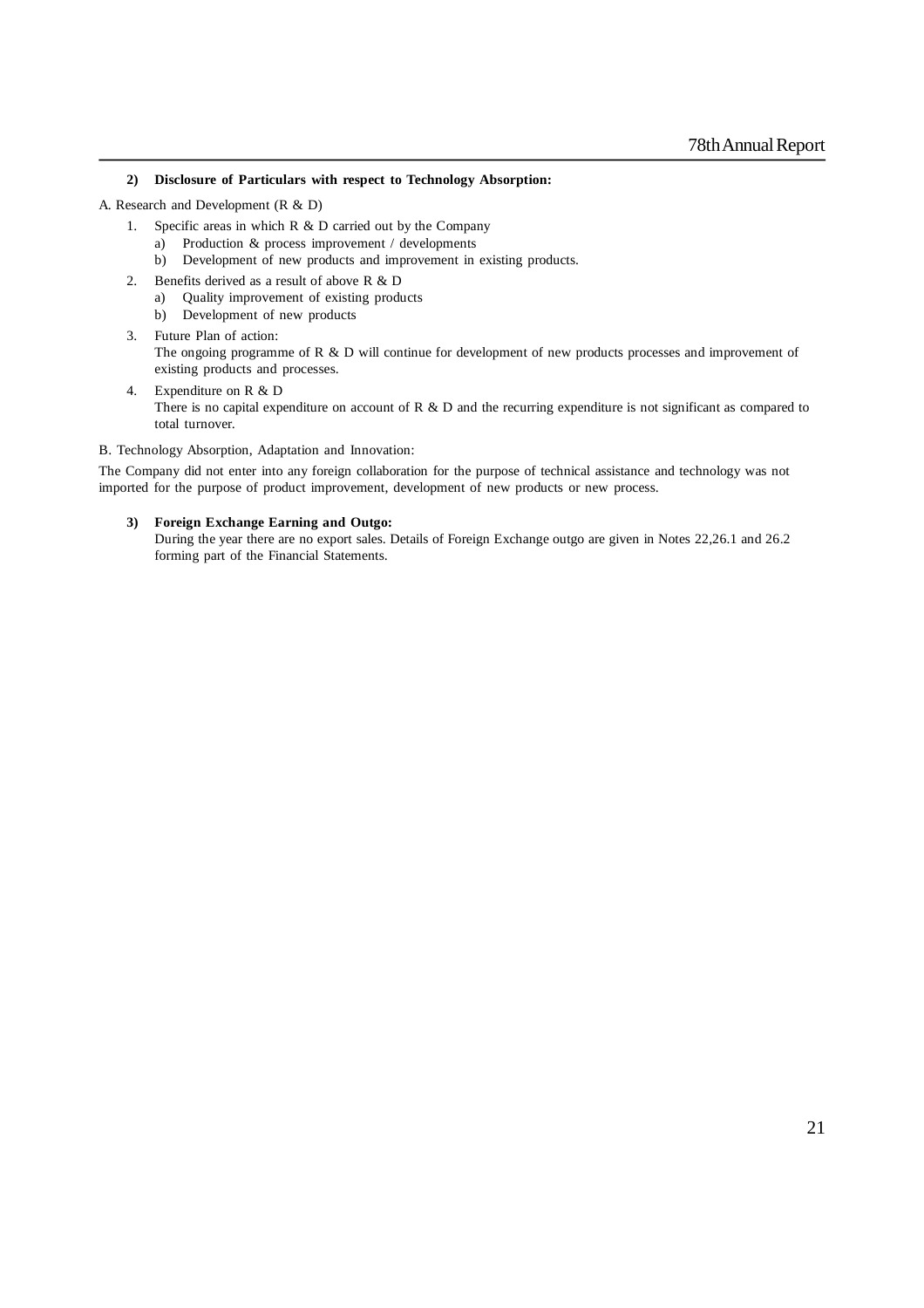**2) Disclosure of Particulars with respect to Technology Absorption:**

A. Research and Development (R & D)

1. Specific areas in which R & D carried out by the Company
   a) Production & process improvement / developments
   b) Development of new products and improvement in existing products.
2. Benefits derived as a result of above R & D
   a) Quality improvement of existing products
   b) Development of new products
3. Future Plan of action:
   The ongoing programme of R & D will continue for development of new products processes and improvement of existing products and processes.
4. Expenditure on R & D
   There is no capital expenditure on account of R & D and the recurring expenditure is not significant as compared to total turnover.

B. Technology Absorption, Adaptation and Innovation:

The Company did not enter into any foreign collaboration for the purpose of technical assistance and technology was not imported for the purpose of product improvement, development of new products or new process.

**3) Foreign Exchange Earning and Outgo:**

During the year there are no export sales. Details of Foreign Exchange outgo are given in Notes 22,26.1 and 26.2 forming part of the Financial Statements.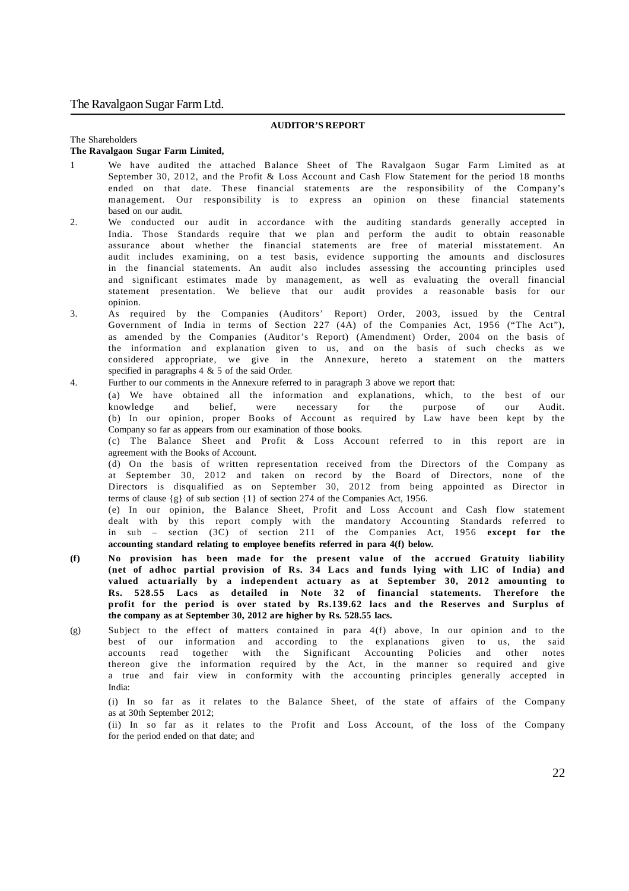## AUDITOR'S REPORT

The Shareholders

**The Ravalgaon Sugar Farm Limited,**

1. We have audited the attached Balance Sheet of The Ravalgaon Sugar Farm Limited as at September 30, 2012, and the Profit & Loss Account and Cash Flow Statement for the period 18 months ended on that date. These financial statements are the responsibility of the Company's management. Our responsibility is to express an opinion on these financial statements based on our audit.

2. We conducted our audit in accordance with the auditing standards generally accepted in India. Those Standards require that we plan and perform the audit to obtain reasonable assurance about whether the financial statements are free of material misstatement. An audit includes examining, on a test basis, evidence supporting the amounts and disclosures in the financial statements. An audit also includes assessing the accounting principles used and significant estimates made by management, as well as evaluating the overall financial statement presentation. We believe that our audit provides a reasonable basis for our opinion.

3. As required by the Companies (Auditors' Report) Order, 2003, issued by the Central Government of India in terms of Section 227 (4A) of the Companies Act, 1956 ("The Act"), as amended by the Companies (Auditor's Report) (Amendment) Order, 2004 on the basis of the information and explanation given to us, and on the basis of such checks as we considered appropriate, we give in the Annexure, hereto a statement on the matters specified in paragraphs 4 & 5 of the said Order.

4. Further to our comments in the Annexure referred to in paragraph 3 above we report that:

   (a) We have obtained all the information and explanations, which, to the best of our knowledge and belief, were necessary for the purpose of our Audit.

   (b) In our opinion, proper Books of Account as required by Law have been kept by the Company so far as appears from our examination of those books.

   (c) The Balance Sheet and Profit & Loss Account referred to in this report are in agreement with the Books of Account.

   (d) On the basis of written representation received from the Directors of the Company as at September 30, 2012 and taken on record by the Board of Directors, none of the Directors is disqualified as on September 30, 2012 from being appointed as Director in terms of clause {g} of sub section {1} of section 274 of the Companies Act, 1956.

   (e) In our opinion, the Balance Sheet, Profit and Loss Account and Cash flow statement dealt with by this report comply with the mandatory Accounting Standards referred to in sub – section (3C) of section 211 of the Companies Act, 1956 **except for the accounting standard relating to employee benefits referred in para 4(f) below.**

   **(f) No provision has been made for the present value of the accrued Gratuity liability (net of adhoc partial provision of Rs. 34 Lacs and funds lying with LIC of India) and valued actuarially by a independent actuary as at September 30, 2012 amounting to Rs. 528.55 Lacs as detailed in Note 32 of financial statements. Therefore the profit for the period is over stated by Rs.139.62 lacs and the Reserves and Surplus of the company as at September 30, 2012 are higher by Rs. 528.55 lacs.**

   (g) Subject to the effect of matters contained in para 4(f) above, In our opinion and to the best of our information and according to the explanations given to us, the said accounts read together with the Significant Accounting Policies and other notes thereon give the information required by the Act, in the manner so required and give a true and fair view in conformity with the accounting principles generally accepted in India:

   (i) In so far as it relates to the Balance Sheet, of the state of affairs of the Company as at 30th September 2012;

   (ii) In so far as it relates to the Profit and Loss Account, of the loss of the Company for the period ended on that date; and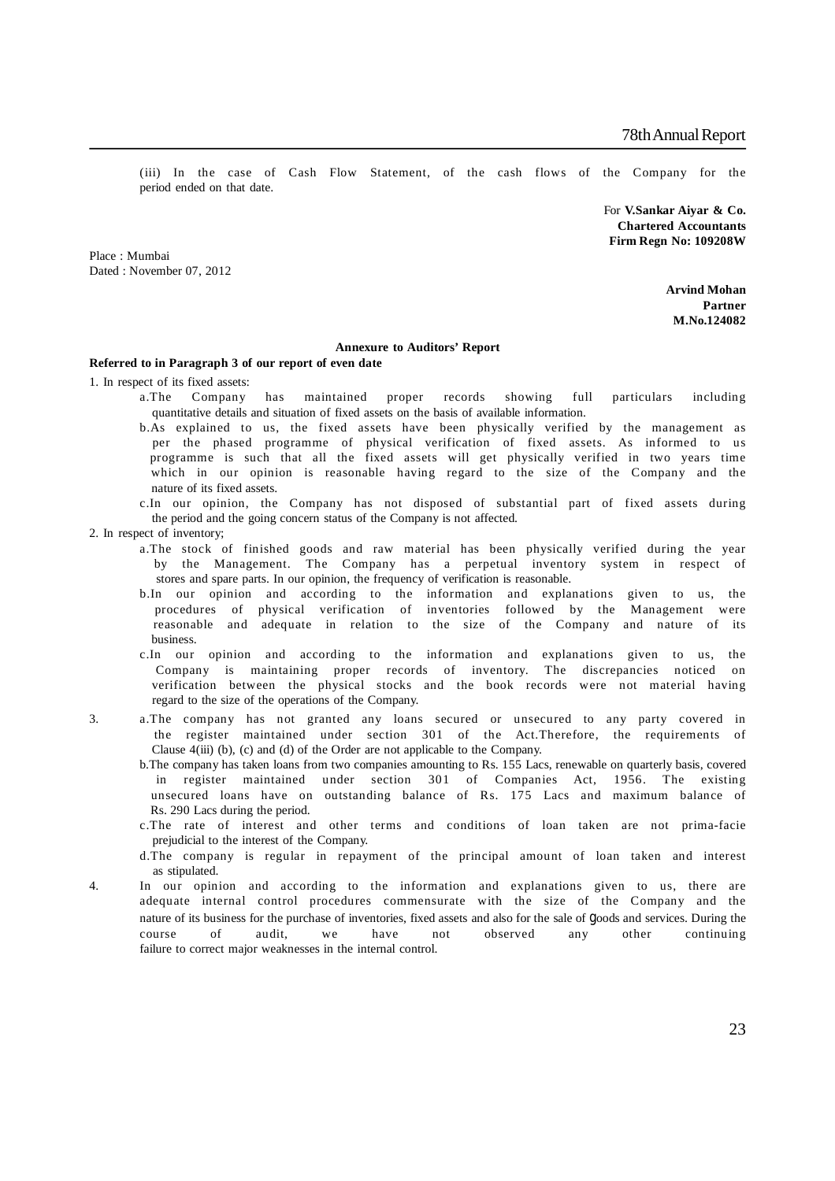(iii) In the case of Cash Flow Statement, of the cash flows of the Company for the period ended on that date.

For **V.Sankar Aiyar & Co.**
**Chartered Accountants**
**Firm Regn No: 109208W**

Place : Mumbai
Dated : November 07, 2012

**Arvind Mohan**
**Partner**
**M.No.124082**

**Annexure to Auditors' Report**

**Referred to in Paragraph 3 of our report of even date**

1. In respect of its fixed assets:
   a. The Company has maintained proper records showing full particulars including quantitative details and situation of fixed assets on the basis of available information.
   b. As explained to us, the fixed assets have been physically verified by the management as per the phased programme of physical verification of fixed assets. As informed to us programme is such that all the fixed assets will get physically verified in two years time which in our opinion is reasonable having regard to the size of the Company and the nature of its fixed assets.
   c. In our opinion, the Company has not disposed of substantial part of fixed assets during the period and the going concern status of the Company is not affected.

2. In respect of inventory;
   a. The stock of finished goods and raw material has been physically verified during the year by the Management. The Company has a perpetual inventory system in respect of stores and spare parts. In our opinion, the frequency of verification is reasonable.
   b. In our opinion and according to the information and explanations given to us, the procedures of physical verification of inventories followed by the Management were reasonable and adequate in relation to the size of the Company and nature of its business.
   c. In our opinion and according to the information and explanations given to us, the Company is maintaining proper records of inventory. The discrepancies noticed on verification between the physical stocks and the book records were not material having regard to the size of the operations of the Company.

3. a. The company has not granted any loans secured or unsecured to any party covered in the register maintained under section 301 of the Act.Therefore, the requirements of Clause 4(iii) (b), (c) and (d) of the Order are not applicable to the Company.
   b. The company has taken loans from two companies amounting to Rs. 155 Lacs, renewable on quarterly basis, covered in register maintained under section 301 of Companies Act, 1956. The existing unsecured loans have on outstanding balance of Rs. 175 Lacs and maximum balance of Rs. 290 Lacs during the period.
   c. The rate of interest and other terms and conditions of loan taken are not prima-facie prejudicial to the interest of the Company.
   d. The company is regular in repayment of the principal amount of loan taken and interest as stipulated.

4. In our opinion and according to the information and explanations given to us, there are adequate internal control procedures commensurate with the size of the Company and the nature of its business for the purchase of inventories, fixed assets and also for the sale of goods and services. During the course of audit, we have not observed any other continuing failure to correct major weaknesses in the internal control.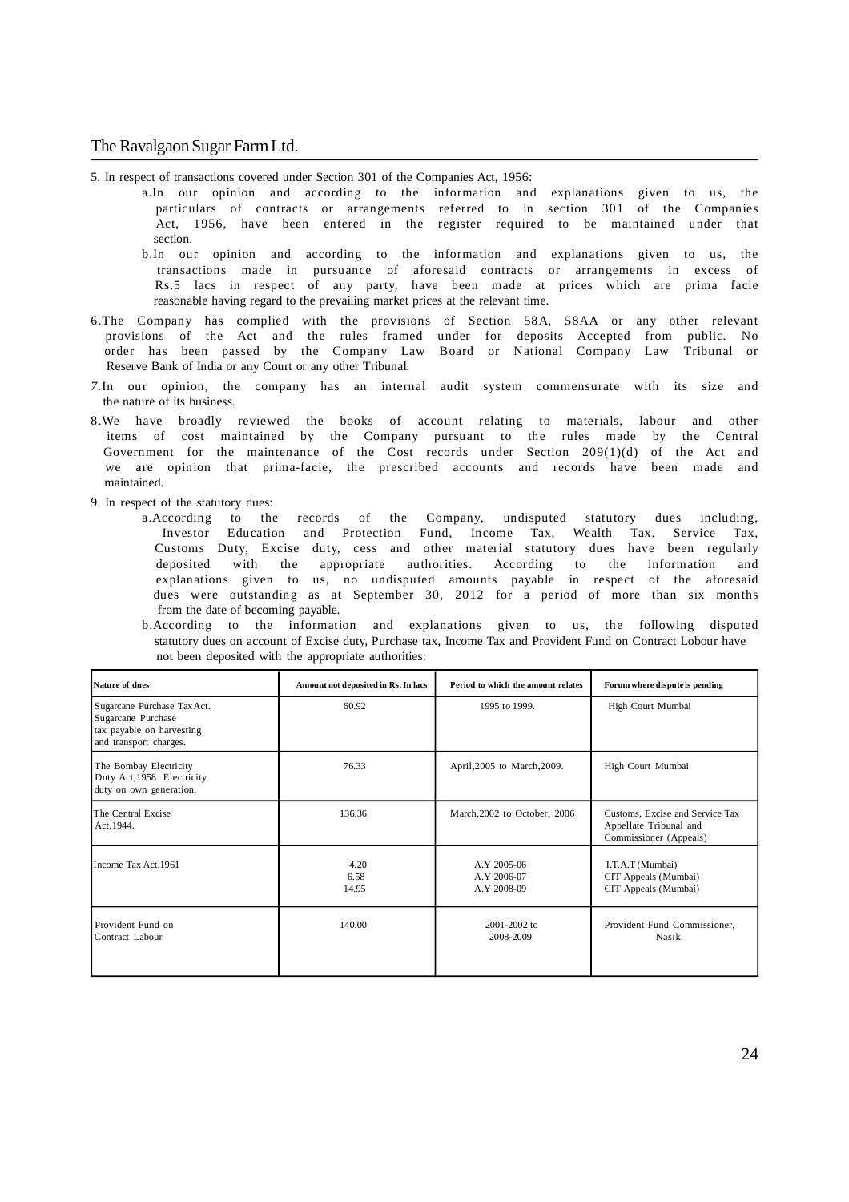5. In respect of transactions covered under Section 301 of the Companies Act, 1956:

   a. In our opinion and according to the information and explanations given to us, the particulars of contracts or arrangements referred to in section 301 of the Companies Act, 1956, have been entered in the register required to be maintained under that section.

   b. In our opinion and according to the information and explanations given to us, the transactions made in pursuance of aforesaid contracts or arrangements in excess of Rs.5 lacs in respect of any party, have been made at prices which are prima facie reasonable having regard to the prevailing market prices at the relevant time.

6. The Company has complied with the provisions of Section 58A, 58AA or any other relevant provisions of the Act and the rules framed under for deposits Accepted from public. No order has been passed by the Company Law Board or National Company Law Tribunal or Reserve Bank of India or any Court or any other Tribunal.

7. In our opinion, the company has an internal audit system commensurate with its size and the nature of its business.

8. We have broadly reviewed the books of account relating to materials, labour and other items of cost maintained by the Company pursuant to the rules made by the Central Government for the maintenance of the Cost records under Section 209(1)(d) of the Act and we are opinion that prima-facie, the prescribed accounts and records have been made and maintained.

9. In respect of the statutory dues:

   a. According to the records of the Company, undisputed statutory dues including, Investor Education and Protection Fund, Income Tax, Wealth Tax, Service Tax, Customs Duty, Excise duty, cess and other material statutory dues have been regularly deposited with the appropriate authorities. According to the information and explanations given to us, no undisputed amounts payable in respect of the aforesaid dues were outstanding as at September 30, 2012 for a period of more than six months from the date of becoming payable.

   b. According to the information and explanations given to us, the following disputed statutory dues on account of Excise duty, Purchase tax, Income Tax and Provident Fund on Contract Lobour have not been deposited with the appropriate authorities:

| Nature of dues | Amount not deposited in Rs. In lacs | Period to which the amount relates | Forum where dispute is pending |
|---|---|---|---|
| Sugarcane Purchase Tax Act. Sugarcane Purchase tax payable on harvesting and transport charges. | 60.92 | 1995 to 1999. | High Court Mumbai |
| The Bombay Electricity Duty Act,1958. Electricity duty on own generation. | 76.33 | April,2005 to March,2009. | High Court Mumbai |
| The Central Excise Act,1944. | 136.36 | March,2002 to October, 2006 | Customs, Excise and Service Tax Appellate Tribunal and Commissioner (Appeals) |
| Income Tax Act,1961 | 4.20<br>6.58<br>14.95 | A.Y 2005-06<br>A.Y 2006-07<br>A.Y 2008-09 | I.T.A.T (Mumbai)<br>CIT Appeals (Mumbai)<br>CIT Appeals (Mumbai) |
| Provident Fund on Contract Labour | 140.00 | 2001-2002 to 2008-2009 | Provident Fund Commissioner, Nasik |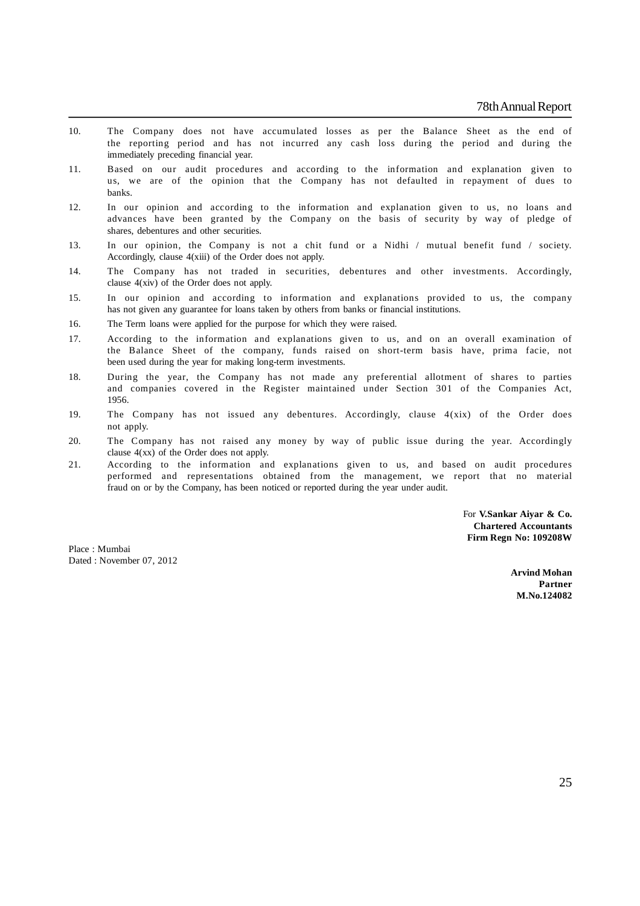10. The Company does not have accumulated losses as per the Balance Sheet as the end of the reporting period and has not incurred any cash loss during the period and during the immediately preceding financial year.
11. Based on our audit procedures and according to the information and explanation given to us, we are of the opinion that the Company has not defaulted in repayment of dues to banks.
12. In our opinion and according to the information and explanation given to us, no loans and advances have been granted by the Company on the basis of security by way of pledge of shares, debentures and other securities.
13. In our opinion, the Company is not a chit fund or a Nidhi / mutual benefit fund / society. Accordingly, clause 4(xiii) of the Order does not apply.
14. The Company has not traded in securities, debentures and other investments. Accordingly, clause 4(xiv) of the Order does not apply.
15. In our opinion and according to information and explanations provided to us, the company has not given any guarantee for loans taken by others from banks or financial institutions.
16. The Term loans were applied for the purpose for which they were raised.
17. According to the information and explanations given to us, and on an overall examination of the Balance Sheet of the company, funds raised on short-term basis have, prima facie, not been used during the year for making long-term investments.
18. During the year, the Company has not made any preferential allotment of shares to parties and companies covered in the Register maintained under Section 301 of the Companies Act, 1956.
19. The Company has not issued any debentures. Accordingly, clause 4(xix) of the Order does not apply.
20. The Company has not raised any money by way of public issue during the year. Accordingly clause 4(xx) of the Order does not apply.
21. According to the information and explanations given to us, and based on audit procedures performed and representations obtained from the management, we report that no material fraud on or by the Company, has been noticed or reported during the year under audit.

For **V.Sankar Aiyar & Co.**
**Chartered Accountants**
**Firm Regn No: 109208W**

Place : Mumbai
Dated : November 07, 2012

**Arvind Mohan**
**Partner**
**M.No.124082**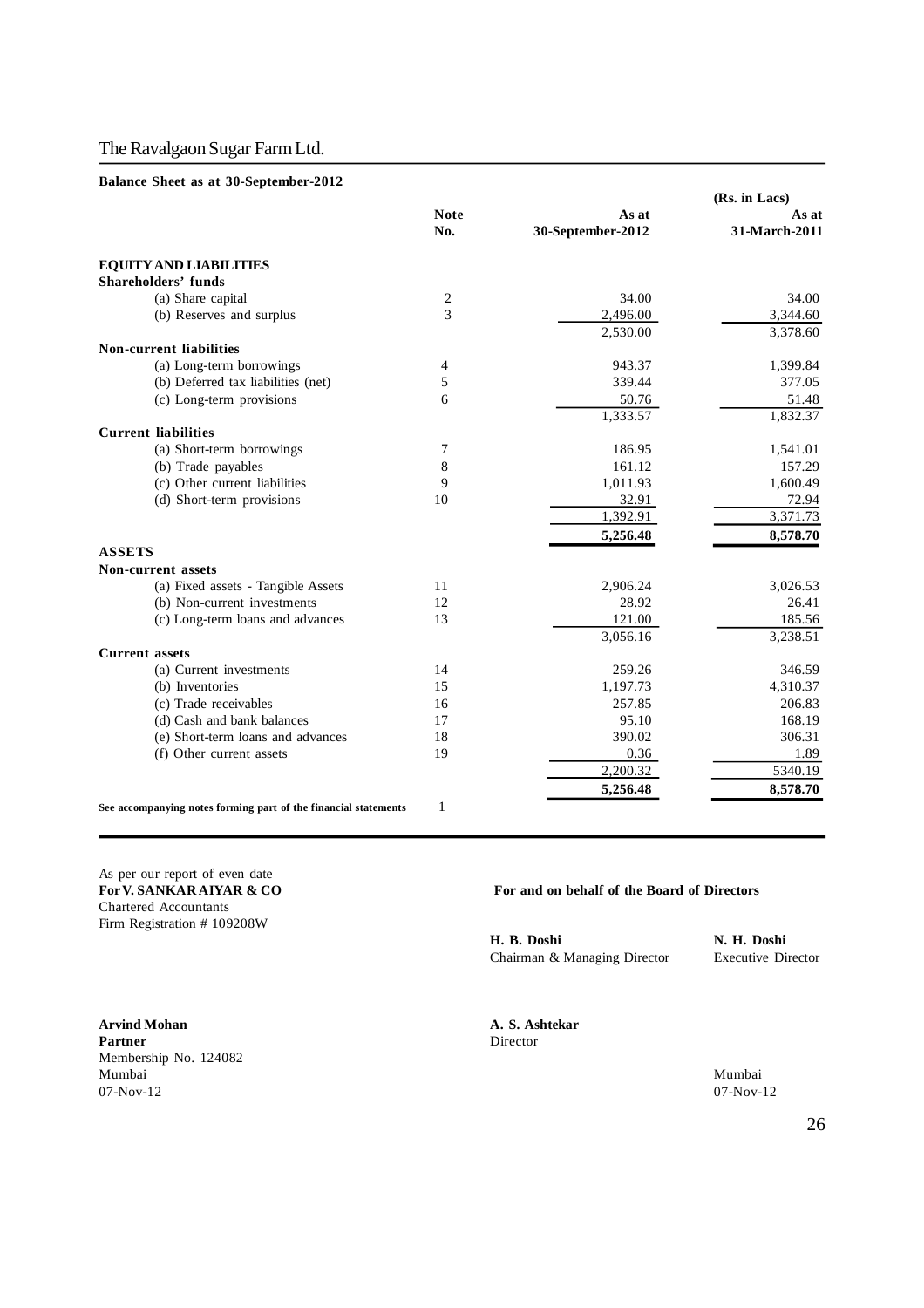# The Ravalgaon Sugar Farm Ltd.

**Balance Sheet as at 30-September-2012**

(Rs. in Lacs)

| | Note No. | As at 30-September-2012 | As at 31-March-2011 |
|---|---|---|---|
| **EQUITY AND LIABILITIES** | | | |
| **Shareholders' funds** | | | |
| (a) Share capital | 2 | 34.00 | 34.00 |
| (b) Reserves and surplus | 3 | 2,496.00 | 3,344.60 |
| | | 2,530.00 | 3,378.60 |
| **Non-current liabilities** | | | |
| (a) Long-term borrowings | 4 | 943.37 | 1,399.84 |
| (b) Deferred tax liabilities (net) | 5 | 339.44 | 377.05 |
| (c) Long-term provisions | 6 | 50.76 | 51.48 |
| | | 1,333.57 | 1,832.37 |
| **Current liabilities** | | | |
| (a) Short-term borrowings | 7 | 186.95 | 1,541.01 |
| (b) Trade payables | 8 | 161.12 | 157.29 |
| (c) Other current liabilities | 9 | 1,011.93 | 1,600.49 |
| (d) Short-term provisions | 10 | 32.91 | 72.94 |
| | | 1,392.91 | 3,371.73 |
| | | **5,256.48** | **8,578.70** |
| **ASSETS** | | | |
| **Non-current assets** | | | |
| (a) Fixed assets - Tangible Assets | 11 | 2,906.24 | 3,026.53 |
| (b) Non-current investments | 12 | 28.92 | 26.41 |
| (c) Long-term loans and advances | 13 | 121.00 | 185.56 |
| | | 3,056.16 | 3,238.51 |
| **Current assets** | | | |
| (a) Current investments | 14 | 259.26 | 346.59 |
| (b) Inventories | 15 | 1,197.73 | 4,310.37 |
| (c) Trade receivables | 16 | 257.85 | 206.83 |
| (d) Cash and bank balances | 17 | 95.10 | 168.19 |
| (e) Short-term loans and advances | 18 | 390.02 | 306.31 |
| (f) Other current assets | 19 | 0.36 | 1.89 |
| | | 2,200.32 | 5340.19 |
| | | **5,256.48** | **8,578.70** |
| **See accompanying notes forming part of the financial statements** | 1 | | |

As per our report of even date
**For V. SANKAR AIYAR & CO**
Chartered Accountants
Firm Registration # 109208W

**Arvind Mohan**
**Partner**
Membership No. 124082
Mumbai
07-Nov-12

**For and on behalf of the Board of Directors**

**H. B. Doshi**
Chairman & Managing Director

**N. H. Doshi**
Executive Director

**A. S. Ashtekar**
Director

Mumbai
07-Nov-12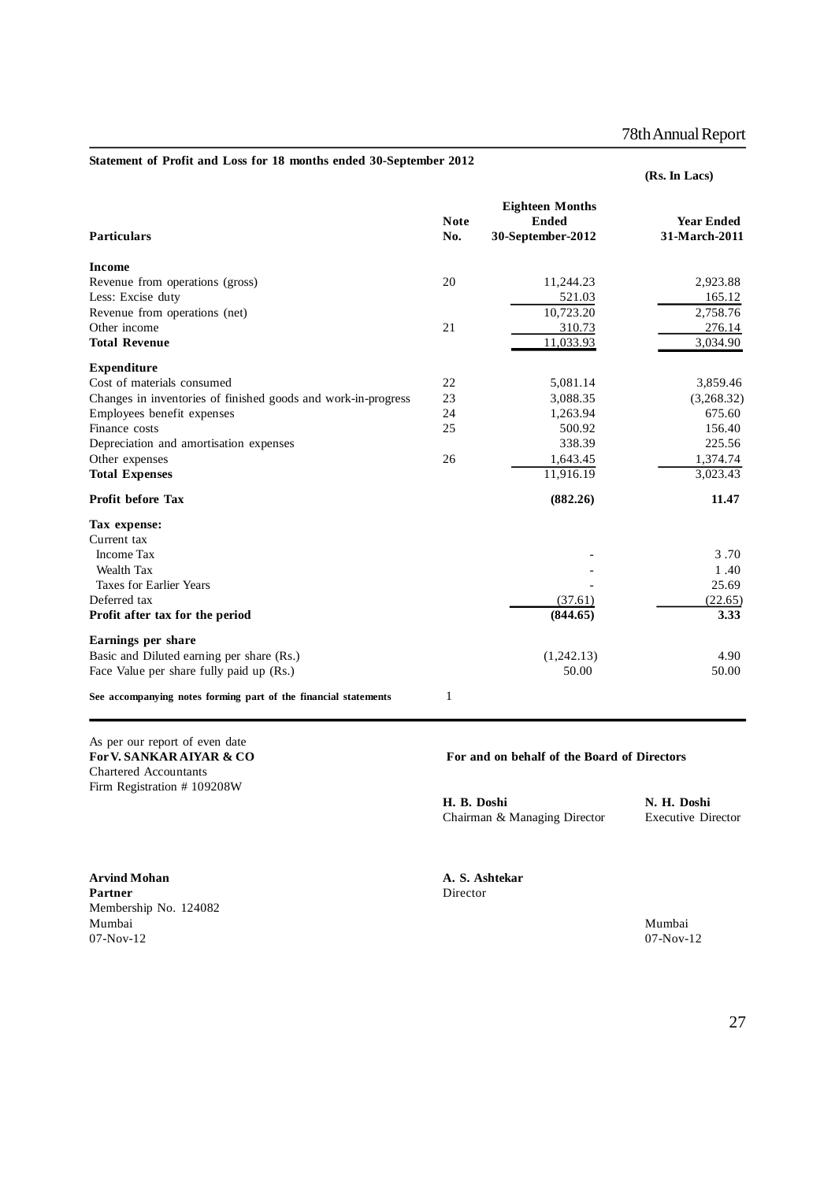**Statement of Profit and Loss for 18 months ended 30-September 2012**

**(Rs. In Lacs)**

| **Particulars** | **Note No.** | **Eighteen Months Ended 30-September-2012** | **Year Ended 31-March-2011** |
|---|---|---|---|
| **Income** | | | |
| Revenue from operations (gross) | 20 | 11,244.23 | 2,923.88 |
| Less: Excise duty | | 521.03 | 165.12 |
| Revenue from operations (net) | | 10,723.20 | 2,758.76 |
| Other income | 21 | 310.73 | 276.14 |
| **Total Revenue** | | 11,033.93 | 3,034.90 |
| **Expenditure** | | | |
| Cost of materials consumed | 22 | 5,081.14 | 3,859.46 |
| Changes in inventories of finished goods and work-in-progress | 23 | 3,088.35 | (3,268.32) |
| Employees benefit expenses | 24 | 1,263.94 | 675.60 |
| Finance costs | 25 | 500.92 | 156.40 |
| Depreciation and amortisation expenses | | 338.39 | 225.56 |
| Other expenses | 26 | 1,643.45 | 1,374.74 |
| **Total Expenses** | | 11,916.19 | 3,023.43 |
| **Profit before Tax** | | **(882.26)** | **11.47** |
| **Tax expense:** | | | |
| Current tax | | | |
| Income Tax | | - | 3 .70 |
| Wealth Tax | | - | 1 .40 |
| Taxes for Earlier Years | | - | 25.69 |
| Deferred tax | | (37.61) | (22.65) |
| **Profit after tax for the period** | | **(844.65)** | **3.33** |
| **Earnings per share** | | | |
| Basic and Diluted earning per share (Rs.) | | (1,242.13) | 4.90 |
| Face Value per share fully paid up (Rs.) | | 50.00 | 50.00 |
| **See accompanying notes forming part of the financial statements** | 1 | | |

As per our report of even date
**For V. SANKAR AIYAR & CO**
Chartered Accountants
Firm Registration # 109208W

**For and on behalf of the Board of Directors**

**H. B. Doshi**
Chairman & Managing Director

**N. H. Doshi**
Executive Director

**Arvind Mohan**
**Partner**
Membership No. 124082
Mumbai
07-Nov-12

**A. S. Ashtekar**
Director

Mumbai
07-Nov-12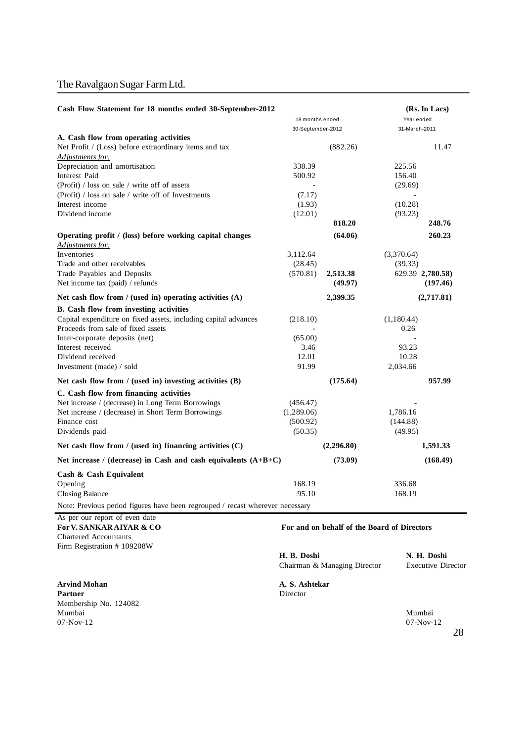# The Ravalgaon Sugar Farm Ltd.

| Cash Flow Statement for 18 months ended 30-September-2012 | | | | (Rs. In Lacs) |
|---|---|---|---|---|
| | 18 months ended 30-September-2012 | | Year ended 31-March-2011 | |
| **A. Cash flow from operating activities** | | | | |
| Net Profit / (Loss) before extraordinary items and tax | | (882.26) | | 11.47 |
| *Adjustments for:* | | | | |
| Depreciation and amortisation | 338.39 | | 225.56 | |
| Interest Paid | 500.92 | | 156.40 | |
| (Profit) / loss on sale / write off of assets | - | | (29.69) | |
| (Profit) / loss on sale / write off of Investments | (7.17) | | - | |
| Interest income | (1.93) | | (10.28) | |
| Dividend income | (12.01) | | (93.23) | |
| | | **818.20** | | **248.76** |
| **Operating profit / (loss) before working capital changes** | | **(64.06)** | | **260.23** |
| *Adjustments for:* | | | | |
| Inventories | 3,112.64 | | (3,370.64) | |
| Trade and other receivables | (28.45) | | (39.33) | |
| Trade Payables and Deposits | (570.81) | **2,513.38** | 629.39 | **(2,780.58)** |
| Net income tax (paid) / refunds | | **(49.97)** | | **(197.46)** |
| **Net cash flow from / (used in) operating activities (A)** | | **2,399.35** | | **(2,717.81)** |
| **B. Cash flow from investing activities** | | | | |
| Capital expenditure on fixed assets, including capital advances | (218.10) | | (1,180.44) | |
| Proceeds from sale of fixed assets | - | | 0.26 | |
| Inter-corporate deposits (net) | (65.00) | | - | |
| Interest received | 3.46 | | 93.23 | |
| Dividend received | 12.01 | | 10.28 | |
| Investment (made) / sold | 91.99 | | 2,034.66 | |
| **Net cash flow from / (used in) investing activities (B)** | | **(175.64)** | | **957.99** |
| **C. Cash flow from financing activities** | | | | |
| Net increase / (decrease) in Long Term Borrowings | (456.47) | | - | |
| Net increase / (decrease) in Short Term Borrowings | (1,289.06) | | 1,786.16 | |
| Finance cost | (500.92) | | (144.88) | |
| Dividends paid | (50.35) | | (49.95) | |
| **Net cash flow from / (used in) financing activities (C)** | | **(2,296.80)** | | **1,591.33** |
| **Net increase / (decrease) in Cash and cash equivalents (A+B+C)** | | **(73.09)** | | **(168.49)** |
| **Cash & Cash Equivalent** | | | | |
| Opening | 168.19 | | 336.68 | |
| Closing Balance | 95.10 | | 168.19 | |

Note: Previous period figures have been regrouped / recast wherever necessary

As per our report of even date
**For V. SANKAR AIYAR & CO**
Chartered Accountants
Firm Registration # 109208W

**For and on behalf of the Board of Directors**

**H. B. Doshi**
Chairman & Managing Director

**N. H. Doshi**
Executive Director

**Arvind Mohan**
**Partner**
Membership No. 124082
Mumbai
07-Nov-12

**A. S. Ashtekar**
Director

Mumbai
07-Nov-12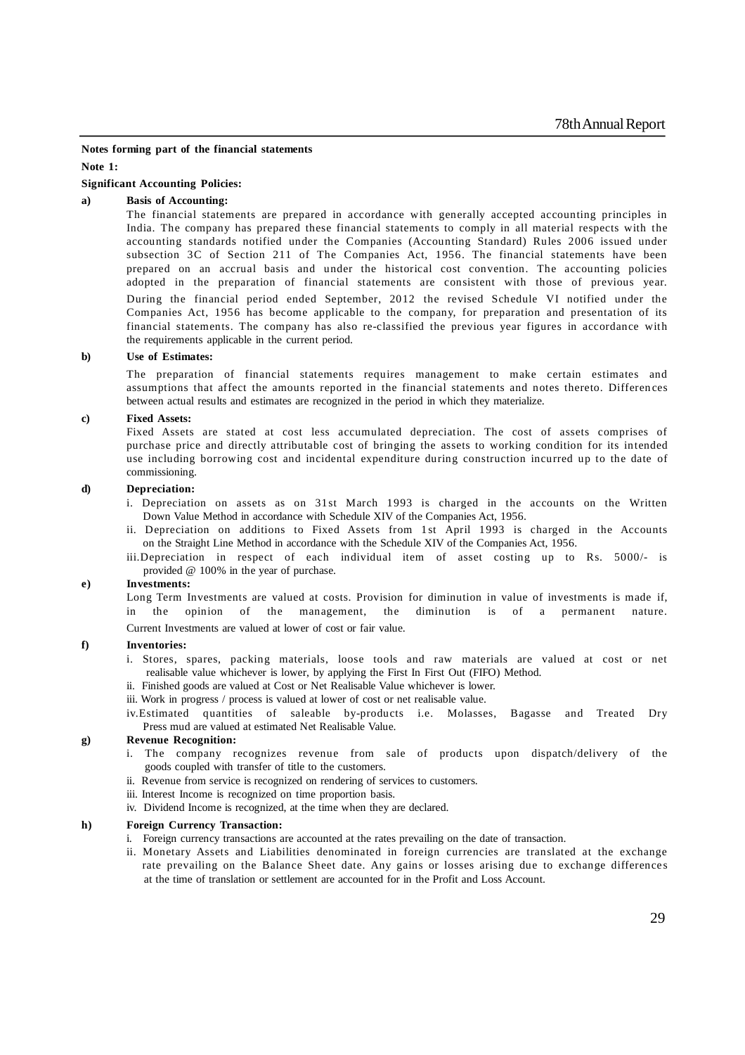**Notes forming part of the financial statements**

**Note 1:**

**Significant Accounting Policies:**

**a) Basis of Accounting:**

The financial statements are prepared in accordance with generally accepted accounting principles in India. The company has prepared these financial statements to comply in all material respects with the accounting standards notified under the Companies (Accounting Standard) Rules 2006 issued under subsection 3C of Section 211 of The Companies Act, 1956. The financial statements have been prepared on an accrual basis and under the historical cost convention. The accounting policies adopted in the preparation of financial statements are consistent with those of previous year.

During the financial period ended September, 2012 the revised Schedule VI notified under the Companies Act, 1956 has become applicable to the company, for preparation and presentation of its financial statements. The company has also re-classified the previous year figures in accordance with the requirements applicable in the current period.

**b) Use of Estimates:**

The preparation of financial statements requires management to make certain estimates and assumptions that affect the amounts reported in the financial statements and notes thereto. Differences between actual results and estimates are recognized in the period in which they materialize.

**c) Fixed Assets:**

Fixed Assets are stated at cost less accumulated depreciation. The cost of assets comprises of purchase price and directly attributable cost of bringing the assets to working condition for its intended use including borrowing cost and incidental expenditure during construction incurred up to the date of commissioning.

**d) Depreciation:**

i. Depreciation on assets as on 31st March 1993 is charged in the accounts on the Written Down Value Method in accordance with Schedule XIV of the Companies Act, 1956.

ii. Depreciation on additions to Fixed Assets from 1st April 1993 is charged in the Accounts on the Straight Line Method in accordance with the Schedule XIV of the Companies Act, 1956.

iii. Depreciation in respect of each individual item of asset costing up to Rs. 5000/- is provided @ 100% in the year of purchase.

**e) Investments:**

Long Term Investments are valued at costs. Provision for diminution in value of investments is made if, in the opinion of the management, the diminution is of a permanent nature.

Current Investments are valued at lower of cost or fair value.

**f) Inventories:**

i. Stores, spares, packing materials, loose tools and raw materials are valued at cost or net realisable value whichever is lower, by applying the First In First Out (FIFO) Method.

ii. Finished goods are valued at Cost or Net Realisable Value whichever is lower.

iii. Work in progress / process is valued at lower of cost or net realisable value.

iv. Estimated quantities of saleable by-products i.e. Molasses, Bagasse and Treated Dry Press mud are valued at estimated Net Realisable Value.

**g) Revenue Recognition:**

i. The company recognizes revenue from sale of products upon dispatch/delivery of the goods coupled with transfer of title to the customers.

ii. Revenue from service is recognized on rendering of services to customers.

iii. Interest Income is recognized on time proportion basis.

iv. Dividend Income is recognized, at the time when they are declared.

**h) Foreign Currency Transaction:**

i. Foreign currency transactions are accounted at the rates prevailing on the date of transaction.

ii. Monetary Assets and Liabilities denominated in foreign currencies are translated at the exchange rate prevailing on the Balance Sheet date. Any gains or losses arising due to exchange differences at the time of translation or settlement are accounted for in the Profit and Loss Account.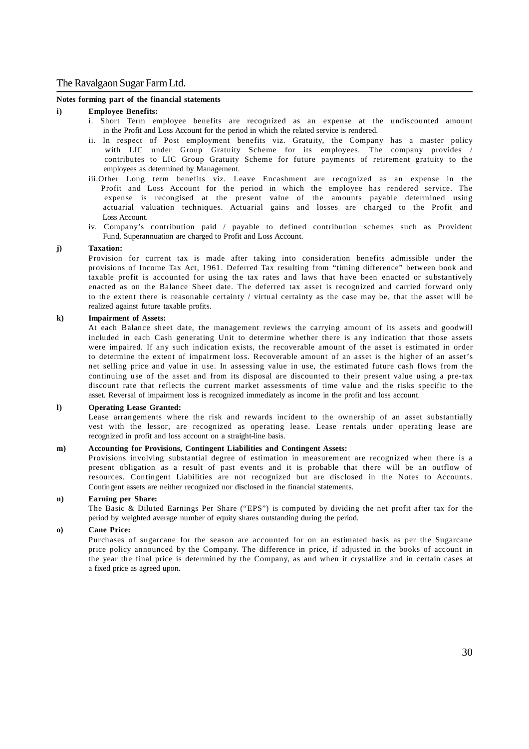**Notes forming part of the financial statements**

**i) Employee Benefits:**

i. Short Term employee benefits are recognized as an expense at the undiscounted amount in the Profit and Loss Account for the period in which the related service is rendered.

ii. In respect of Post employment benefits viz. Gratuity, the Company has a master policy with LIC under Group Gratuity Scheme for its employees. The company provides / contributes to LIC Group Gratuity Scheme for future payments of retirement gratuity to the employees as determined by Management.

iii. Other Long term benefits viz. Leave Encashment are recognized as an expense in the Profit and Loss Account for the period in which the employee has rendered service. The expense is recongised at the present value of the amounts payable determined using actuarial valuation techniques. Actuarial gains and losses are charged to the Profit and Loss Account.

iv. Company's contribution paid / payable to defined contribution schemes such as Provident Fund, Superannuation are charged to Profit and Loss Account.

**j) Taxation:**

Provision for current tax is made after taking into consideration benefits admissible under the provisions of Income Tax Act, 1961. Deferred Tax resulting from "timing difference" between book and taxable profit is accounted for using the tax rates and laws that have been enacted or substantively enacted as on the Balance Sheet date. The deferred tax asset is recognized and carried forward only to the extent there is reasonable certainty / virtual certainty as the case may be, that the asset will be realized against future taxable profits.

**k) Impairment of Assets:**

At each Balance sheet date, the management reviews the carrying amount of its assets and goodwill included in each Cash generating Unit to determine whether there is any indication that those assets were impaired. If any such indication exists, the recoverable amount of the asset is estimated in order to determine the extent of impairment loss. Recoverable amount of an asset is the higher of an asset's net selling price and value in use. In assessing value in use, the estimated future cash flows from the continuing use of the asset and from its disposal are discounted to their present value using a pre-tax discount rate that reflects the current market assessments of time value and the risks specific to the asset. Reversal of impairment loss is recognized immediately as income in the profit and loss account.

**l) Operating Lease Granted:**

Lease arrangements where the risk and rewards incident to the ownership of an asset substantially vest with the lessor, are recognized as operating lease. Lease rentals under operating lease are recognized in profit and loss account on a straight-line basis.

**m) Accounting for Provisions, Contingent Liabilities and Contingent Assets:**

Provisions involving substantial degree of estimation in measurement are recognized when there is a present obligation as a result of past events and it is probable that there will be an outflow of resources. Contingent Liabilities are not recognized but are disclosed in the Notes to Accounts. Contingent assets are neither recognized nor disclosed in the financial statements.

**n) Earning per Share:**

The Basic & Diluted Earnings Per Share ("EPS") is computed by dividing the net profit after tax for the period by weighted average number of equity shares outstanding during the period.

**o) Cane Price:**

Purchases of sugarcane for the season are accounted for on an estimated basis as per the Sugarcane price policy announced by the Company. The difference in price, if adjusted in the books of account in the year the final price is determined by the Company, as and when it crystallize and in certain cases at a fixed price as agreed upon.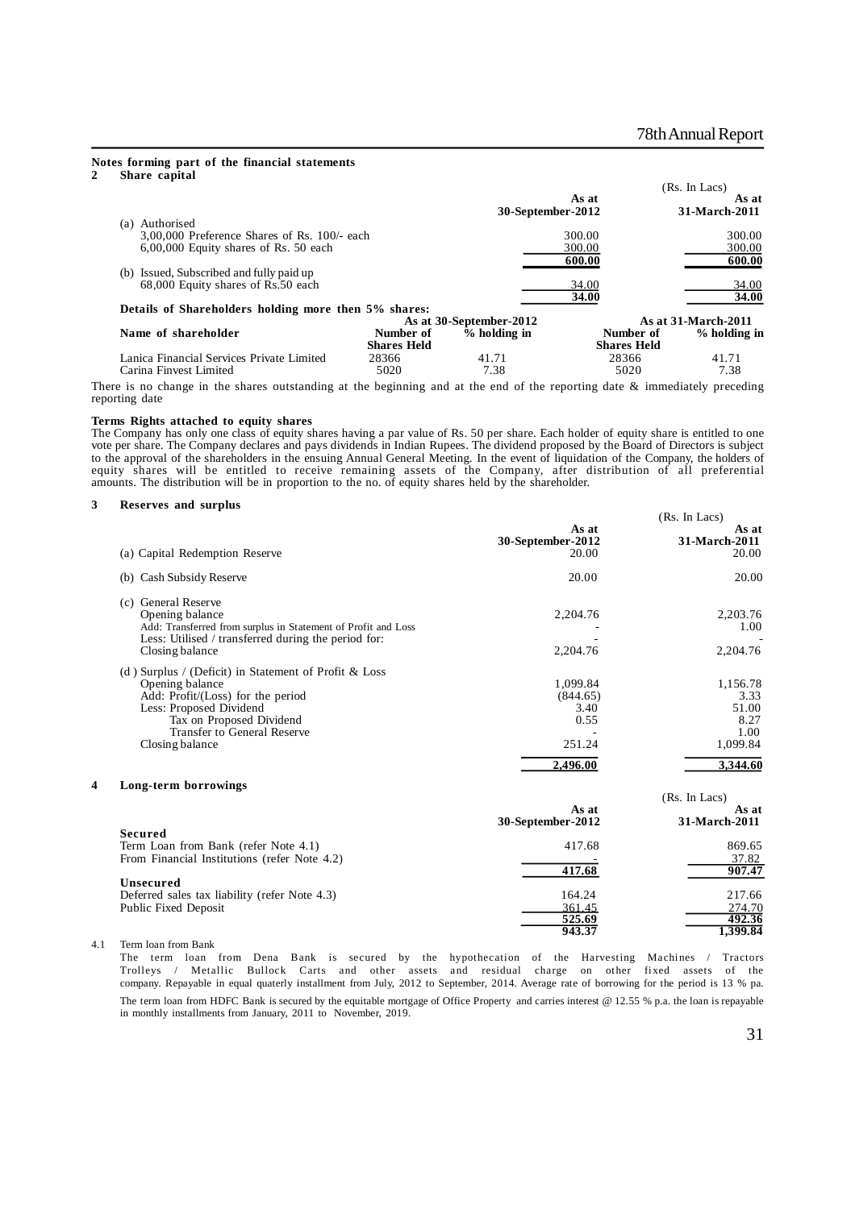## Notes forming part of the financial statements

### 2 Share capital

| | As at 30-September-2012 | As at 31-March-2011 |
|---|---|---|
| | | (Rs. In Lacs) |
| (a) Authorised | | |
| 3,00,000 Preference Shares of Rs. 100/- each | 300.00 | 300.00 |
| 6,00,000 Equity shares of Rs. 50 each | 300.00 | 300.00 |
| | **600.00** | **600.00** |
| (b) Issued, Subscribed and fully paid up | | |
| 68,000 Equity shares of Rs.50 each | 34.00 | 34.00 |
| | **34.00** | **34.00** |

**Details of Shareholders holding more then 5% shares:**

| Name of shareholder | As at 30-September-2012 Number of Shares Held | As at 30-September-2012 % holding in | As at 31-March-2011 Number of Shares Held | As at 31-March-2011 % holding in |
|---|---|---|---|---|
| Lanica Financial Services Private Limited | 28366 | 41.71 | 28366 | 41.71 |
| Carina Finvest Limited | 5020 | 7.38 | 5020 | 7.38 |

There is no change in the shares outstanding at the beginning and at the end of the reporting date & immediately preceding reporting date

**Terms Rights attached to equity shares**

The Company has only one class of equity shares having a par value of Rs. 50 per share. Each holder of equity share is entitled to one vote per share. The Company declares and pays dividends in Indian Rupees. The dividend proposed by the Board of Directors is subject to the approval of the shareholders in the ensuing Annual General Meeting. In the event of liquidation of the Company, the holders of equity shares will be entitled to receive remaining assets of the Company, after distribution of all preferential amounts. The distribution will be in proportion to the no. of equity shares held by the shareholder.

### 3 Reserves and surplus

| | As at 30-September-2012 | As at 31-March-2011 |
|---|---|---|
| | | (Rs. In Lacs) |
| (a) Capital Redemption Reserve | 20.00 | 20.00 |
| (b) Cash Subsidy Reserve | 20.00 | 20.00 |
| (c) General Reserve | | |
| Opening balance | 2,204.76 | 2,203.76 |
| Add: Transferred from surplus in Statement of Profit and Loss | - | 1.00 |
| Less: Utilised / transferred during the period for: | - | - |
| Closing balance | 2,204.76 | 2,204.76 |
| (d ) Surplus / (Deficit) in Statement of Profit & Loss | | |
| Opening balance | 1,099.84 | 1,156.78 |
| Add: Profit/(Loss) for the period | (844.65) | 3.33 |
| Less: Proposed Dividend | 3.40 | 51.00 |
| Tax on Proposed Dividend | 0.55 | 8.27 |
| Transfer to General Reserve | - | 1.00 |
| Closing balance | 251.24 | 1,099.84 |
| | **2,496.00** | **3,344.60** |

### 4 Long-term borrowings

| | As at 30-September-2012 | As at 31-March-2011 |
|---|---|---|
| | | (Rs. In Lacs) |
| **Secured** | | |
| Term Loan from Bank (refer Note 4.1) | 417.68 | 869.65 |
| From Financial Institutions (refer Note 4.2) | - | 37.82 |
| | **417.68** | **907.47** |
| **Unsecured** | | |
| Deferred sales tax liability (refer Note 4.3) | 164.24 | 217.66 |
| Public Fixed Deposit | 361.45 | 274.70 |
| | **525.69** | **492.36** |
| | **943.37** | **1,399.84** |

4.1 Term loan from Bank

The term loan from Dena Bank is secured by the hypothecation of the Harvesting Machines / Tractors Trolleys / Metallic Bullock Carts and other assets and residual charge on other fixed assets of the company. Repayable in equal quaterly installment from July, 2012 to September, 2014. Average rate of borrowing for the period is 13 % pa.

The term loan from HDFC Bank is secured by the equitable mortgage of Office Property and carries interest @ 12.55 % p.a. the loan is repayable in monthly installments from January, 2011 to November, 2019.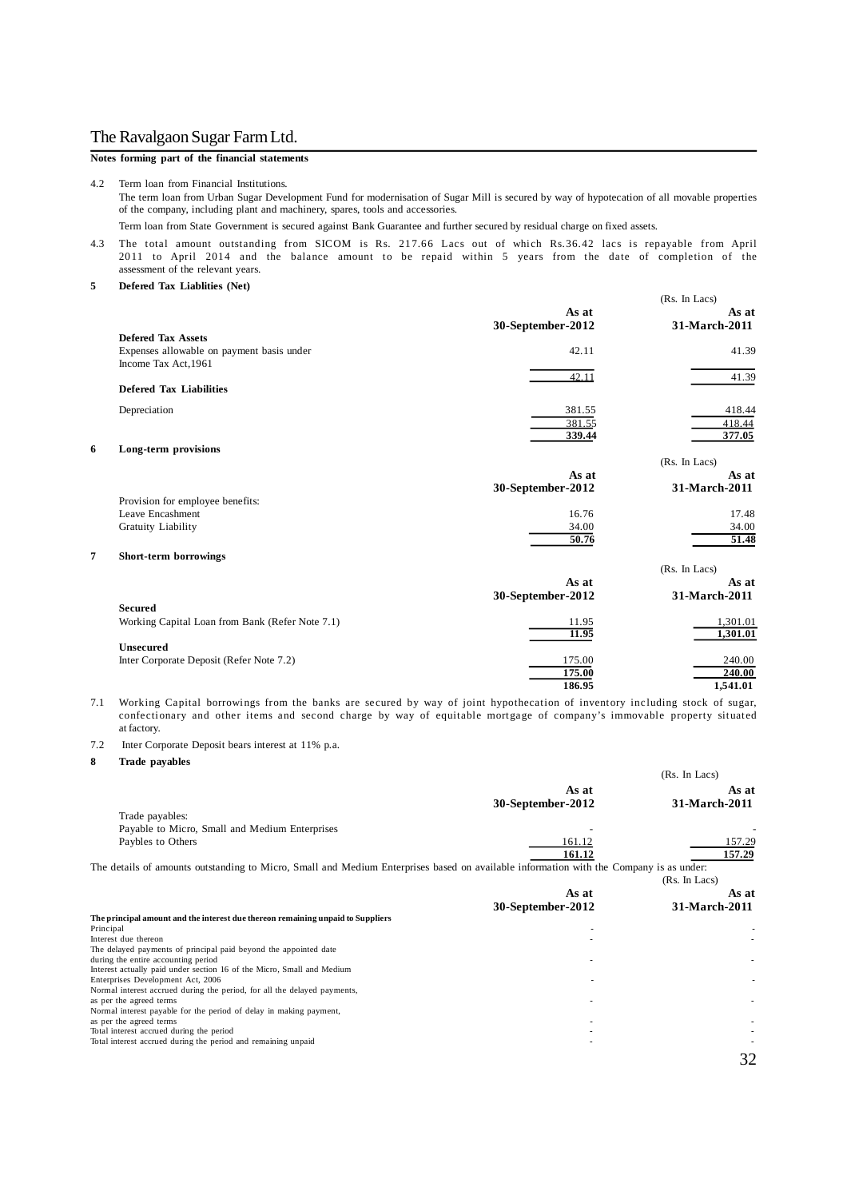**Notes forming part of the financial statements**

4.2 Term loan from Financial Institutions.

The term loan from Urban Sugar Development Fund for modernisation of Sugar Mill is secured by way of hypotecation of all movable properties of the company, including plant and machinery, spares, tools and accessories.

Term loan from State Government is secured against Bank Guarantee and further secured by residual charge on fixed assets.

4.3 The total amount outstanding from SICOM is Rs. 217.66 Lacs out of which Rs.36.42 lacs is repayable from April 2011 to April 2014 and the balance amount to be repaid within 5 years from the date of completion of the assessment of the relevant years.

## 5 Defered Tax Liablities (Net)

(Rs. In Lacs)

| | As at 30-September-2012 | As at 31-March-2011 |
|---|---|---|
| **Defered Tax Assets** | | |
| Expenses allowable on payment basis under Income Tax Act,1961 | 42.11 | 41.39 |
| | 42.11 | 41.39 |
| **Defered Tax Liabilities** | | |
| Depreciation | 381.55 | 418.44 |
| | 381.55 | 418.44 |
| | **339.44** | **377.05** |

## 6 Long-term provisions

(Rs. In Lacs)

| | As at 30-September-2012 | As at 31-March-2011 |
|---|---|---|
| Provision for employee benefits: | | |
| Leave Encashment | 16.76 | 17.48 |
| Gratuity Liability | 34.00 | 34.00 |
| | **50.76** | **51.48** |

## 7 Short-term borrowings

(Rs. In Lacs)

| | As at 30-September-2012 | As at 31-March-2011 |
|---|---|---|
| **Secured** | | |
| Working Capital Loan from Bank (Refer Note 7.1) | 11.95 | 1,301.01 |
| | **11.95** | **1,301.01** |
| **Unsecured** | | |
| Inter Corporate Deposit (Refer Note 7.2) | 175.00 | 240.00 |
| | **175.00** | **240.00** |
| | **186.95** | **1,541.01** |

7.1 Working Capital borrowings from the banks are secured by way of joint hypothecation of inventory including stock of sugar, confectionary and other items and second charge by way of equitable mortgage of company's immovable property situated at factory.

7.2 Inter Corporate Deposit bears interest at 11% p.a.

## 8 Trade payables

(Rs. In Lacs)

| | As at 30-September-2012 | As at 31-March-2011 |
|---|---|---|
| Trade payables: | | |
| Payable to Micro, Small and Medium Enterprises | - | - |
| Paybles to Others | 161.12 | 157.29 |
| | **161.12** | **157.29** |

The details of amounts outstanding to Micro, Small and Medium Enterprises based on available information with the Company is as under:

(Rs. In Lacs)

| | As at 30-September-2012 | As at 31-March-2011 |
|---|---|---|
| **The principal amount and the interest due thereon remaining unpaid to Suppliers** | | |
| Principal | - | - |
| Interest due thereon | - | - |
| The delayed payments of principal paid beyond the appointed date during the entire accounting period | - | - |
| Interest actually paid under section 16 of the Micro, Small and Medium Enterprises Development Act, 2006 | - | - |
| Normal interest accrued during the period, for all the delayed payments, as per the agreed terms | - | - |
| Normal interest payable for the period of delay in making payment, as per the agreed terms | - | - |
| Total interest accrued during the period | - | - |
| Total interest accrued during the period and remaining unpaid | - | - |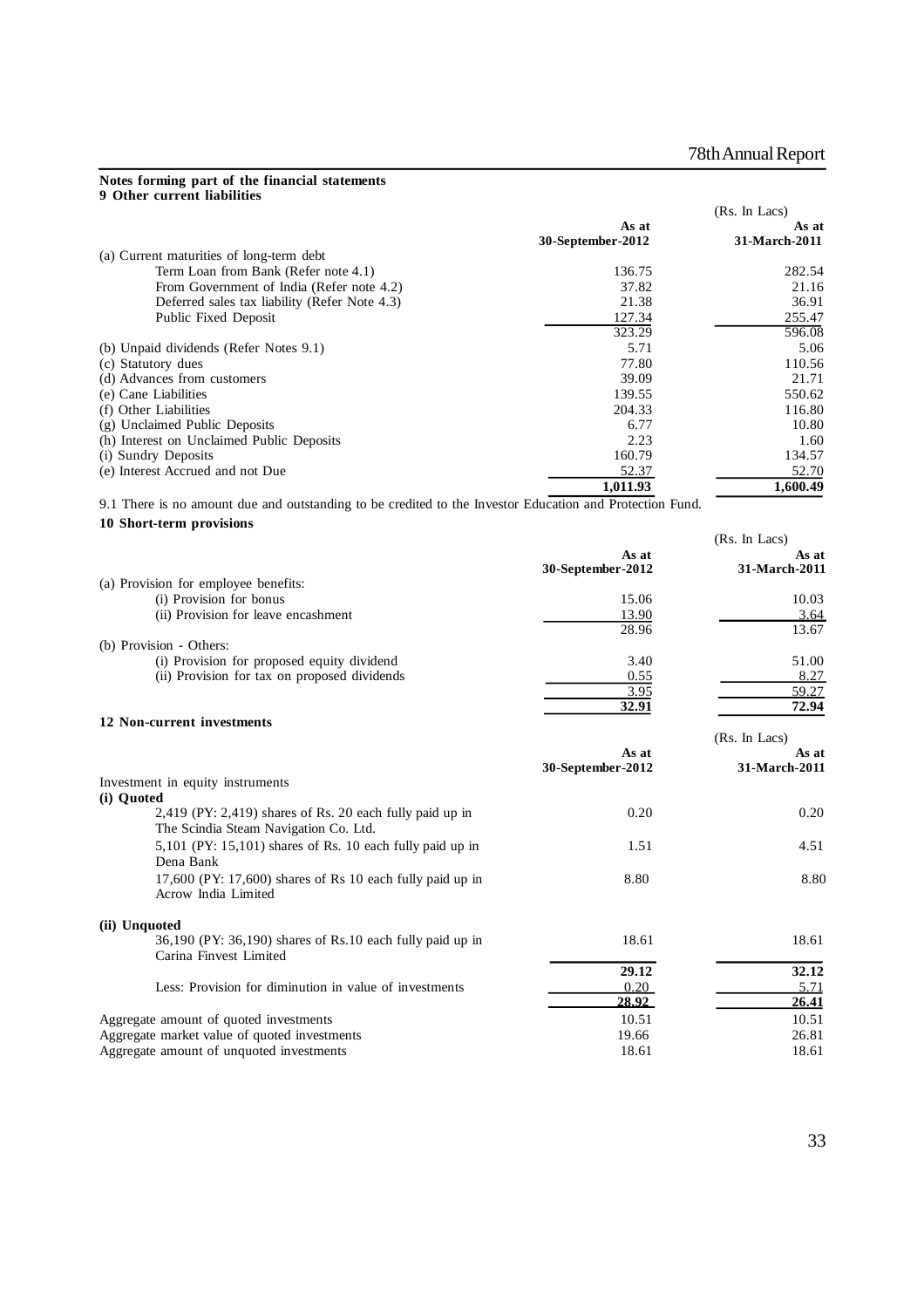## Notes forming part of the financial statements

### 9 Other current liabilities

(Rs. In Lacs)

| | As at 30-September-2012 | As at 31-March-2011 |
|---|---|---|
| (a) Current maturities of long-term debt | | |
| Term Loan from Bank (Refer note 4.1) | 136.75 | 282.54 |
| From Government of India (Refer note 4.2) | 37.82 | 21.16 |
| Deferred sales tax liability (Refer Note 4.3) | 21.38 | 36.91 |
| Public Fixed Deposit | 127.34 | 255.47 |
| | 323.29 | 596.08 |
| (b) Unpaid dividends (Refer Notes 9.1) | 5.71 | 5.06 |
| (c) Statutory dues | 77.80 | 110.56 |
| (d) Advances from customers | 39.09 | 21.71 |
| (e) Cane Liabilities | 139.55 | 550.62 |
| (f) Other Liabilities | 204.33 | 116.80 |
| (g) Unclaimed Public Deposits | 6.77 | 10.80 |
| (h) Interest on Unclaimed Public Deposits | 2.23 | 1.60 |
| (i) Sundry Deposits | 160.79 | 134.57 |
| (e) Interest Accrued and not Due | 52.37 | 52.70 |
| | **1,011.93** | **1,600.49** |

9.1 There is no amount due and outstanding to be credited to the Investor Education and Protection Fund.

### 10 Short-term provisions

(Rs. In Lacs)

| | As at 30-September-2012 | As at 31-March-2011 |
|---|---|---|
| (a) Provision for employee benefits: | | |
| (i) Provision for bonus | 15.06 | 10.03 |
| (ii) Provision for leave encashment | 13.90 | 3.64 |
| | 28.96 | 13.67 |
| (b) Provision - Others: | | |
| (i) Provision for proposed equity dividend | 3.40 | 51.00 |
| (ii) Provision for tax on proposed dividends | 0.55 | 8.27 |
| | 3.95 | 59.27 |
| | **32.91** | **72.94** |

### 12 Non-current investments

(Rs. In Lacs)

| | As at 30-September-2012 | As at 31-March-2011 |
|---|---|---|
| Investment in equity instruments | | |
| **(i) Quoted** | | |
| 2,419 (PY: 2,419) shares of Rs. 20 each fully paid up in The Scindia Steam Navigation Co. Ltd. | 0.20 | 0.20 |
| 5,101 (PY: 15,101) shares of Rs. 10 each fully paid up in Dena Bank | 1.51 | 4.51 |
| 17,600 (PY: 17,600) shares of Rs 10 each fully paid up in Acrow India Limited | 8.80 | 8.80 |
| **(ii) Unquoted** | | |
| 36,190 (PY: 36,190) shares of Rs.10 each fully paid up in Carina Finvest Limited | 18.61 | 18.61 |
| | **29.12** | **32.12** |
| Less: Provision for diminution in value of investments | 0.20 | 5.71 |
| | **28.92** | **26.41** |
| Aggregate amount of quoted investments | 10.51 | 10.51 |
| Aggregate market value of quoted investments | 19.66 | 26.81 |
| Aggregate amount of unquoted investments | 18.61 | 18.61 |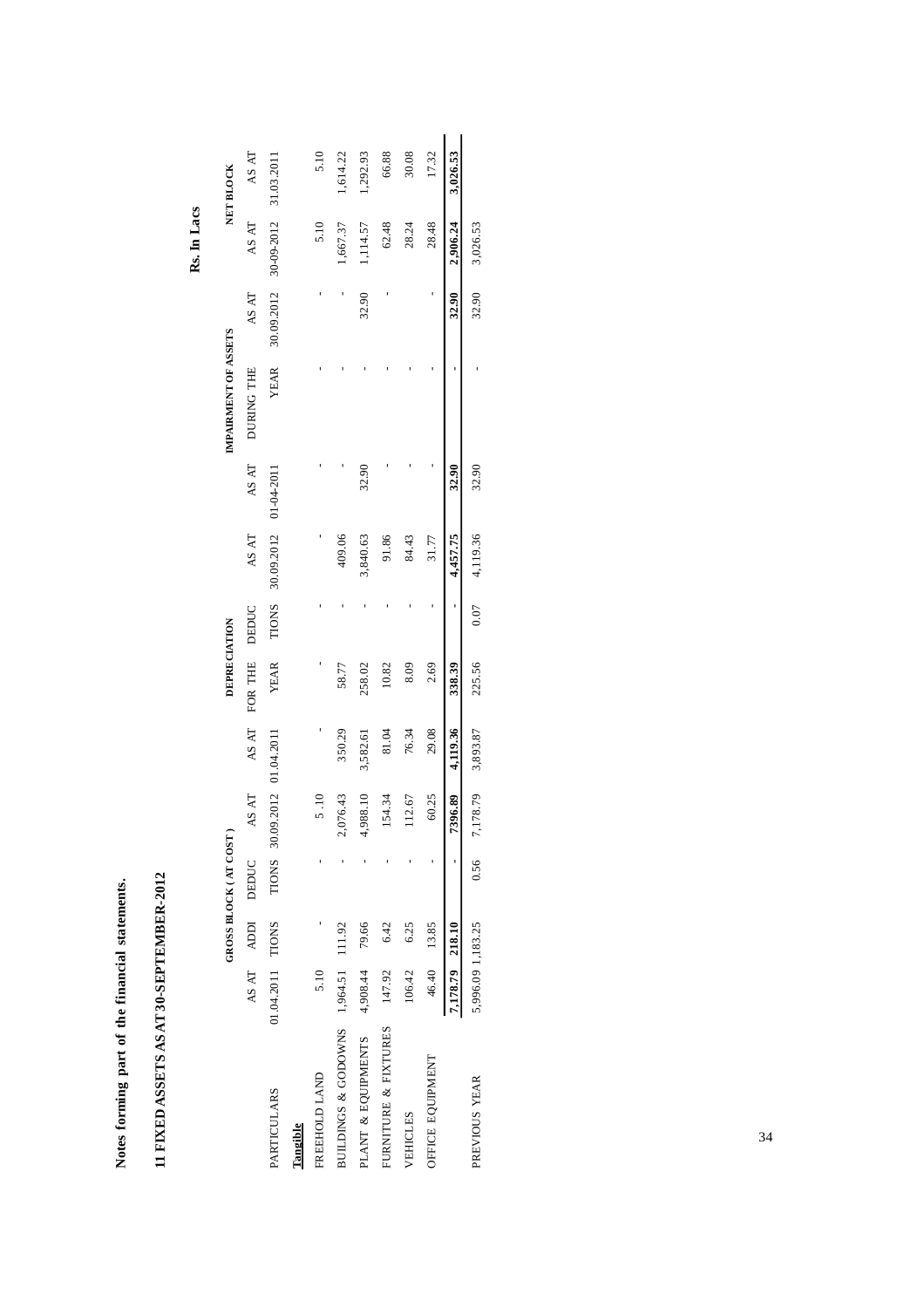**Notes forming part of the financial statements.**

## 11 FIXED ASSETS AS AT 30-SEPTEMBER-2012

**Rs. In Lacs**

| PARTICULARS | GROSS BLOCK ( AT COST ) | | | | DEPRECIATION | | | | IMPAIRMENT OF ASSETS | | | NET BLOCK | |
|---|---|---|---|---|---|---|---|---|---|---|---|---|---|
| | AS AT 01.04.2011 | ADDI TIONS | DEDUC TIONS | AS AT 30.09.2012 | AS AT 01.04.2011 | FOR THE YEAR | DEDUC TIONS | AS AT 30.09.2012 | AS AT 01-04-2011 | DURING THE YEAR | AS AT 30.09.2012 | AS AT 30-09-2012 | AS AT 31.03.2011 |
| **Tangible** | | | | | | | | | | | | | |
| FREEHOLD LAND | 5.10 | - | - | 5 .10 | - | - | - | - | - | - | - | 5.10 | 5.10 |
| BUILDINGS & GODOWNS | 1,964.51 | 111.92 | - | 2,076.43 | 350.29 | 58.77 | - | 409.06 | - | - | - | 1,667.37 | 1,614.22 |
| PLANT & EQUIPMENTS | 4,908.44 | 79.66 | - | 4,988.10 | 3,582.61 | 258.02 | - | 3,840.63 | 32.90 | - | 32.90 | 1,114.57 | 1,292.93 |
| FURNITURE & FIXTURES | 147.92 | 6.42 | - | 154.34 | 81.04 | 10.82 | - | 91.86 | - | - | - | 62.48 | 66.88 |
| VEHICLES | 106.42 | 6.25 | - | 112.67 | 76.34 | 8.09 | - | 84.43 | - | - | - | 28.24 | 30.08 |
| OFFICE EQUIPMENT | 46.40 | 13.85 | - | 60.25 | 29.08 | 2.69 | - | 31.77 | - | - | - | 28.48 | 17.32 |
| | **7,178.79** | **218.10** | **-** | **7396.89** | **4,119.36** | **338.39** | **-** | **4,457.75** | **32.90** | **-** | **32.90** | **2,906.24** | **3,026.53** |
| PREVIOUS YEAR | 5,996.09 | 1,183.25 | 0.56 | 7,178.79 | 3,893.87 | 225.56 | 0.07 | 4,119.36 | 32.90 | - | 32.90 | 3,026.53 | |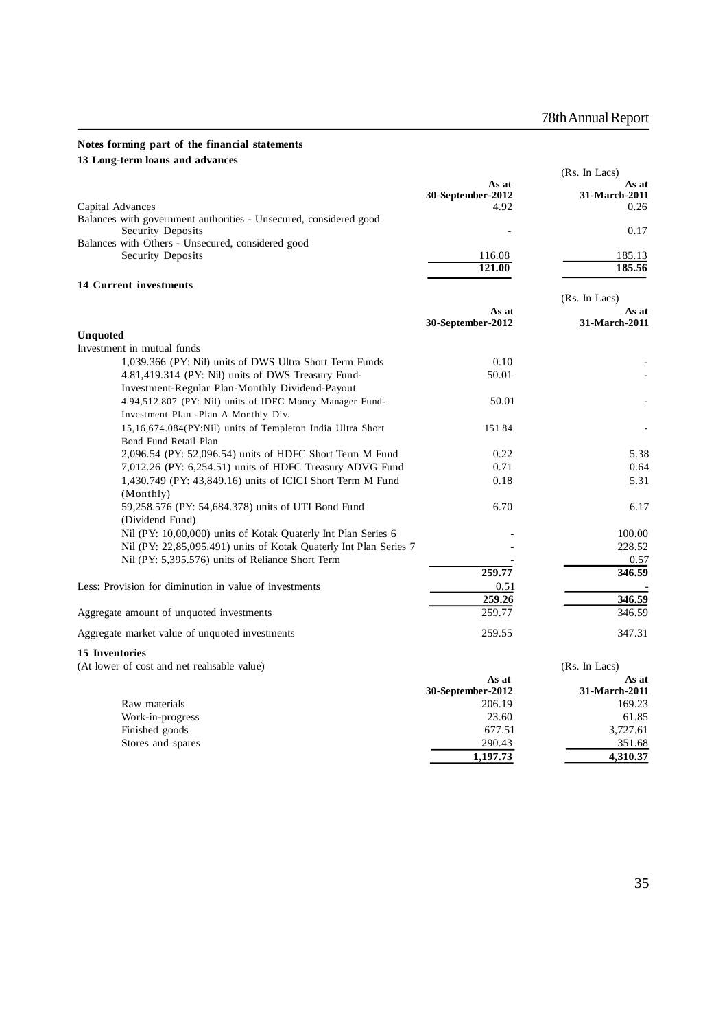## Notes forming part of the financial statements

### 13 Long-term loans and advances

(Rs. In Lacs)

| | As at 30-September-2012 | As at 31-March-2011 |
|---|---|---|
| Capital Advances | 4.92 | 0.26 |
| Balances with government authorities - Unsecured, considered good | | |
| Security Deposits | - | 0.17 |
| Balances with Others - Unsecured, considered good | | |
| Security Deposits | 116.08 | 185.13 |
| | **121.00** | **185.56** |

### 14 Current investments

(Rs. In Lacs)

| | As at 30-September-2012 | As at 31-March-2011 |
|---|---|---|
| **Unquoted** | | |
| Investment in mutual funds | | |
| 1,039.366 (PY: Nil) units of DWS Ultra Short Term Funds | 0.10 | - |
| 4.81,419.314 (PY: Nil) units of DWS Treasury Fund-Investment-Regular Plan-Monthly Dividend-Payout | 50.01 | - |
| 4.94,512.807 (PY: Nil) units of IDFC Money Manager Fund-Investment Plan -Plan A Monthly Div. | 50.01 | - |
| 15,16,674.084(PY:Nil) units of Templeton India Ultra Short Bond Fund Retail Plan | 151.84 | - |
| 2,096.54 (PY: 52,096.54) units of HDFC Short Term M Fund | 0.22 | 5.38 |
| 7,012.26 (PY: 6,254.51) units of HDFC Treasury ADVG Fund | 0.71 | 0.64 |
| 1,430.749 (PY: 43,849.16) units of ICICI Short Term M Fund (Monthly) | 0.18 | 5.31 |
| 59,258.576 (PY: 54,684.378) units of UTI Bond Fund (Dividend Fund) | 6.70 | 6.17 |
| Nil (PY: 10,00,000) units of Kotak Quaterly Int Plan Series 6 | - | 100.00 |
| Nil (PY: 22,85,095.491) units of Kotak Quaterly Int Plan Series 7 | - | 228.52 |
| Nil (PY: 5,395.576) units of Reliance Short Term | - | 0.57 |
| | **259.77** | **346.59** |
| Less: Provision for diminution in value of investments | 0.51 | - |
| | **259.26** | **346.59** |
| Aggregate amount of unquoted investments | 259.77 | 346.59 |
| Aggregate market value of unquoted investments | 259.55 | 347.31 |

### 15 Inventories

(At lower of cost and net realisable value)

(Rs. In Lacs)

| | As at 30-September-2012 | As at 31-March-2011 |
|---|---|---|
| Raw materials | 206.19 | 169.23 |
| Work-in-progress | 23.60 | 61.85 |
| Finished goods | 677.51 | 3,727.61 |
| Stores and spares | 290.43 | 351.68 |
| | **1,197.73** | **4,310.37** |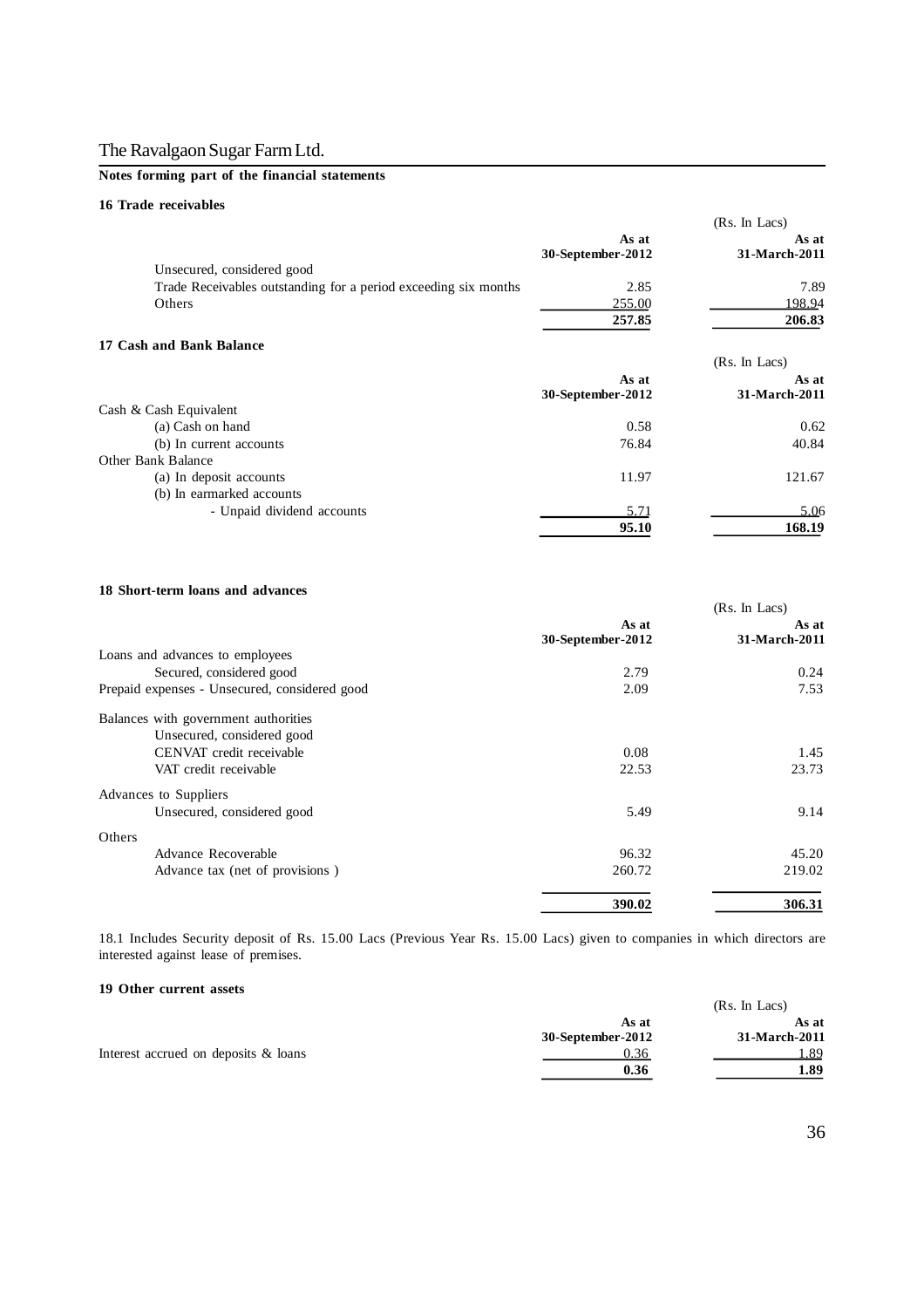The Ravalgaon Sugar Farm Ltd.

**Notes forming part of the financial statements**

**16 Trade receivables**

(Rs. In Lacs)

| | As at 30-September-2012 | As at 31-March-2011 |
|---|---|---|
| Unsecured, considered good | | |
| Trade Receivables outstanding for a period exceeding six months | 2.85 | 7.89 |
| Others | 255.00 | 198.94 |
| | **257.85** | **206.83** |

**17 Cash and Bank Balance**

(Rs. In Lacs)

| | As at 30-September-2012 | As at 31-March-2011 |
|---|---|---|
| Cash & Cash Equivalent | | |
| (a) Cash on hand | 0.58 | 0.62 |
| (b) In current accounts | 76.84 | 40.84 |
| Other Bank Balance | | |
| (a) In deposit accounts | 11.97 | 121.67 |
| (b) In earmarked accounts | | |
| - Unpaid dividend accounts | 5.71 | 5.06 |
| | **95.10** | **168.19** |

**18 Short-term loans and advances**

(Rs. In Lacs)

| | As at 30-September-2012 | As at 31-March-2011 |
|---|---|---|
| Loans and advances to employees | | |
| Secured, considered good | 2.79 | 0.24 |
| Prepaid expenses - Unsecured, considered good | 2.09 | 7.53 |
| Balances with government authorities | | |
| Unsecured, considered good | | |
| CENVAT credit receivable | 0.08 | 1.45 |
| VAT credit receivable | 22.53 | 23.73 |
| Advances to Suppliers | | |
| Unsecured, considered good | 5.49 | 9.14 |
| Others | | |
| Advance Recoverable | 96.32 | 45.20 |
| Advance tax (net of provisions ) | 260.72 | 219.02 |
| | **390.02** | **306.31** |

18.1 Includes Security deposit of Rs. 15.00 Lacs (Previous Year Rs. 15.00 Lacs) given to companies in which directors are interested against lease of premises.

**19 Other current assets**

(Rs. In Lacs)

| | As at 30-September-2012 | As at 31-March-2011 |
|---|---|---|
| Interest accrued on deposits & loans | 0.36 | 1.89 |
| | **0.36** | **1.89** |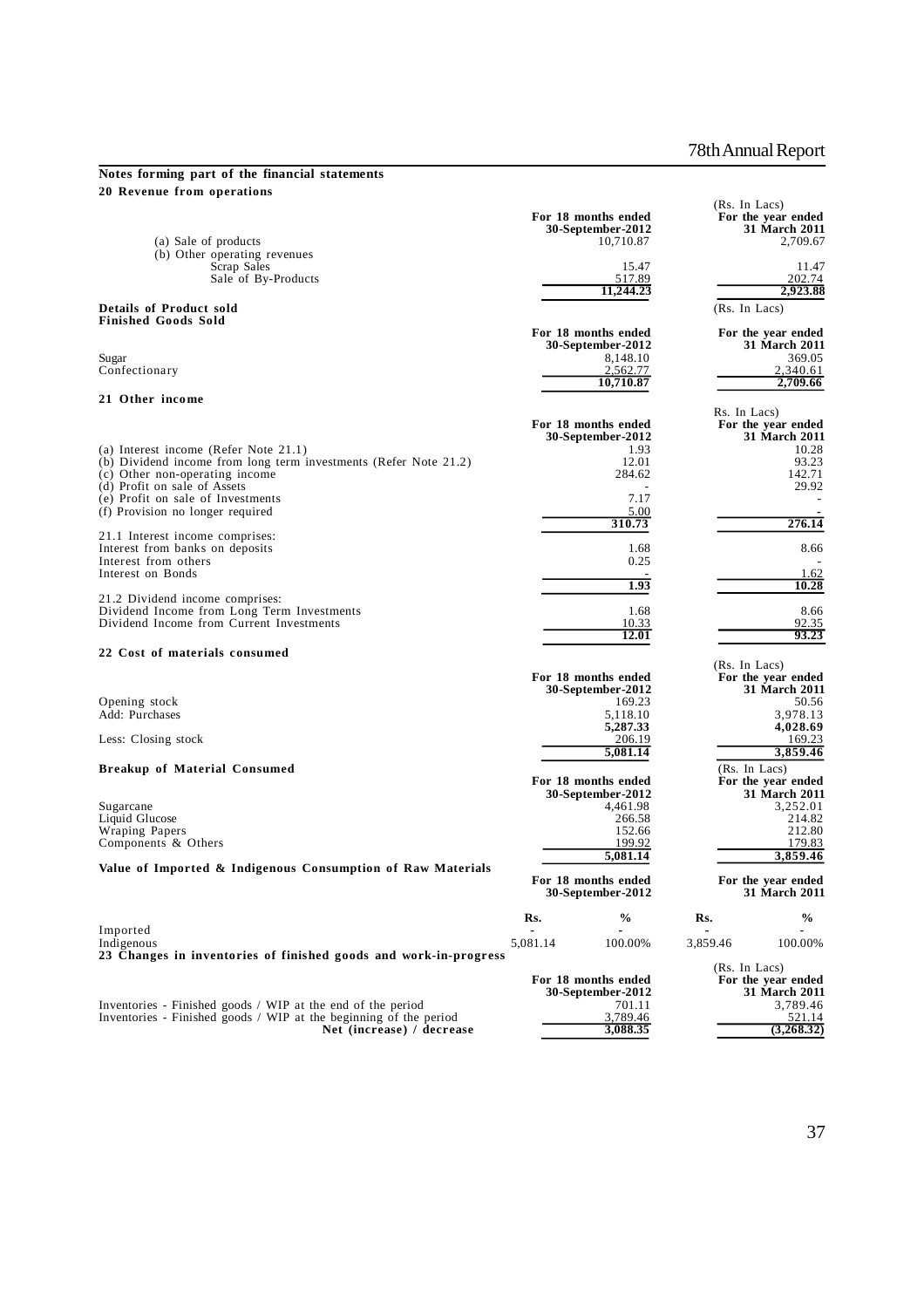## Notes forming part of the financial statements

### 20 Revenue from operations

(Rs. In Lacs)

| | For 18 months ended 30-September-2012 | For the year ended 31 March 2011 |
|---|---|---|
| (a) Sale of products | 10,710.87 | 2,709.67 |
| (b) Other operating revenues | | |
| Scrap Sales | 15.47 | 11.47 |
| Sale of By-Products | 517.89 | 202.74 |
| | **11,244.23** | **2,923.88** |

**Details of Product sold**

**Finished Goods Sold**

(Rs. In Lacs)

| | For 18 months ended 30-September-2012 | For the year ended 31 March 2011 |
|---|---|---|
| Sugar | 8,148.10 | 369.05 |
| Confectionary | 2,562.77 | 2,340.61 |
| | **10,710.87** | **2,709.66** |

### 21 Other income

Rs. In Lacs)

| | For 18 months ended 30-September-2012 | For the year ended 31 March 2011 |
|---|---|---|
| (a) Interest income (Refer Note 21.1) | 1.93 | 10.28 |
| (b) Dividend income from long term investments (Refer Note 21.2) | 12.01 | 93.23 |
| (c) Other non-operating income | 284.62 | 142.71 |
| (d) Profit on sale of Assets | - | 29.92 |
| (e) Profit on sale of Investments | 7.17 | - |
| (f) Provision no longer required | 5.00 | - |
| | **310.73** | **276.14** |
| 21.1 Interest income comprises: | | |
| Interest from banks on deposits | 1.68 | 8.66 |
| Interest from others | 0.25 | - |
| Interest on Bonds | - | 1.62 |
| | **1.93** | **10.28** |
| 21.2 Dividend income comprises: | | |
| Dividend Income from Long Term Investments | 1.68 | 8.66 |
| Dividend Income from Current Investments | 10.33 | 92.35 |
| | **12.01** | **93.23** |

### 22 Cost of materials consumed

(Rs. In Lacs)

| | For 18 months ended 30-September-2012 | For the year ended 31 March 2011 |
|---|---|---|
| Opening stock | 169.23 | 50.56 |
| Add: Purchases | 5,118.10 | 3,978.13 |
| | **5,287.33** | **4,028.69** |
| Less: Closing stock | 206.19 | 169.23 |
| | **5,081.14** | **3,859.46** |

**Breakup of Material Consumed**

(Rs. In Lacs)

| | For 18 months ended 30-September-2012 | For the year ended 31 March 2011 |
|---|---|---|
| Sugarcane | 4,461.98 | 3,252.01 |
| Liquid Glucose | 266.58 | 214.82 |
| Wraping Papers | 152.66 | 212.80 |
| Components & Others | 199.92 | 179.83 |
| | **5,081.14** | **3,859.46** |

**Value of Imported & Indigenous Consumption of Raw Materials**

| | For 18 months ended 30-September-2012 | | For the year ended 31 March 2011 | |
|---|---|---|---|---|
| | **Rs.** | **%** | **Rs.** | **%** |
| Imported | - | - | - | - |
| Indigenous | 5,081.14 | 100.00% | 3,859.46 | 100.00% |

### 23 Changes in inventories of finished goods and work-in-progress

(Rs. In Lacs)

| | For 18 months ended 30-September-2012 | For the year ended 31 March 2011 |
|---|---|---|
| Inventories - Finished goods / WIP at the end of the period | 701.11 | 3,789.46 |
| Inventories - Finished goods / WIP at the beginning of the period | 3,789.46 | 521.14 |
| **Net (increase) / decrease** | **3,088.35** | **(3,268.32)** |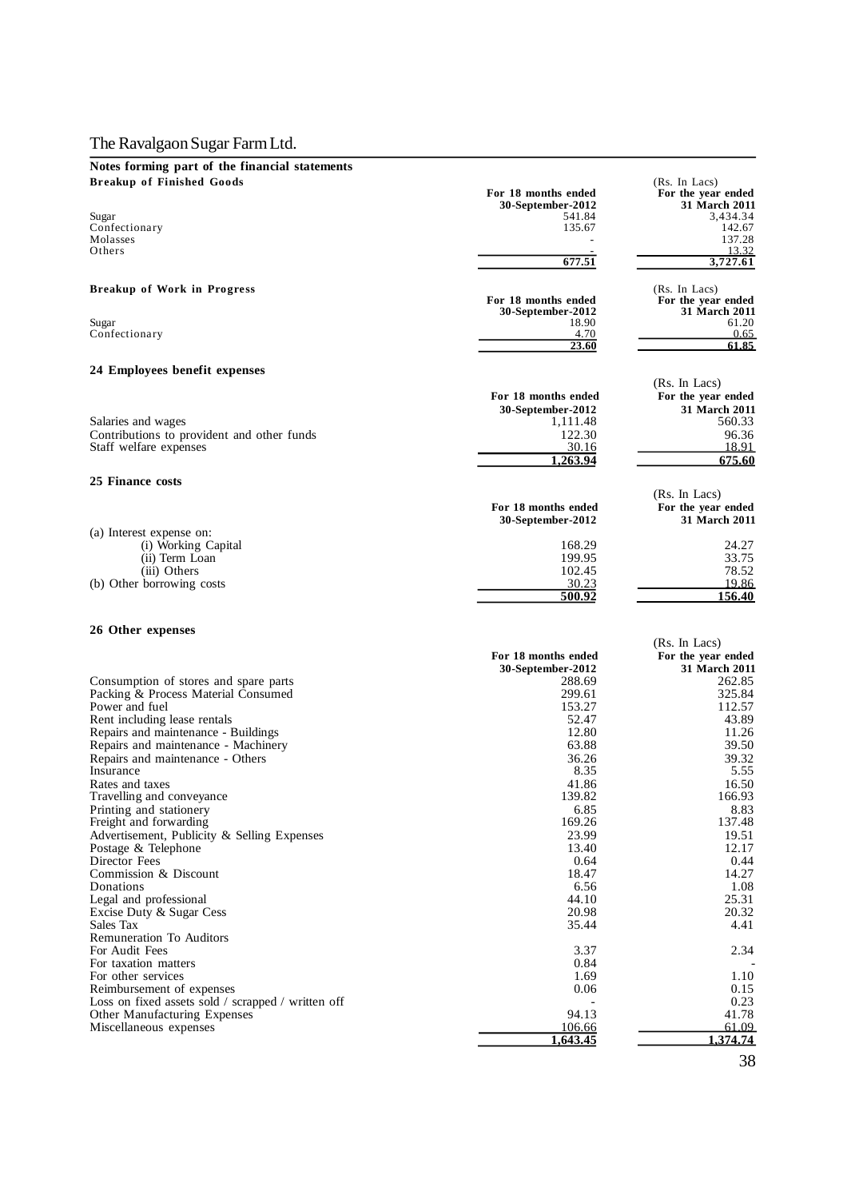The Ravalgaon Sugar Farm Ltd.

**Notes forming part of the financial statements**

**Breakup of Finished Goods**

(Rs. In Lacs)

| | For 18 months ended 30-September-2012 | For the year ended 31 March 2011 |
|---|---|---|
| Sugar | 541.84 | 3,434.34 |
| Confectionary | 135.67 | 142.67 |
| Molasses | - | 137.28 |
| Others | - | 13.32 |
| | **677.51** | **3,727.61** |

**Breakup of Work in Progress**

(Rs. In Lacs)

| | For 18 months ended 30-September-2012 | For the year ended 31 March 2011 |
|---|---|---|
| Sugar | 18.90 | 61.20 |
| Confectionary | 4.70 | 0.65 |
| | **23.60** | **61.85** |

## 24 Employees benefit expenses

(Rs. In Lacs)

| | For 18 months ended 30-September-2012 | For the year ended 31 March 2011 |
|---|---|---|
| Salaries and wages | 1,111.48 | 560.33 |
| Contributions to provident and other funds | 122.30 | 96.36 |
| Staff welfare expenses | 30.16 | 18.91 |
| | **1,263.94** | **675.60** |

## 25 Finance costs

(Rs. In Lacs)

| | For 18 months ended 30-September-2012 | For the year ended 31 March 2011 |
|---|---|---|
| (a) Interest expense on: | | |
| (i) Working Capital | 168.29 | 24.27 |
| (ii) Term Loan | 199.95 | 33.75 |
| (iii) Others | 102.45 | 78.52 |
| (b) Other borrowing costs | 30.23 | 19.86 |
| | **500.92** | **156.40** |

## 26 Other expenses

(Rs. In Lacs)

| | For 18 months ended 30-September-2012 | For the year ended 31 March 2011 |
|---|---|---|
| Consumption of stores and spare parts | 288.69 | 262.85 |
| Packing & Process Material Consumed | 299.61 | 325.84 |
| Power and fuel | 153.27 | 112.57 |
| Rent including lease rentals | 52.47 | 43.89 |
| Repairs and maintenance - Buildings | 12.80 | 11.26 |
| Repairs and maintenance - Machinery | 63.88 | 39.50 |
| Repairs and maintenance - Others | 36.26 | 39.32 |
| Insurance | 8.35 | 5.55 |
| Rates and taxes | 41.86 | 16.50 |
| Travelling and conveyance | 139.82 | 166.93 |
| Printing and stationery | 6.85 | 8.83 |
| Freight and forwarding | 169.26 | 137.48 |
| Advertisement, Publicity & Selling Expenses | 23.99 | 19.51 |
| Postage & Telephone | 13.40 | 12.17 |
| Director Fees | 0.64 | 0.44 |
| Commission & Discount | 18.47 | 14.27 |
| Donations | 6.56 | 1.08 |
| Legal and professional | 44.10 | 25.31 |
| Excise Duty & Sugar Cess | 20.98 | 20.32 |
| Sales Tax | 35.44 | 4.41 |
| Remuneration To Auditors | | |
| For Audit Fees | 3.37 | 2.34 |
| For taxation matters | 0.84 | - |
| For other services | 1.69 | 1.10 |
| Reimbursement of expenses | 0.06 | 0.15 |
| Loss on fixed assets sold / scrapped / written off | - | 0.23 |
| Other Manufacturing Expenses | 94.13 | 41.78 |
| Miscellaneous expenses | 106.66 | 61.09 |
| | **1,643.45** | **1,374.74** |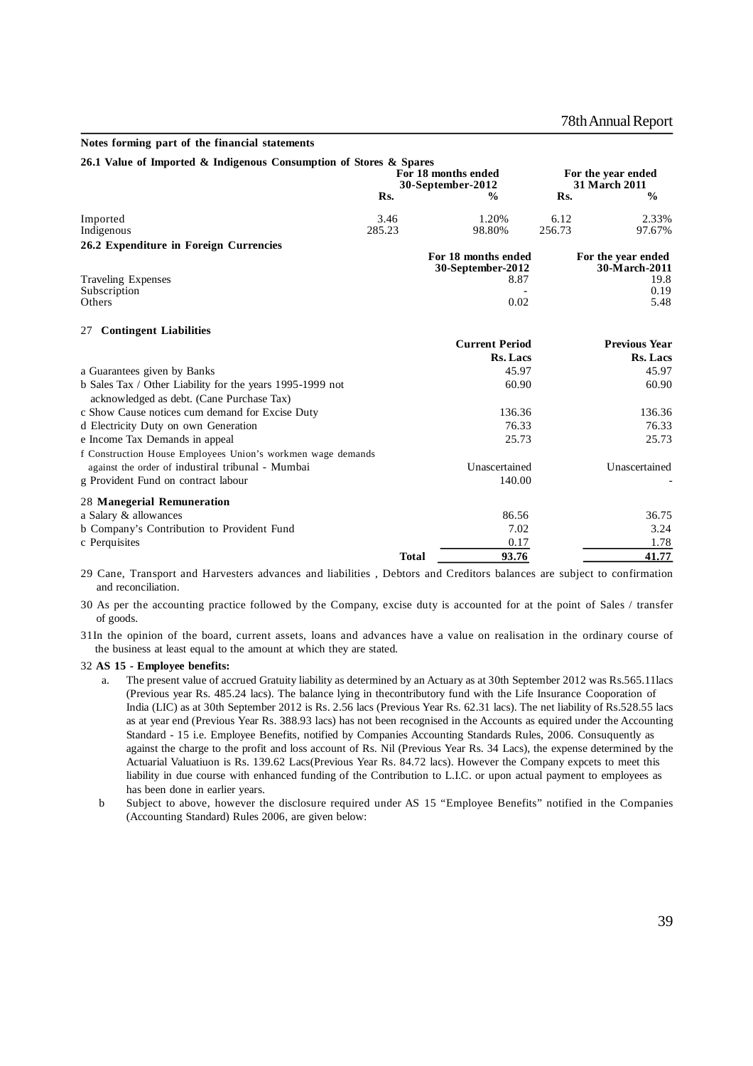## Notes forming part of the financial statements

### 26.1 Value of Imported & Indigenous Consumption of Stores & Spares

| | For 18 months ended 30-September-2012 | | For the year ended 31 March 2011 | |
|---|---|---|---|---|
| | Rs. | % | Rs. | % |
| Imported | 3.46 | 1.20% | 6.12 | 2.33% |
| Indigenous | 285.23 | 98.80% | 256.73 | 97.67% |

### 26.2 Expenditure in Foreign Currencies

| | For 18 months ended 30-September-2012 | For the year ended 30-March-2011 |
|---|---|---|
| Traveling Expenses | 8.87 | 19.8 |
| Subscription | - | 0.19 |
| Others | 0.02 | 5.48 |

### 27 Contingent Liabilities

| | Current Period Rs. Lacs | Previous Year Rs. Lacs |
|---|---|---|
| a Guarantees given by Banks | 45.97 | 45.97 |
| b Sales Tax / Other Liability for the years 1995-1999 not acknowledged as debt. (Cane Purchase Tax) | 60.90 | 60.90 |
| c Show Cause notices cum demand for Excise Duty | 136.36 | 136.36 |
| d Electricity Duty on own Generation | 76.33 | 76.33 |
| e Income Tax Demands in appeal | 25.73 | 25.73 |
| f Construction House Employees Union's workmen wage demands against the order of industiral tribunal - Mumbai | Unascertained | Unascertained |
| g Provident Fund on contract labour | 140.00 | - |

### 28 Manegerial Remuneration

| | Current Period | Previous Year |
|---|---|---|
| a Salary & allowances | 86.56 | 36.75 |
| b Company's Contribution to Provident Fund | 7.02 | 3.24 |
| c Perquisites | 0.17 | 1.78 |
| **Total** | **93.76** | **41.77** |

29 Cane, Transport and Harvesters advances and liabilities , Debtors and Creditors balances are subject to confirmation and reconciliation.

30 As per the accounting practice followed by the Company, excise duty is accounted for at the point of Sales / transfer of goods.

31 In the opinion of the board, current assets, loans and advances have a value on realisation in the ordinary course of the business at least equal to the amount at which they are stated.

### 32 AS 15 - Employee benefits:

a. The present value of accrued Gratuity liability as determined by an Actuary as at 30th September 2012 was Rs.565.11lacs (Previous year Rs. 485.24 lacs). The balance lying in thecontributory fund with the Life Insurance Cooporation of India (LIC) as at 30th September 2012 is Rs. 2.56 lacs (Previous Year Rs. 62.31 lacs). The net liability of Rs.528.55 lacs as at year end (Previous Year Rs. 388.93 lacs) has not been recognised in the Accounts as equired under the Accounting Standard - 15 i.e. Employee Benefits, notified by Companies Accounting Standards Rules, 2006. Consuquently as against the charge to the profit and loss account of Rs. Nil (Previous Year Rs. 34 Lacs), the expense determined by the Actuarial Valuatiuon is Rs. 139.62 Lacs(Previous Year Rs. 84.72 lacs). However the Company expcets to meet this liability in due course with enhanced funding of the Contribution to L.I.C. or upon actual payment to employees as has been done in earlier years.

b Subject to above, however the disclosure required under AS 15 "Employee Benefits" notified in the Companies (Accounting Standard) Rules 2006, are given below: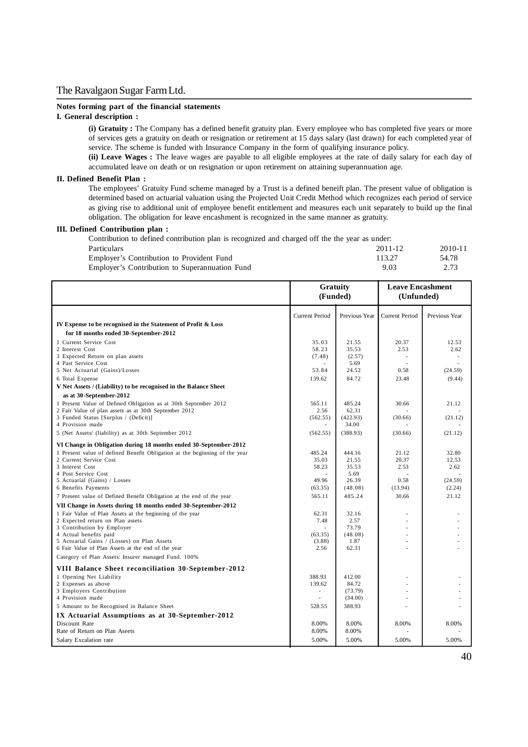**Notes forming part of the financial statements**

**I. General description :**

**(i) Gratuity :** The Company has a defined benefit gratuity plan. Every employee who has completed five years or more of services gets a gratuity on death or resignation or retirement at 15 days salary (last drawn) for each completed year of service. The scheme is funded with Insurance Company in the form of qualifying insurance policy.

**(ii) Leave Wages :** The leave wages are payable to all eligible employees at the rate of daily salary for each day of accumulated leave on death or on resignation or upon retirement on attaining superannuation age.

**II. Defined Benefit Plan :**

The employees' Gratuity Fund scheme managed by a Trust is a defined beneift plan. The present value of obligation is determined based on actuarial valuation using the Projected Unit Credit Method which recognizes each period of service as giving rise to additional unit of employee benefit entitlement and measures each unit separately to build up the final obligation. The obligation for leave encashment is recognized in the same manner as gratuity.

**III. Defined Contribution plan :**

Contribution to defined contribution plan is recognized and charged off the the year as under:

| Particulars | 2011-12 | 2010-11 |
|---|---|---|
| Employer's Contribution to Provident Fund | 113.27 | 54.78 |
| Employer's Contribution to Superannuation Fund | 9.03 | 2.73 |

| | Gratuity (Funded) | | Leave Encashment (Unfunded) | |
|---|---|---|---|---|
| | Current Period | Previous Year | Current Period | Previous Year |
| **IV Expense to be recognised in the Statement of Profit & Loss for 18 months ended 30-September-2012** | | | | |
| 1 Current Service Cost | 35.03 | 21.55 | 20.37 | 12.53 |
| 2 Interest Cost | 58.23 | 35.53 | 2.53 | 2.62 |
| 3 Expected Return on plan assets | (7.48) | (2.57) | - | - |
| 4 Past Service Cost | - | 5.69 | - | - |
| 5 Net Actuarial (Gains)/Losses | 53.84 | 24.52 | 0.58 | (24.59) |
| 6 Total Expense | 139.62 | 84.72 | 23.48 | (9.44) |
| **V Net Assets / (Liability) to be recognised in the Balance Sheet as at 30-September-2012** | | | | |
| 1 Present Value of Defined Obligation as at 30th September 2012 | 565.11 | 485.24 | 30.66 | 21.12 |
| 2 Fair Value of plan assets as at 30th September 2012 | 2.56 | 62.31 | - | - |
| 3 Funded Status [Surplus / (Deficit)] | (562.55) | (422.93) | (30.66) | (21.12) |
| 4 Provision made | - | 34.00 | - | - |
| 5 (Net Assets/ (liability) as at 30th September 2012 | (562.55) | (388.93) | (30.66) | (21.12) |
| **VI Change in Obligation during 18 months ended 30-September-2012** | | | | |
| 1 Present value of defined Benefit Obligation at the beginning of the year | 485.24 | 444.16 | 21.12 | 32.80 |
| 2 Current Service Cost | 35.03 | 21.55 | 20.37 | 12.53 |
| 3 Interest Cost | 58.23 | 35.53 | 2.53 | 2.62 |
| 4 Post Service Cost | - | 5.69 | - | - |
| 5 Actuarial (Gains) / Losses | 49.96 | 26.39 | 0.58 | (24.59) |
| 6 Benefits Payments | (63.35) | (48.08) | (13.94) | (2.24) |
| 7 Present value of Defined Benefit Obligation at the end of the year | 565.11 | 485.24 | 30.66 | 21.12 |
| **VII Change in Assets during 18 months ended 30-September-2012** | | | | |
| 1 Fair Value of Plan Assets at the beginning of the year | 62.31 | 32.16 | - | - |
| 2 Expected return on Plan assets | 7.48 | 2.57 | - | - |
| 3 Contribution by Employer | - | 73.79 | - | - |
| 4 Actual benefits paid | (63.35) | (48.08) | - | - |
| 5 Actuarial Gains / (Losses) on Plan Assets | (3.88) | 1.87 | - | - |
| 6 Fair Value of Plan Assets at the end of the year | 2.56 | 62.31 | - | - |
| Category of Plan Assets: Insurer managed Fund. 100% | | | | |
| **VIII Balance Sheet reconciliation 30-September-2012** | | | | |
| 1 Opening Net Liability | 388.93 | 412.00 | - | - |
| 2 Expenses as above | 139.62 | 84.72 | - | - |
| 3 Employers Contribution | - | (73.79) | - | - |
| 4 Provision made | - | (34.00) | - | - |
| 5 Amount to be Recognised in Balance Sheet | 528.55 | 388.93 | - | - |
| **IX Actuarial Assumptions as at 30-September-2012** | | | | |
| Discount Rate | 8.00% | 8.00% | 8.00% | 8.00% |
| Rate of Return on Plan Aseets | 8.00% | 8.00% | - | - |
| Salary Excalation rate | 5.00% | 5.00% | 5.00% | 5.00% |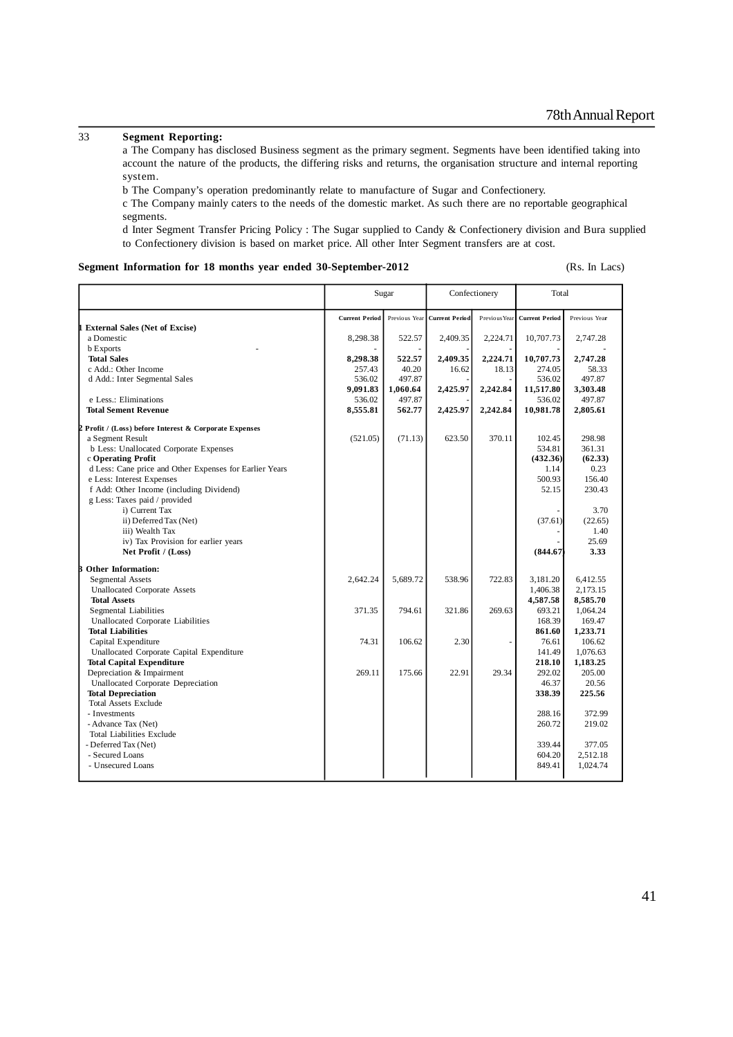## 33 Segment Reporting:

a The Company has disclosed Business segment as the primary segment. Segments have been identified taking into account the nature of the products, the differing risks and returns, the organisation structure and internal reporting system.

b The Company's operation predominantly relate to manufacture of Sugar and Confectionery.

c The Company mainly caters to the needs of the domestic market. As such there are no reportable geographical segments.

d Inter Segment Transfer Pricing Policy : The Sugar supplied to Candy & Confectionery division and Bura supplied to Confectionery division is based on market price. All other Inter Segment transfers are at cost.

**Segment Information for 18 months year ended 30-September-2012** (Rs. In Lacs)

| | Sugar | | Confectionery | | Total | |
|---|---|---|---|---|---|---|
| | Current Period | Previous Year | Current Period | Previous Year | Current Period | Previous Year |
| **1 External Sales (Net of Excise)** | | | | | | |
| a Domestic | 8,298.38 | 522.57 | 2,409.35 | 2,224.71 | 10,707.73 | 2,747.28 |
| b Exports | - | - | - | - | - | - |
| **Total Sales** | **8,298.38** | **522.57** | **2,409.35** | **2,224.71** | **10,707.73** | **2,747.28** |
| c Add.: Other Income | 257.43 | 40.20 | 16.62 | 18.13 | 274.05 | 58.33 |
| d Add.: Inter Segmental Sales | 536.02 | 497.87 | - | - | 536.02 | 497.87 |
| | **9,091.83** | **1,060.64** | **2,425.97** | **2,242.84** | **11,517.80** | **3,303.48** |
| e Less.: Eliminations | 536.02 | 497.87 | - | - | 536.02 | 497.87 |
| **Total Sement Revenue** | **8,555.81** | **562.77** | **2,425.97** | **2,242.84** | **10,981.78** | **2,805.61** |
| **2 Profit / (Loss) before Interest & Corporate Expenses** | | | | | | |
| a Segment Result | (521.05) | (71.13) | 623.50 | 370.11 | 102.45 | 298.98 |
| b Less: Unallocated Corporate Expenses | | | | | 534.81 | 361.31 |
| c **Operating Profit** | | | | | **(432.36)** | **(62.33)** |
| d Less: Cane price and Other Expenses for Earlier Years | | | | | 1.14 | 0.23 |
| e Less: Interest Expenses | | | | | 500.93 | 156.40 |
| f Add: Other Income (including Dividend) | | | | | 52.15 | 230.43 |
| g Less: Taxes paid / provided | | | | | | |
| i) Current Tax | | | | | - | 3.70 |
| ii) Deferred Tax (Net) | | | | | (37.61) | (22.65) |
| iii) Wealth Tax | | | | | - | 1.40 |
| iv) Tax Provision for earlier years | | | | | - | 25.69 |
| **Net Profit / (Loss)** | | | | | **(844.67)** | **3.33** |
| **3 Other Information:** | | | | | | |
| Segmental Assets | 2,642.24 | 5,689.72 | 538.96 | 722.83 | 3,181.20 | 6,412.55 |
| Unallocated Corporate Assets | | | | | 1,406.38 | 2,173.15 |
| **Total Assets** | | | | | **4,587.58** | **8,585.70** |
| Segmental Liabilities | 371.35 | 794.61 | 321.86 | 269.63 | 693.21 | 1,064.24 |
| Unallocated Corporate Liabilities | | | | | 168.39 | 169.47 |
| **Total Liabilities** | | | | | **861.60** | **1,233.71** |
| Capital Expenditure | 74.31 | 106.62 | 2.30 | - | 76.61 | 106.62 |
| Unallocated Corporate Capital Expenditure | | | | | 141.49 | 1,076.63 |
| **Total Capital Expenditure** | | | | | **218.10** | **1,183.25** |
| Depreciation & Impairment | 269.11 | 175.66 | 22.91 | 29.34 | 292.02 | 205.00 |
| Unallocated Corporate Depreciation | | | | | 46.37 | 20.56 |
| **Total Depreciation** | | | | | **338.39** | **225.56** |
| Total Assets Exclude | | | | | | |
| - Investments | | | | | 288.16 | 372.99 |
| - Advance Tax (Net) | | | | | 260.72 | 219.02 |
| Total Liabilities Exclude | | | | | | |
| - Deferred Tax (Net) | | | | | 339.44 | 377.05 |
| - Secured Loans | | | | | 604.20 | 2,512.18 |
| - Unsecured Loans | | | | | 849.41 | 1,024.74 |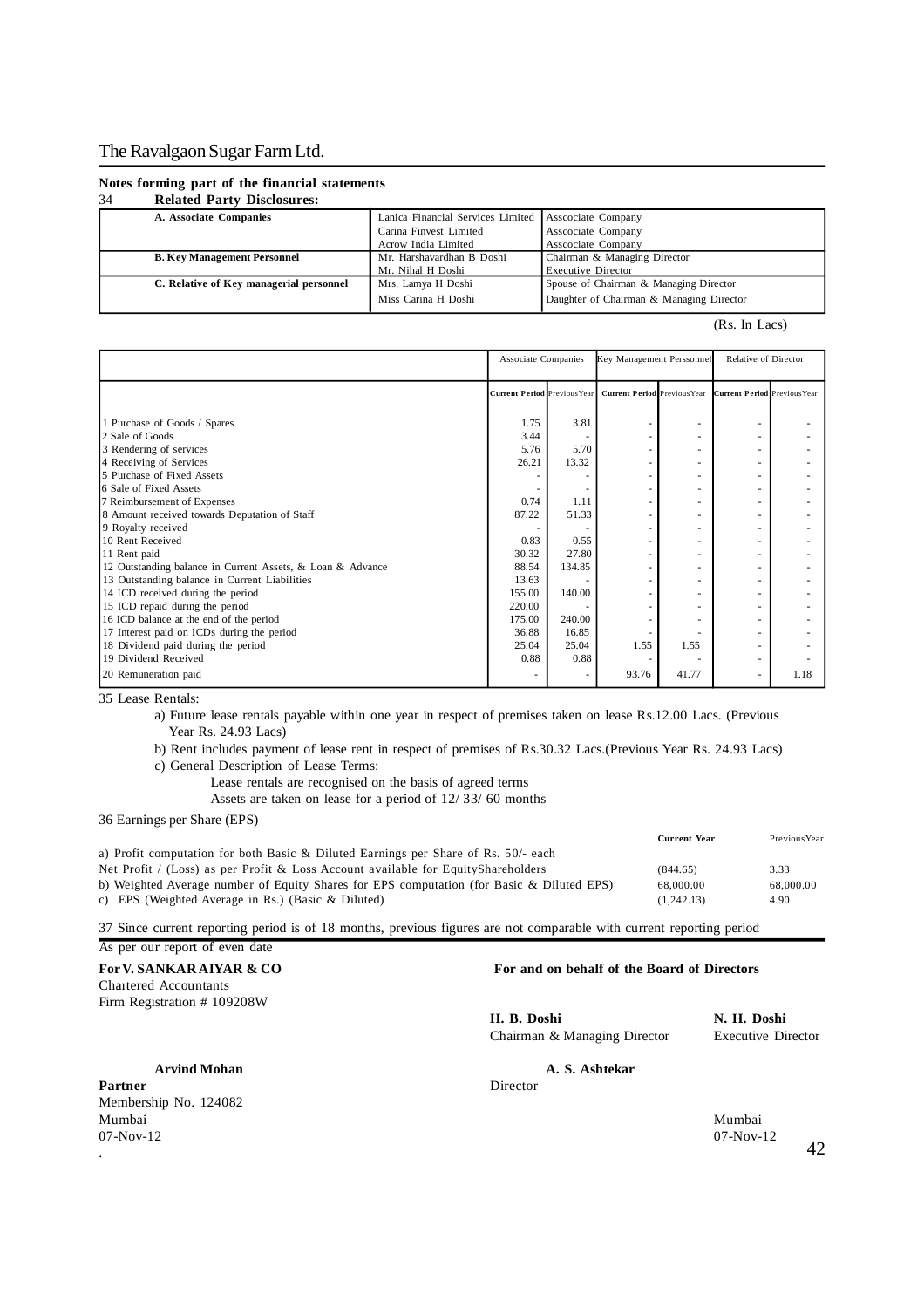**Notes forming part of the financial statements**

**34 Related Party Disclosures:**

| | | |
|---|---|---|
| **A. Associate Companies** | Lanica Financial Services Limited | Asscociate Company |
| | Carina Finvest Limited | Asscociate Company |
| | Acrow India Limited | Asscociate Company |
| **B. Key Management Personnel** | Mr. Harshavardhan B Doshi | Chairman & Managing Director |
| | Mr. Nihal H Doshi | Executive Director |
| **C. Relative of Key managerial personnel** | Mrs. Lamya H Doshi | Spouse of Chairman & Managing Director |
| | Miss Carina H Doshi | Daughter of Chairman & Managing Director |

(Rs. In Lacs)

| | Associate Companies | | Key Management Perssonnel | | Relative of Director | |
|---|---|---|---|---|---|---|
| | **Current Period** | Previous Year | **Current Period** | Previous Year | **Current Period** | Previous Year |
| 1 Purchase of Goods / Spares | 1.75 | 3.81 | - | - | - | - |
| 2 Sale of Goods | 3.44 | - | - | - | - | - |
| 3 Rendering of services | 5.76 | 5.70 | - | - | - | - |
| 4 Receiving of Services | 26.21 | 13.32 | - | - | - | - |
| 5 Purchase of Fixed Assets | - | - | - | - | - | - |
| 6 Sale of Fixed Assets | - | - | - | - | - | - |
| 7 Reimbursement of Expenses | 0.74 | 1.11 | - | - | - | - |
| 8 Amount received towards Deputation of Staff | 87.22 | 51.33 | - | - | - | - |
| 9 Royalty received | - | - | - | - | - | - |
| 10 Rent Received | 0.83 | 0.55 | - | - | - | - |
| 11 Rent paid | 30.32 | 27.80 | - | - | - | - |
| 12 Outstanding balance in Current Assets, & Loan & Advance | 88.54 | 134.85 | - | - | - | - |
| 13 Outstanding balance in Current Liabilities | 13.63 | - | - | - | - | - |
| 14 ICD received during the period | 155.00 | 140.00 | - | - | - | - |
| 15 ICD repaid during the period | 220.00 | - | - | - | - | - |
| 16 ICD balance at the end of the period | 175.00 | 240.00 | - | - | - | - |
| 17 Interest paid on ICDs during the period | 36.88 | 16.85 | - | - | - | - |
| 18 Dividend paid during the period | 25.04 | 25.04 | 1.55 | 1.55 | - | - |
| 19 Dividend Received | 0.88 | 0.88 | - | - | - | - |
| 20 Remuneration paid | - | - | 93.76 | 41.77 | - | 1.18 |

35 Lease Rentals:

a) Future lease rentals payable within one year in respect of premises taken on lease Rs.12.00 Lacs. (Previous Year Rs. 24.93 Lacs)

b) Rent includes payment of lease rent in respect of premises of Rs.30.32 Lacs.(Previous Year Rs. 24.93 Lacs)

c) General Description of Lease Terms:

Lease rentals are recognised on the basis of agreed terms

Assets are taken on lease for a period of 12/ 33/ 60 months

36 Earnings per Share (EPS)

| | **Current Year** | Previous Year |
|---|---|---|
| a) Profit computation for both Basic & Diluted Earnings per Share of Rs. 50/- each | | |
| Net Profit / (Loss) as per Profit & Loss Account available for EquityShareholders | (844.65) | 3.33 |
| b) Weighted Average number of Equity Shares for EPS computation (for Basic & Diluted EPS) | 68,000.00 | 68,000.00 |
| c) EPS (Weighted Average in Rs.) (Basic & Diluted) | (1,242.13) | 4.90 |

37 Since current reporting period is of 18 months, previous figures are not comparable with current reporting period

As per our report of even date

**For V. SANKAR AIYAR & CO**
Chartered Accountants
Firm Registration # 109208W

**Arvind Mohan**
**Partner**
Membership No. 124082
Mumbai
07-Nov-12

**For and on behalf of the Board of Directors**

**H. B. Doshi**
Chairman & Managing Director

**N. H. Doshi**
Executive Director

**A. S. Ashtekar**
Director

Mumbai
07-Nov-12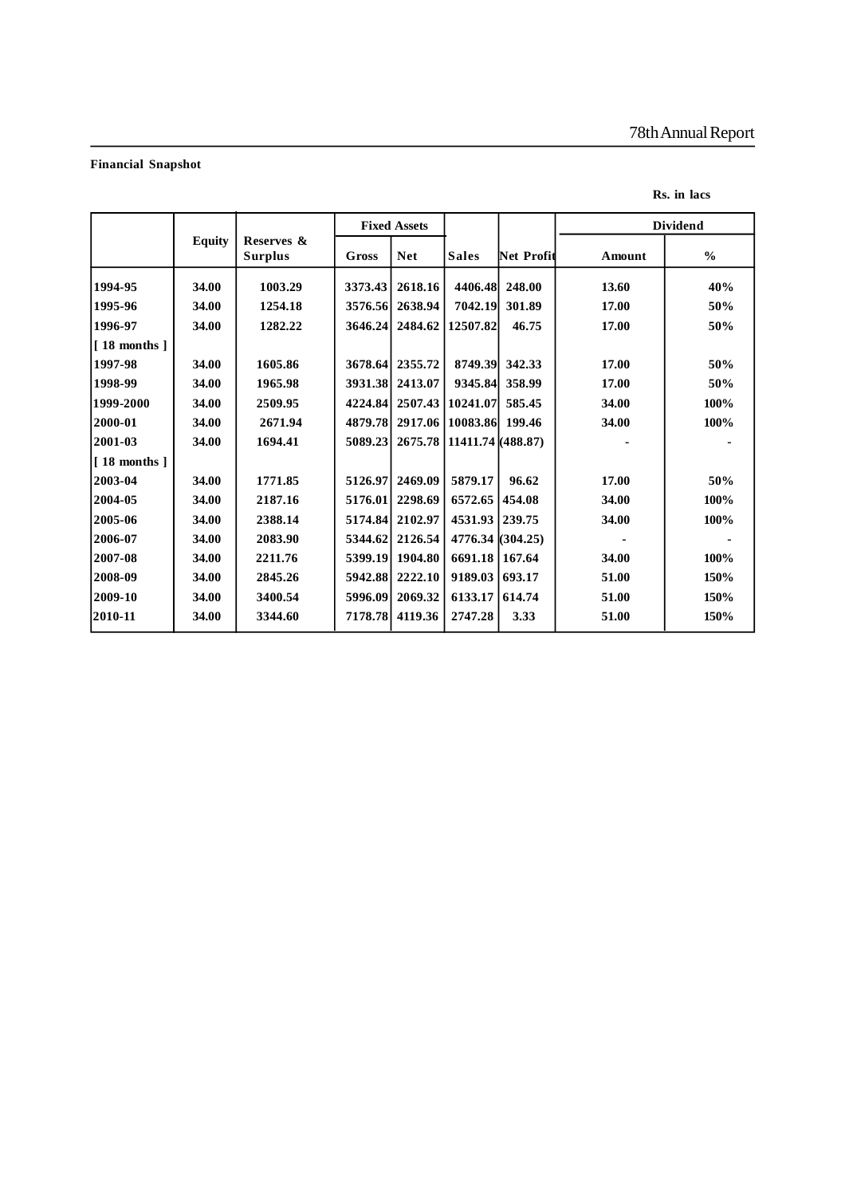**Financial Snapshot**

**Rs. in lacs**

| | Equity | Reserves & Surplus | Fixed Assets | | Sales | Net Profit | Dividend | |
|---|---|---|---|---|---|---|---|---|
| | | | Gross | Net | | | Amount | % |
| 1994-95 | 34.00 | 1003.29 | 3373.43 | 2618.16 | 4406.48 | 248.00 | 13.60 | 40% |
| 1995-96 | 34.00 | 1254.18 | 3576.56 | 2638.94 | 7042.19 | 301.89 | 17.00 | 50% |
| 1996-97 [ 18 months ] | 34.00 | 1282.22 | 3646.24 | 2484.62 | 12507.82 | 46.75 | 17.00 | 50% |
| 1997-98 | 34.00 | 1605.86 | 3678.64 | 2355.72 | 8749.39 | 342.33 | 17.00 | 50% |
| 1998-99 | 34.00 | 1965.98 | 3931.38 | 2413.07 | 9345.84 | 358.99 | 17.00 | 50% |
| 1999-2000 | 34.00 | 2509.95 | 4224.84 | 2507.43 | 10241.07 | 585.45 | 34.00 | 100% |
| 2000-01 | 34.00 | 2671.94 | 4879.78 | 2917.06 | 10083.86 | 199.46 | 34.00 | 100% |
| 2001-03 [ 18 months ] | 34.00 | 1694.41 | 5089.23 | 2675.78 | 11411.74 | (488.87) | - | - |
| 2003-04 | 34.00 | 1771.85 | 5126.97 | 2469.09 | 5879.17 | 96.62 | 17.00 | 50% |
| 2004-05 | 34.00 | 2187.16 | 5176.01 | 2298.69 | 6572.65 | 454.08 | 34.00 | 100% |
| 2005-06 | 34.00 | 2388.14 | 5174.84 | 2102.97 | 4531.93 | 239.75 | 34.00 | 100% |
| 2006-07 | 34.00 | 2083.90 | 5344.62 | 2126.54 | 4776.34 | (304.25) | - | - |
| 2007-08 | 34.00 | 2211.76 | 5399.19 | 1904.80 | 6691.18 | 167.64 | 34.00 | 100% |
| 2008-09 | 34.00 | 2845.26 | 5942.88 | 2222.10 | 9189.03 | 693.17 | 51.00 | 150% |
| 2009-10 | 34.00 | 3400.54 | 5996.09 | 2069.32 | 6133.17 | 614.74 | 51.00 | 150% |
| 2010-11 | 34.00 | 3344.60 | 7178.78 | 4119.36 | 2747.28 | 3.33 | 51.00 | 150% |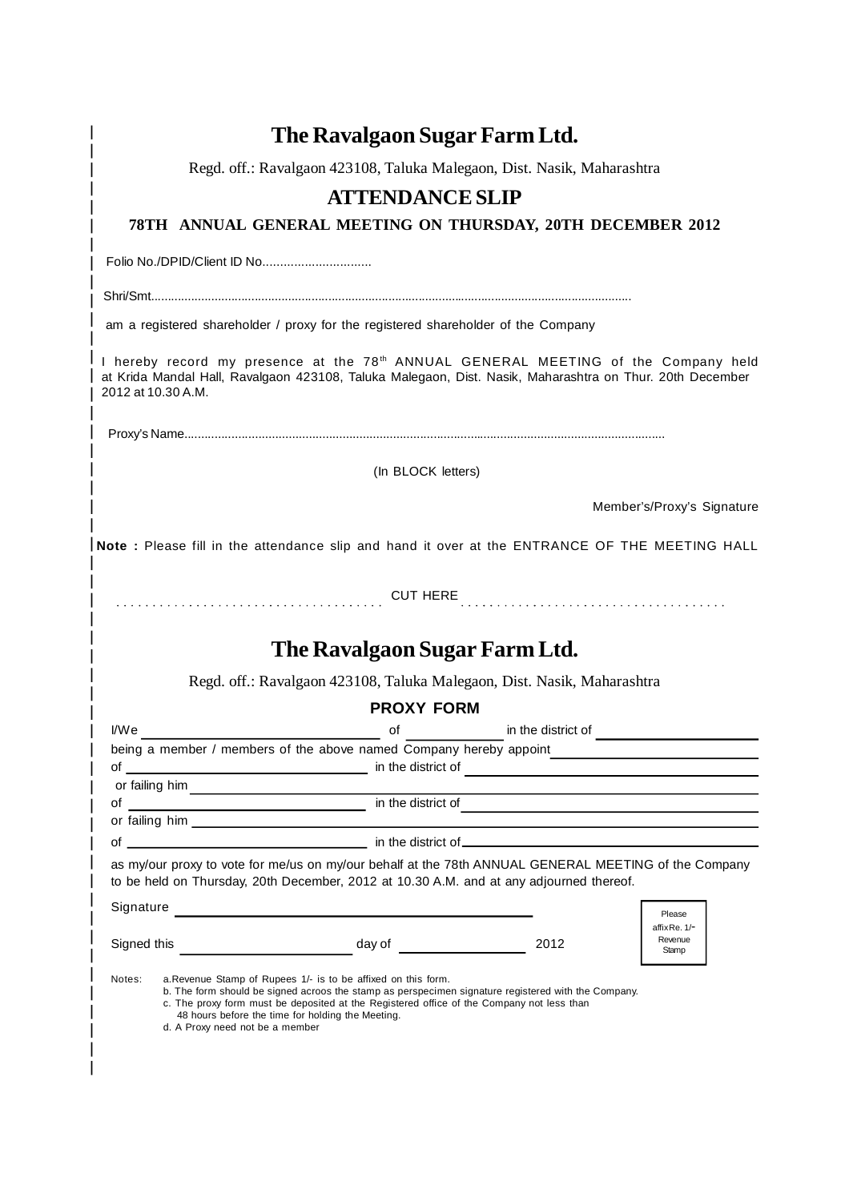# The Ravalgaon Sugar Farm Ltd.

Regd. off.: Ravalgaon 423108, Taluka Malegaon, Dist. Nasik, Maharashtra

## ATTENDANCE SLIP

### 78TH ANNUAL GENERAL MEETING ON THURSDAY, 20TH DECEMBER 2012

Folio No./DPID/Client ID No...............................

Shri/Smt.......................................................................................................................................

am a registered shareholder / proxy for the registered shareholder of the Company

I hereby record my presence at the 78th ANNUAL GENERAL MEETING of the Company held at Krida Mandal Hall, Ravalgaon 423108, Taluka Malegaon, Dist. Nasik, Maharashtra on Thur. 20th December 2012 at 10.30 A.M.

Proxy's Name.......................................................................................................................................

(In BLOCK letters)

Member's/Proxy's Signature

**Note :** Please fill in the attendance slip and hand it over at the ENTRANCE OF THE MEETING HALL

. . . . . . . . . . . . . . . . . . . . . . . . . . . . . . . . . . . . CUT HERE . . . . . . . . . . . . . . . . . . . . . . . . . . . . . . . . . . . .

# The Ravalgaon Sugar Farm Ltd.

Regd. off.: Ravalgaon 423108, Taluka Malegaon, Dist. Nasik, Maharashtra

## PROXY FORM

I/We ______________________ of ____________ in the district of ____________________

being a member / members of the above named Company hereby appoint ____________________

of ______________________ in the district of ______________________________

or failing him ____________________________________________________________

of ______________________ in the district of ______________________________

or failing him ____________________________________________________________

of ______________________ in the district of ______________________________

as my/our proxy to vote for me/us on my/our behalf at the 78th ANNUAL GENERAL MEETING of the Company to be held on Thursday, 20th December, 2012 at 10.30 A.M. and at any adjourned thereof.

Signature ________________________________________

Signed this __________________ day of ______________ 2012

Please affix Re. 1/- Revenue Stamp

Notes:
a. Revenue Stamp of Rupees 1/- is to be affixed on this form.
b. The form should be signed acroos the stamp as perspecimen signature registered with the Company.
c. The proxy form must be deposited at the Registered office of the Company not less than 48 hours before the time for holding the Meeting.
d. A Proxy need not be a member